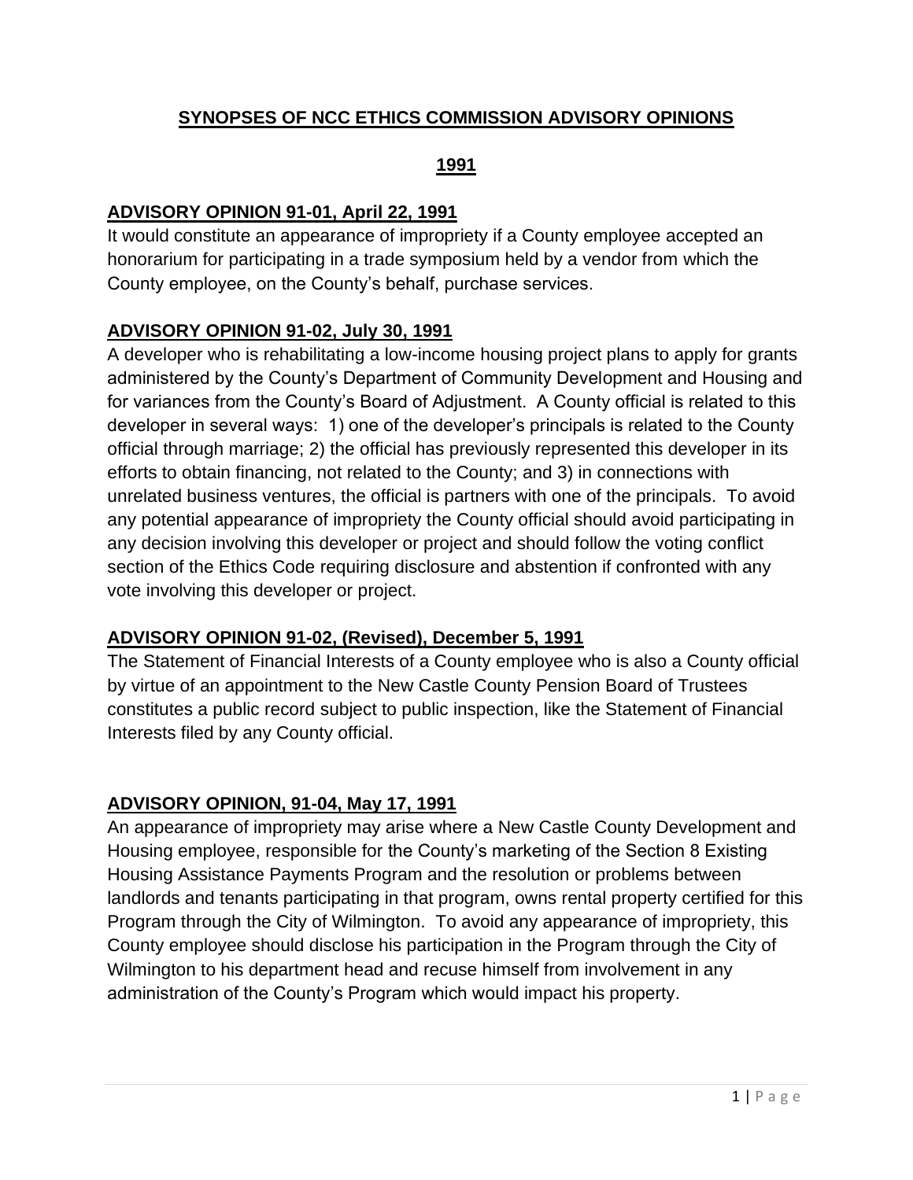# SYNOPSES OF NCC ETHICS COMMISSION ADVISORY OPINIONS

## 1991

### ADVISORY OPINION 91-01, April 22, 1991

It would constitute an appearance of impropriety if a County employee accepted an honorarium for participating in a trade symposium held by a vendor from which the County employee, on the County's behalf, purchase services.

### ADVISORY OPINION 91-02, July 30, 1991

A developer who is rehabilitating a low-income housing project plans to apply for grants administered by the County's Department of Community Development and Housing and for variances from the County's Board of Adjustment. A County official is related to this developer in several ways: 1) one of the developer's principals is related to the County official through marriage; 2) the official has previously represented this developer in its efforts to obtain financing, not related to the County; and 3) in connections with unrelated business ventures, the official is partners with one of the principals. To avoid any potential appearance of impropriety the County official should avoid participating in any decision involving this developer or project and should follow the voting conflict section of the Ethics Code requiring disclosure and abstention if confronted with any vote involving this developer or project.

### ADVISORY OPINION 91-02, (Revised), December 5, 1991

The Statement of Financial Interests of a County employee who is also a County official by virtue of an appointment to the New Castle County Pension Board of Trustees constitutes a public record subject to public inspection, like the Statement of Financial Interests filed by any County official.

### ADVISORY OPINION, 91-04, May 17, 1991

An appearance of impropriety may arise where a New Castle County Development and Housing employee, responsible for the County's marketing of the Section 8 Existing Housing Assistance Payments Program and the resolution or problems between landlords and tenants participating in that program, owns rental property certified for this Program through the City of Wilmington. To avoid any appearance of impropriety, this County employee should disclose his participation in the Program through the City of Wilmington to his department head and recuse himself from involvement in any administration of the County's Program which would impact his property.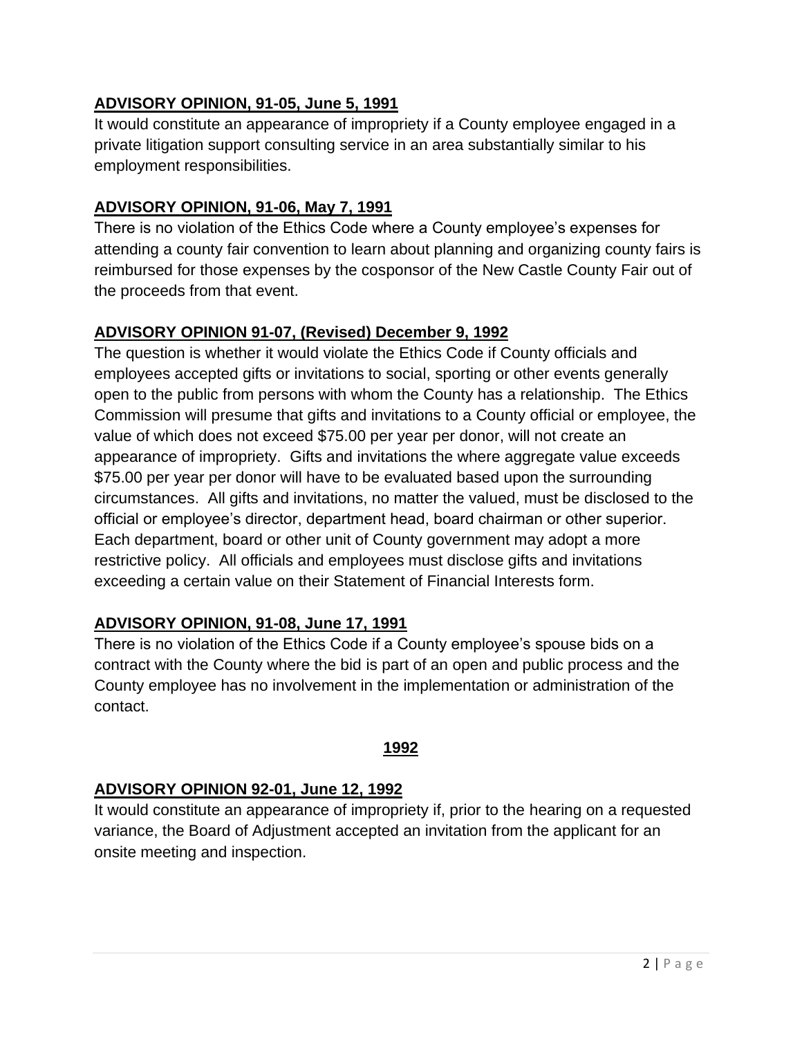**ADVISORY OPINION, 91-05, June 5, 1991**

It would constitute an appearance of impropriety if a County employee engaged in a private litigation support consulting service in an area substantially similar to his employment responsibilities.

**ADVISORY OPINION, 91-06, May 7, 1991**

There is no violation of the Ethics Code where a County employee's expenses for attending a county fair convention to learn about planning and organizing county fairs is reimbursed for those expenses by the cosponsor of the New Castle County Fair out of the proceeds from that event.

**ADVISORY OPINION 91-07, (Revised) December 9, 1992**

The question is whether it would violate the Ethics Code if County officials and employees accepted gifts or invitations to social, sporting or other events generally open to the public from persons with whom the County has a relationship. The Ethics Commission will presume that gifts and invitations to a County official or employee, the value of which does not exceed $75.00 per year per donor, will not create an appearance of impropriety. Gifts and invitations the where aggregate value exceeds $75.00 per year per donor will have to be evaluated based upon the surrounding circumstances. All gifts and invitations, no matter the valued, must be disclosed to the official or employee's director, department head, board chairman or other superior. Each department, board or other unit of County government may adopt a more restrictive policy. All officials and employees must disclose gifts and invitations exceeding a certain value on their Statement of Financial Interests form.

**ADVISORY OPINION, 91-08, June 17, 1991**

There is no violation of the Ethics Code if a County employee's spouse bids on a contract with the County where the bid is part of an open and public process and the County employee has no involvement in the implementation or administration of the contact.

## 1992

**ADVISORY OPINION 92-01, June 12, 1992**

It would constitute an appearance of impropriety if, prior to the hearing on a requested variance, the Board of Adjustment accepted an invitation from the applicant for an onsite meeting and inspection.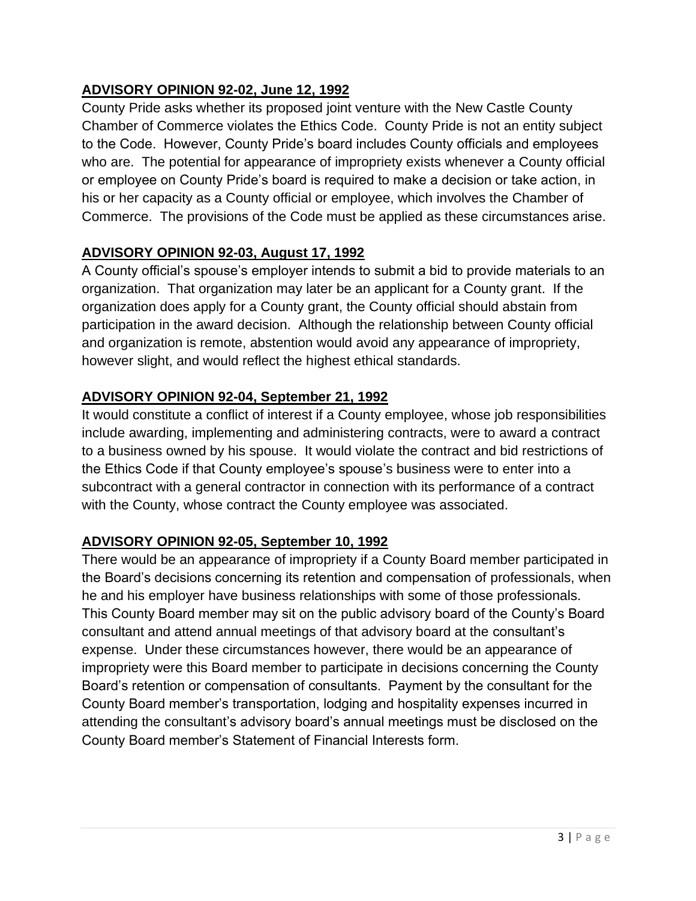**ADVISORY OPINION 92-02, June 12, 1992**

County Pride asks whether its proposed joint venture with the New Castle County Chamber of Commerce violates the Ethics Code. County Pride is not an entity subject to the Code. However, County Pride's board includes County officials and employees who are. The potential for appearance of impropriety exists whenever a County official or employee on County Pride's board is required to make a decision or take action, in his or her capacity as a County official or employee, which involves the Chamber of Commerce. The provisions of the Code must be applied as these circumstances arise.

**ADVISORY OPINION 92-03, August 17, 1992**

A County official's spouse's employer intends to submit a bid to provide materials to an organization. That organization may later be an applicant for a County grant. If the organization does apply for a County grant, the County official should abstain from participation in the award decision. Although the relationship between County official and organization is remote, abstention would avoid any appearance of impropriety, however slight, and would reflect the highest ethical standards.

**ADVISORY OPINION 92-04, September 21, 1992**

It would constitute a conflict of interest if a County employee, whose job responsibilities include awarding, implementing and administering contracts, were to award a contract to a business owned by his spouse. It would violate the contract and bid restrictions of the Ethics Code if that County employee's spouse's business were to enter into a subcontract with a general contractor in connection with its performance of a contract with the County, whose contract the County employee was associated.

**ADVISORY OPINION 92-05, September 10, 1992**

There would be an appearance of impropriety if a County Board member participated in the Board's decisions concerning its retention and compensation of professionals, when he and his employer have business relationships with some of those professionals. This County Board member may sit on the public advisory board of the County's Board consultant and attend annual meetings of that advisory board at the consultant's expense. Under these circumstances however, there would be an appearance of impropriety were this Board member to participate in decisions concerning the County Board's retention or compensation of consultants. Payment by the consultant for the County Board member's transportation, lodging and hospitality expenses incurred in attending the consultant's advisory board's annual meetings must be disclosed on the County Board member's Statement of Financial Interests form.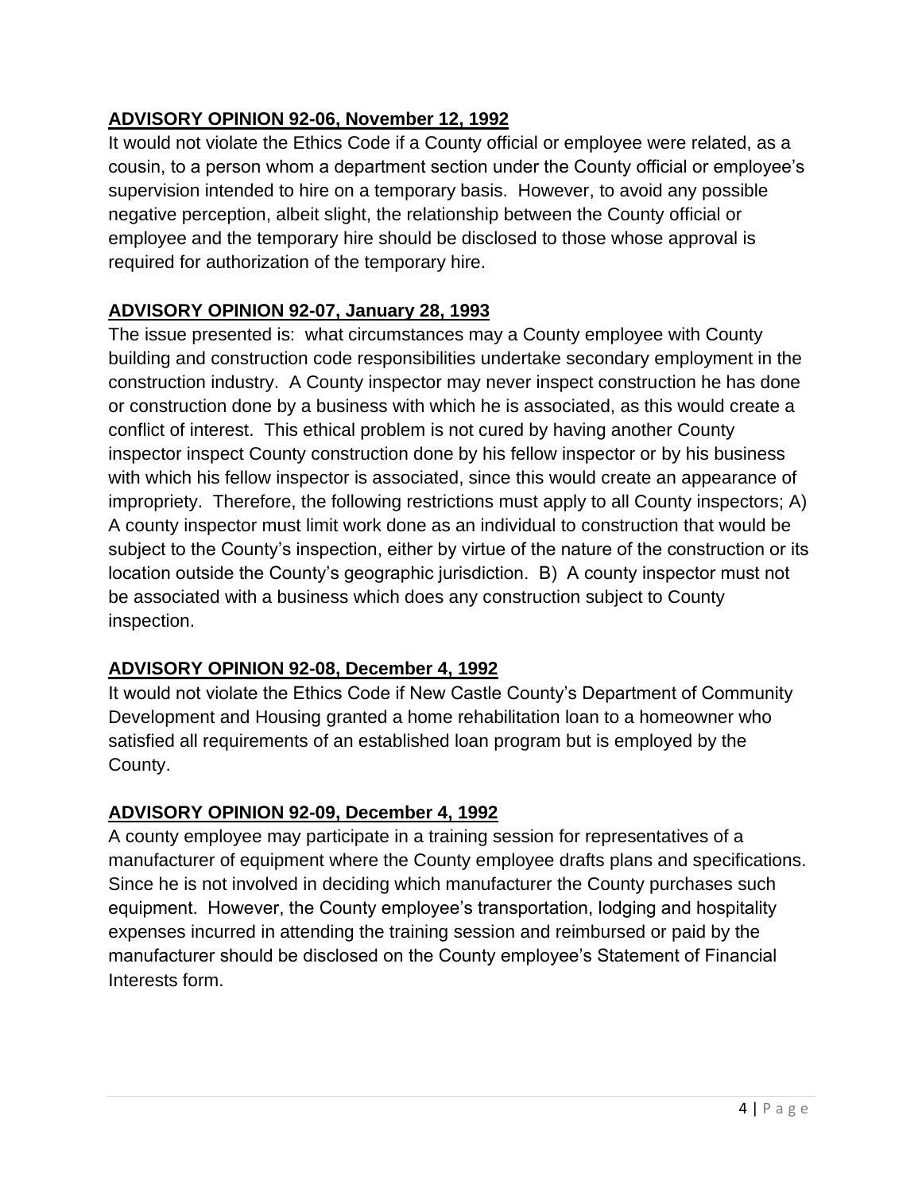## **ADVISORY OPINION 92-06, November 12, 1992**

It would not violate the Ethics Code if a County official or employee were related, as a cousin, to a person whom a department section under the County official or employee's supervision intended to hire on a temporary basis. However, to avoid any possible negative perception, albeit slight, the relationship between the County official or employee and the temporary hire should be disclosed to those whose approval is required for authorization of the temporary hire.

## **ADVISORY OPINION 92-07, January 28, 1993**

The issue presented is: what circumstances may a County employee with County building and construction code responsibilities undertake secondary employment in the construction industry. A County inspector may never inspect construction he has done or construction done by a business with which he is associated, as this would create a conflict of interest. This ethical problem is not cured by having another County inspector inspect County construction done by his fellow inspector or by his business with which his fellow inspector is associated, since this would create an appearance of impropriety. Therefore, the following restrictions must apply to all County inspectors; A) A county inspector must limit work done as an individual to construction that would be subject to the County's inspection, either by virtue of the nature of the construction or its location outside the County's geographic jurisdiction. B) A county inspector must not be associated with a business which does any construction subject to County inspection.

## **ADVISORY OPINION 92-08, December 4, 1992**

It would not violate the Ethics Code if New Castle County's Department of Community Development and Housing granted a home rehabilitation loan to a homeowner who satisfied all requirements of an established loan program but is employed by the County.

## **ADVISORY OPINION 92-09, December 4, 1992**

A county employee may participate in a training session for representatives of a manufacturer of equipment where the County employee drafts plans and specifications. Since he is not involved in deciding which manufacturer the County purchases such equipment. However, the County employee's transportation, lodging and hospitality expenses incurred in attending the training session and reimbursed or paid by the manufacturer should be disclosed on the County employee's Statement of Financial Interests form.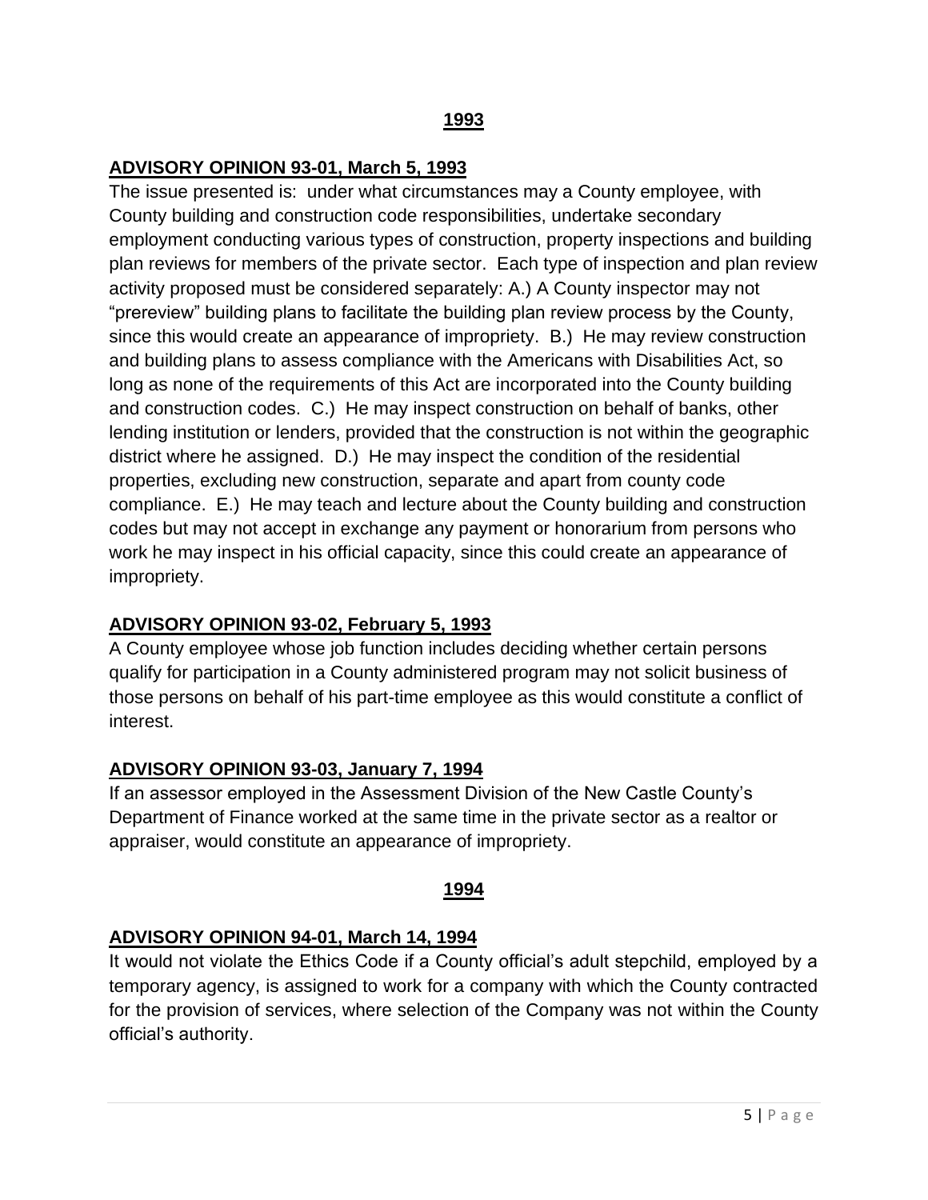## 1993

### ADVISORY OPINION 93-01, March 5, 1993

The issue presented is: under what circumstances may a County employee, with County building and construction code responsibilities, undertake secondary employment conducting various types of construction, property inspections and building plan reviews for members of the private sector. Each type of inspection and plan review activity proposed must be considered separately: A.) A County inspector may not "prereview" building plans to facilitate the building plan review process by the County, since this would create an appearance of impropriety. B.) He may review construction and building plans to assess compliance with the Americans with Disabilities Act, so long as none of the requirements of this Act are incorporated into the County building and construction codes. C.) He may inspect construction on behalf of banks, other lending institution or lenders, provided that the construction is not within the geographic district where he assigned. D.) He may inspect the condition of the residential properties, excluding new construction, separate and apart from county code compliance. E.) He may teach and lecture about the County building and construction codes but may not accept in exchange any payment or honorarium from persons who work he may inspect in his official capacity, since this could create an appearance of impropriety.

### ADVISORY OPINION 93-02, February 5, 1993

A County employee whose job function includes deciding whether certain persons qualify for participation in a County administered program may not solicit business of those persons on behalf of his part-time employee as this would constitute a conflict of interest.

### ADVISORY OPINION 93-03, January 7, 1994

If an assessor employed in the Assessment Division of the New Castle County's Department of Finance worked at the same time in the private sector as a realtor or appraiser, would constitute an appearance of impropriety.

## 1994

### ADVISORY OPINION 94-01, March 14, 1994

It would not violate the Ethics Code if a County official's adult stepchild, employed by a temporary agency, is assigned to work for a company with which the County contracted for the provision of services, where selection of the Company was not within the County official's authority.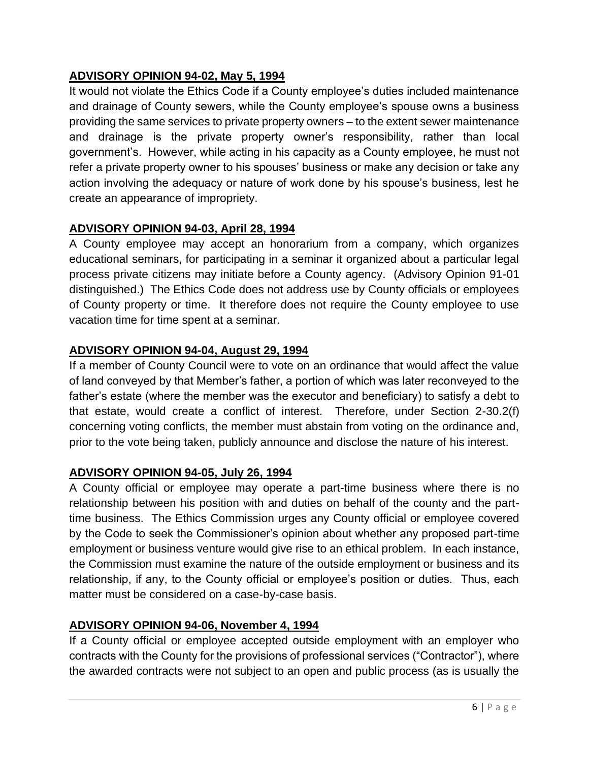**ADVISORY OPINION 94-02, May 5, 1994**

It would not violate the Ethics Code if a County employee's duties included maintenance and drainage of County sewers, while the County employee's spouse owns a business providing the same services to private property owners – to the extent sewer maintenance and drainage is the private property owner's responsibility, rather than local government's. However, while acting in his capacity as a County employee, he must not refer a private property owner to his spouses' business or make any decision or take any action involving the adequacy or nature of work done by his spouse's business, lest he create an appearance of impropriety.

**ADVISORY OPINION 94-03, April 28, 1994**

A County employee may accept an honorarium from a company, which organizes educational seminars, for participating in a seminar it organized about a particular legal process private citizens may initiate before a County agency. (Advisory Opinion 91-01 distinguished.) The Ethics Code does not address use by County officials or employees of County property or time. It therefore does not require the County employee to use vacation time for time spent at a seminar.

**ADVISORY OPINION 94-04, August 29, 1994**

If a member of County Council were to vote on an ordinance that would affect the value of land conveyed by that Member's father, a portion of which was later reconveyed to the father's estate (where the member was the executor and beneficiary) to satisfy a debt to that estate, would create a conflict of interest. Therefore, under Section 2-30.2(f) concerning voting conflicts, the member must abstain from voting on the ordinance and, prior to the vote being taken, publicly announce and disclose the nature of his interest.

**ADVISORY OPINION 94-05, July 26, 1994**

A County official or employee may operate a part-time business where there is no relationship between his position with and duties on behalf of the county and the part-time business. The Ethics Commission urges any County official or employee covered by the Code to seek the Commissioner's opinion about whether any proposed part-time employment or business venture would give rise to an ethical problem. In each instance, the Commission must examine the nature of the outside employment or business and its relationship, if any, to the County official or employee's position or duties. Thus, each matter must be considered on a case-by-case basis.

**ADVISORY OPINION 94-06, November 4, 1994**

If a County official or employee accepted outside employment with an employer who contracts with the County for the provisions of professional services ("Contractor"), where the awarded contracts were not subject to an open and public process (as is usually the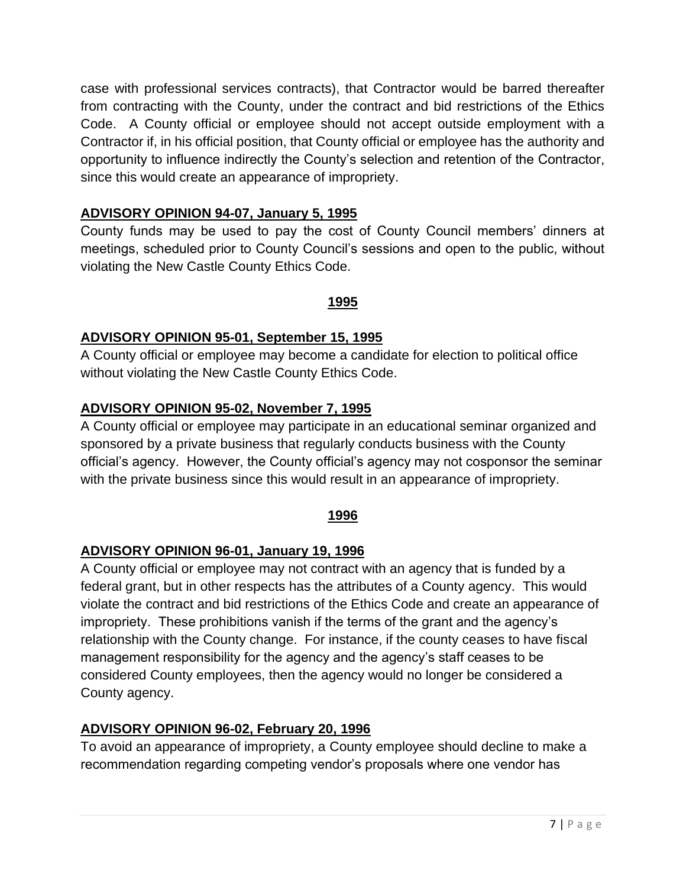case with professional services contracts), that Contractor would be barred thereafter from contracting with the County, under the contract and bid restrictions of the Ethics Code. A County official or employee should not accept outside employment with a Contractor if, in his official position, that County official or employee has the authority and opportunity to influence indirectly the County's selection and retention of the Contractor, since this would create an appearance of impropriety.

**ADVISORY OPINION 94-07, January 5, 1995**

County funds may be used to pay the cost of County Council members' dinners at meetings, scheduled prior to County Council's sessions and open to the public, without violating the New Castle County Ethics Code.

## 1995

**ADVISORY OPINION 95-01, September 15, 1995**

A County official or employee may become a candidate for election to political office without violating the New Castle County Ethics Code.

**ADVISORY OPINION 95-02, November 7, 1995**

A County official or employee may participate in an educational seminar organized and sponsored by a private business that regularly conducts business with the County official's agency. However, the County official's agency may not cosponsor the seminar with the private business since this would result in an appearance of impropriety.

## 1996

**ADVISORY OPINION 96-01, January 19, 1996**

A County official or employee may not contract with an agency that is funded by a federal grant, but in other respects has the attributes of a County agency. This would violate the contract and bid restrictions of the Ethics Code and create an appearance of impropriety. These prohibitions vanish if the terms of the grant and the agency's relationship with the County change. For instance, if the county ceases to have fiscal management responsibility for the agency and the agency's staff ceases to be considered County employees, then the agency would no longer be considered a County agency.

**ADVISORY OPINION 96-02, February 20, 1996**

To avoid an appearance of impropriety, a County employee should decline to make a recommendation regarding competing vendor's proposals where one vendor has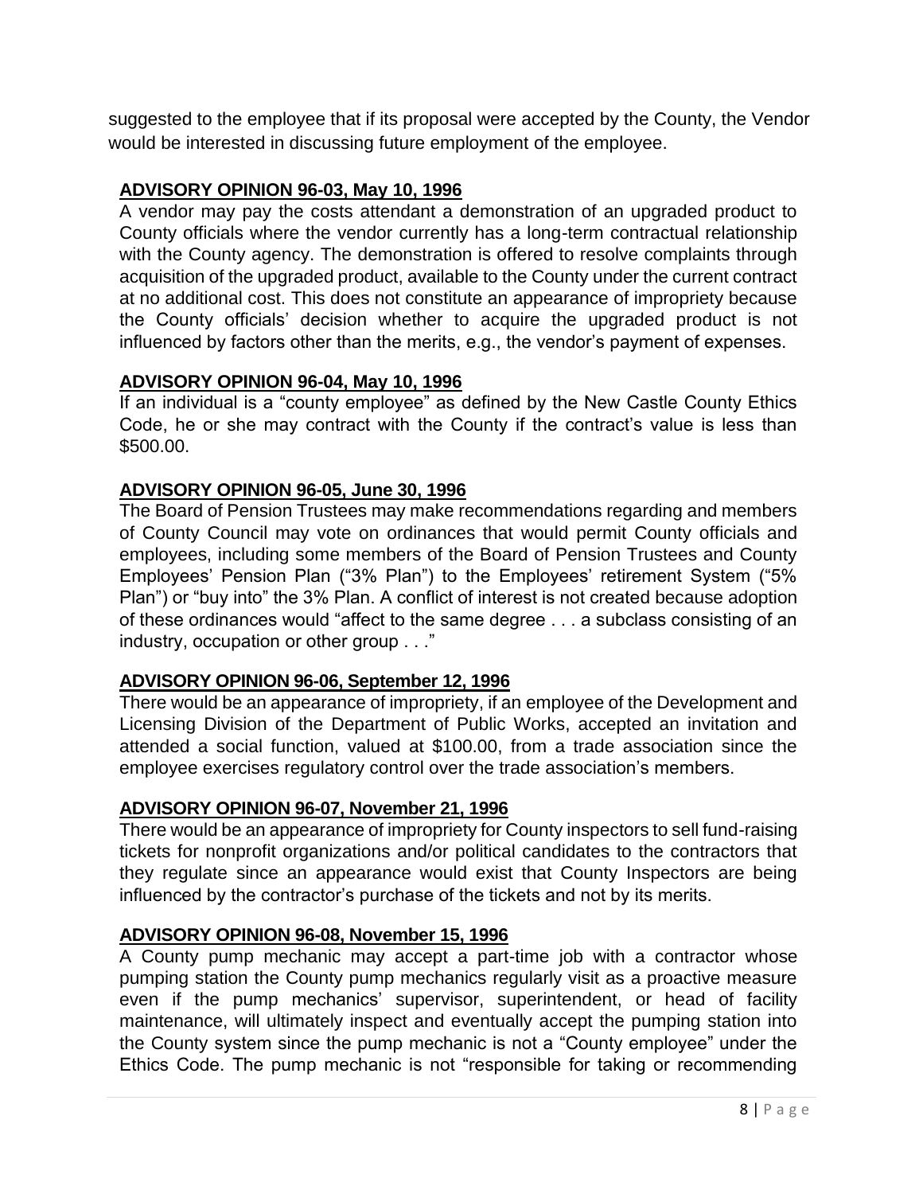suggested to the employee that if its proposal were accepted by the County, the Vendor would be interested in discussing future employment of the employee.

**ADVISORY OPINION 96-03, May 10, 1996**

A vendor may pay the costs attendant a demonstration of an upgraded product to County officials where the vendor currently has a long-term contractual relationship with the County agency. The demonstration is offered to resolve complaints through acquisition of the upgraded product, available to the County under the current contract at no additional cost. This does not constitute an appearance of impropriety because the County officials' decision whether to acquire the upgraded product is not influenced by factors other than the merits, e.g., the vendor's payment of expenses.

**ADVISORY OPINION 96-04, May 10, 1996**

If an individual is a "county employee" as defined by the New Castle County Ethics Code, he or she may contract with the County if the contract's value is less than $500.00.

**ADVISORY OPINION 96-05, June 30, 1996**

The Board of Pension Trustees may make recommendations regarding and members of County Council may vote on ordinances that would permit County officials and employees, including some members of the Board of Pension Trustees and County Employees' Pension Plan ("3% Plan") to the Employees' retirement System ("5% Plan") or "buy into" the 3% Plan. A conflict of interest is not created because adoption of these ordinances would "affect to the same degree . . . a subclass consisting of an industry, occupation or other group . . ."

**ADVISORY OPINION 96-06, September 12, 1996**

There would be an appearance of impropriety, if an employee of the Development and Licensing Division of the Department of Public Works, accepted an invitation and attended a social function, valued at $100.00, from a trade association since the employee exercises regulatory control over the trade association's members.

**ADVISORY OPINION 96-07, November 21, 1996**

There would be an appearance of impropriety for County inspectors to sell fund-raising tickets for nonprofit organizations and/or political candidates to the contractors that they regulate since an appearance would exist that County Inspectors are being influenced by the contractor's purchase of the tickets and not by its merits.

**ADVISORY OPINION 96-08, November 15, 1996**

A County pump mechanic may accept a part-time job with a contractor whose pumping station the County pump mechanics regularly visit as a proactive measure even if the pump mechanics' supervisor, superintendent, or head of facility maintenance, will ultimately inspect and eventually accept the pumping station into the County system since the pump mechanic is not a "County employee" under the Ethics Code. The pump mechanic is not "responsible for taking or recommending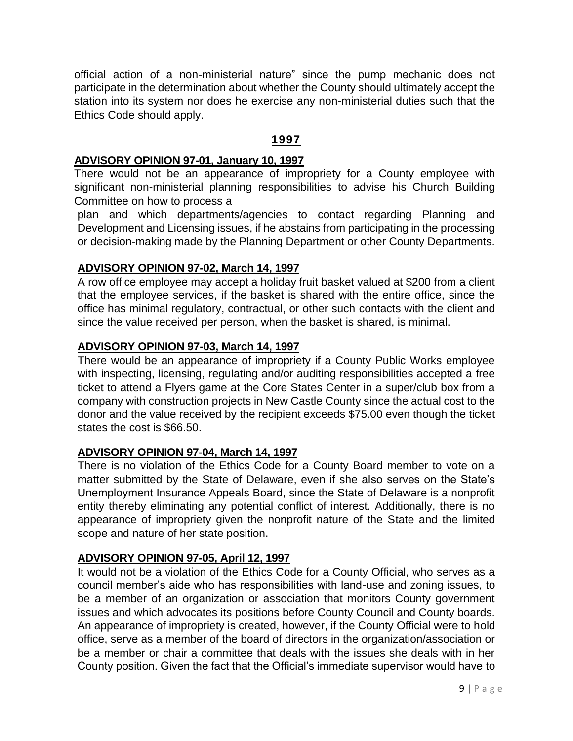official action of a non-ministerial nature" since the pump mechanic does not participate in the determination about whether the County should ultimately accept the station into its system nor does he exercise any non-ministerial duties such that the Ethics Code should apply.

## 1997

### ADVISORY OPINION 97-01, January 10, 1997

There would not be an appearance of impropriety for a County employee with significant non-ministerial planning responsibilities to advise his Church Building Committee on how to process a plan and which departments/agencies to contact regarding Planning and Development and Licensing issues, if he abstains from participating in the processing or decision-making made by the Planning Department or other County Departments.

### ADVISORY OPINION 97-02, March 14, 1997

A row office employee may accept a holiday fruit basket valued at $200 from a client that the employee services, if the basket is shared with the entire office, since the office has minimal regulatory, contractual, or other such contacts with the client and since the value received per person, when the basket is shared, is minimal.

### ADVISORY OPINION 97-03, March 14, 1997

There would be an appearance of impropriety if a County Public Works employee with inspecting, licensing, regulating and/or auditing responsibilities accepted a free ticket to attend a Flyers game at the Core States Center in a super/club box from a company with construction projects in New Castle County since the actual cost to the donor and the value received by the recipient exceeds $75.00 even though the ticket states the cost is $66.50.

### ADVISORY OPINION 97-04, March 14, 1997

There is no violation of the Ethics Code for a County Board member to vote on a matter submitted by the State of Delaware, even if she also serves on the State's Unemployment Insurance Appeals Board, since the State of Delaware is a nonprofit entity thereby eliminating any potential conflict of interest. Additionally, there is no appearance of impropriety given the nonprofit nature of the State and the limited scope and nature of her state position.

### ADVISORY OPINION 97-05, April 12, 1997

It would not be a violation of the Ethics Code for a County Official, who serves as a council member's aide who has responsibilities with land-use and zoning issues, to be a member of an organization or association that monitors County government issues and which advocates its positions before County Council and County boards. An appearance of impropriety is created, however, if the County Official were to hold office, serve as a member of the board of directors in the organization/association or be a member or chair a committee that deals with the issues she deals with in her County position. Given the fact that the Official's immediate supervisor would have to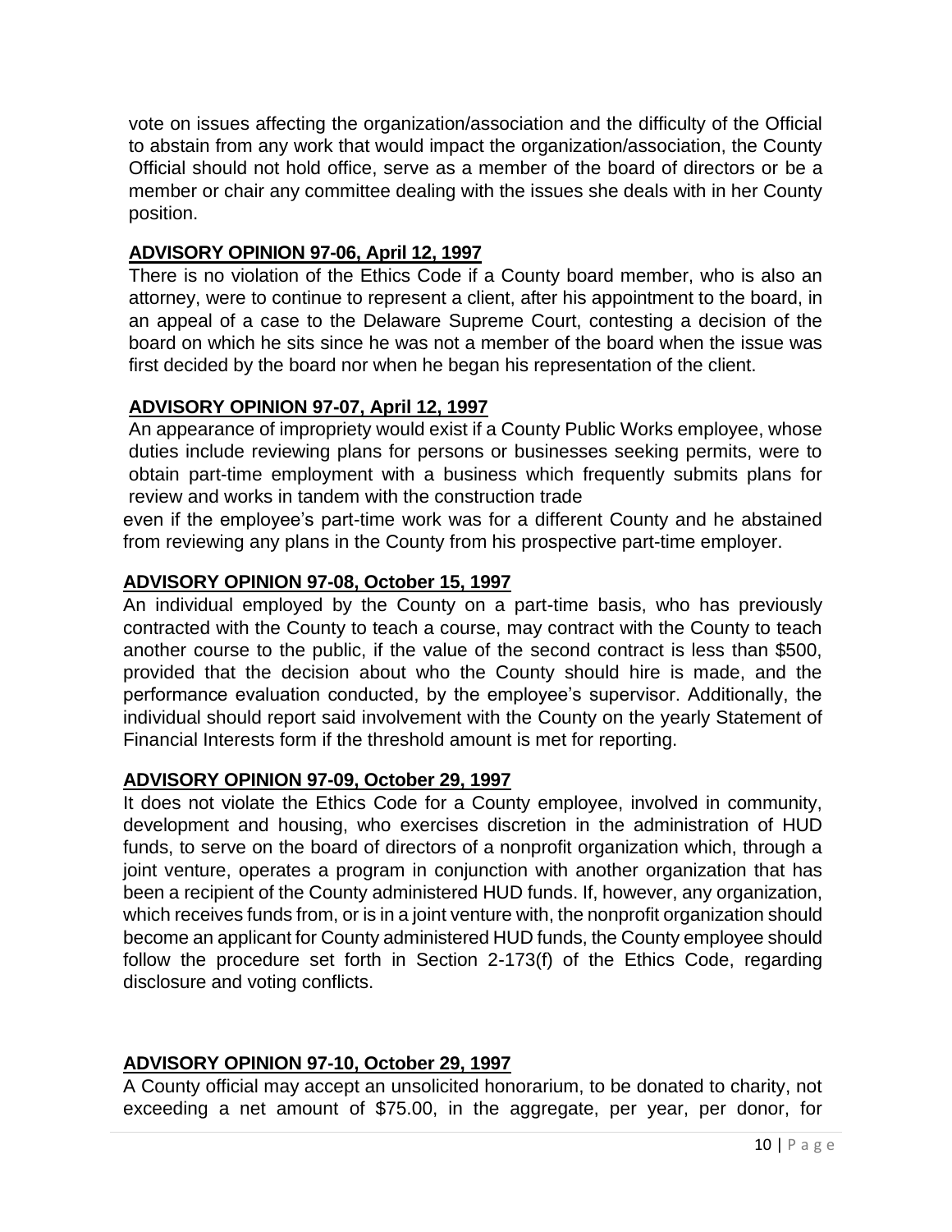vote on issues affecting the organization/association and the difficulty of the Official to abstain from any work that would impact the organization/association, the County Official should not hold office, serve as a member of the board of directors or be a member or chair any committee dealing with the issues she deals with in her County position.

**ADVISORY OPINION 97-06, April 12, 1997**

There is no violation of the Ethics Code if a County board member, who is also an attorney, were to continue to represent a client, after his appointment to the board, in an appeal of a case to the Delaware Supreme Court, contesting a decision of the board on which he sits since he was not a member of the board when the issue was first decided by the board nor when he began his representation of the client.

**ADVISORY OPINION 97-07, April 12, 1997**

An appearance of impropriety would exist if a County Public Works employee, whose duties include reviewing plans for persons or businesses seeking permits, were to obtain part-time employment with a business which frequently submits plans for review and works in tandem with the construction trade even if the employee's part-time work was for a different County and he abstained from reviewing any plans in the County from his prospective part-time employer.

**ADVISORY OPINION 97-08, October 15, 1997**

An individual employed by the County on a part-time basis, who has previously contracted with the County to teach a course, may contract with the County to teach another course to the public, if the value of the second contract is less than $500, provided that the decision about who the County should hire is made, and the performance evaluation conducted, by the employee's supervisor. Additionally, the individual should report said involvement with the County on the yearly Statement of Financial Interests form if the threshold amount is met for reporting.

**ADVISORY OPINION 97-09, October 29, 1997**

It does not violate the Ethics Code for a County employee, involved in community, development and housing, who exercises discretion in the administration of HUD funds, to serve on the board of directors of a nonprofit organization which, through a joint venture, operates a program in conjunction with another organization that has been a recipient of the County administered HUD funds. If, however, any organization, which receives funds from, or is in a joint venture with, the nonprofit organization should become an applicant for County administered HUD funds, the County employee should follow the procedure set forth in Section 2-173(f) of the Ethics Code, regarding disclosure and voting conflicts.

**ADVISORY OPINION 97-10, October 29, 1997**

A County official may accept an unsolicited honorarium, to be donated to charity, not exceeding a net amount of $75.00, in the aggregate, per year, per donor, for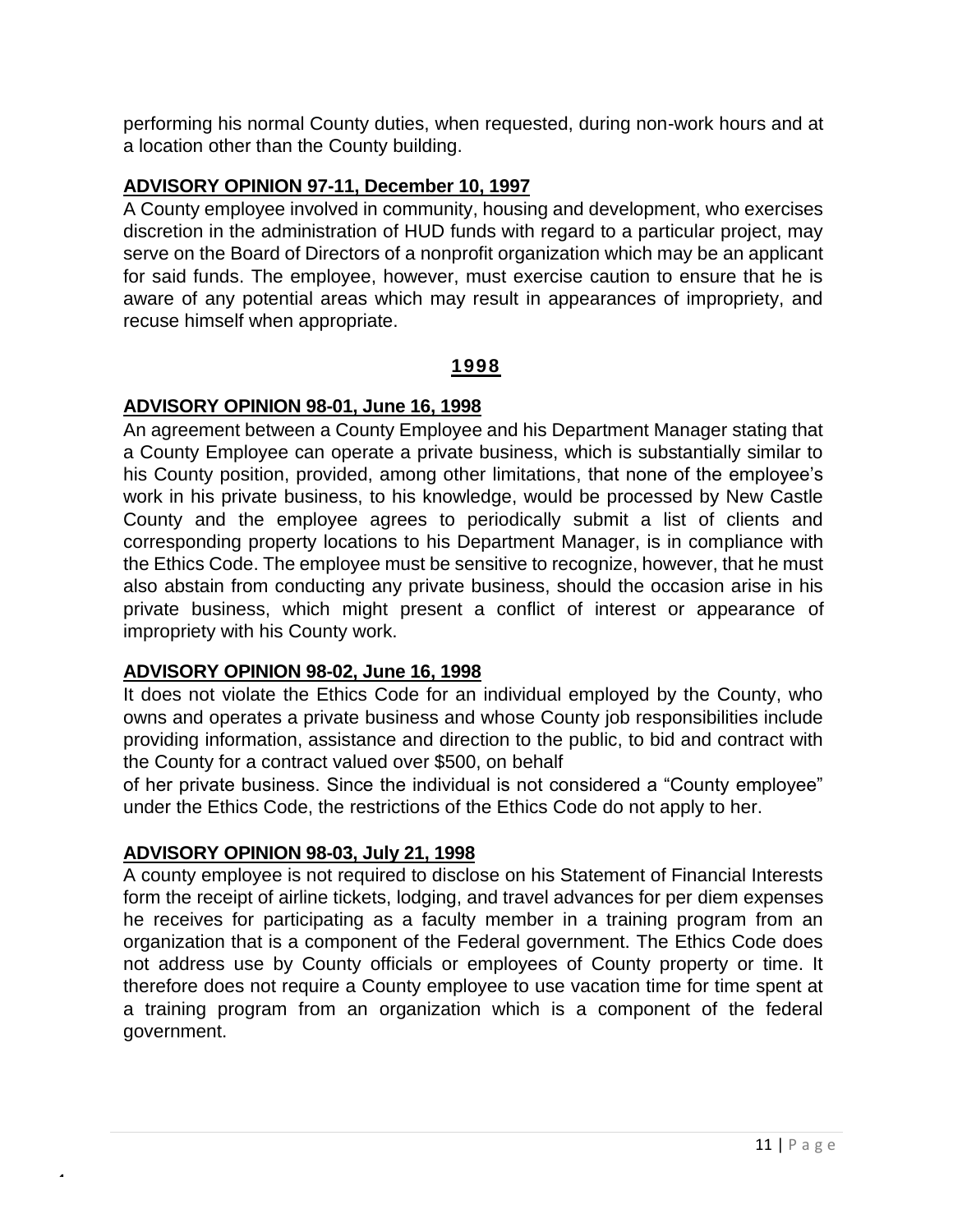performing his normal County duties, when requested, during non-work hours and at a location other than the County building.

**ADVISORY OPINION 97-11, December 10, 1997**

A County employee involved in community, housing and development, who exercises discretion in the administration of HUD funds with regard to a particular project, may serve on the Board of Directors of a nonprofit organization which may be an applicant for said funds. The employee, however, must exercise caution to ensure that he is aware of any potential areas which may result in appearances of impropriety, and recuse himself when appropriate.

## 1998

**ADVISORY OPINION 98-01, June 16, 1998**

An agreement between a County Employee and his Department Manager stating that a County Employee can operate a private business, which is substantially similar to his County position, provided, among other limitations, that none of the employee's work in his private business, to his knowledge, would be processed by New Castle County and the employee agrees to periodically submit a list of clients and corresponding property locations to his Department Manager, is in compliance with the Ethics Code. The employee must be sensitive to recognize, however, that he must also abstain from conducting any private business, should the occasion arise in his private business, which might present a conflict of interest or appearance of impropriety with his County work.

**ADVISORY OPINION 98-02, June 16, 1998**

It does not violate the Ethics Code for an individual employed by the County, who owns and operates a private business and whose County job responsibilities include providing information, assistance and direction to the public, to bid and contract with the County for a contract valued over $500, on behalf of her private business. Since the individual is not considered a "County employee" under the Ethics Code, the restrictions of the Ethics Code do not apply to her.

**ADVISORY OPINION 98-03, July 21, 1998**

A county employee is not required to disclose on his Statement of Financial Interests form the receipt of airline tickets, lodging, and travel advances for per diem expenses he receives for participating as a faculty member in a training program from an organization that is a component of the Federal government. The Ethics Code does not address use by County officials or employees of County property or time. It therefore does not require a County employee to use vacation time for time spent at a training program from an organization which is a component of the federal government.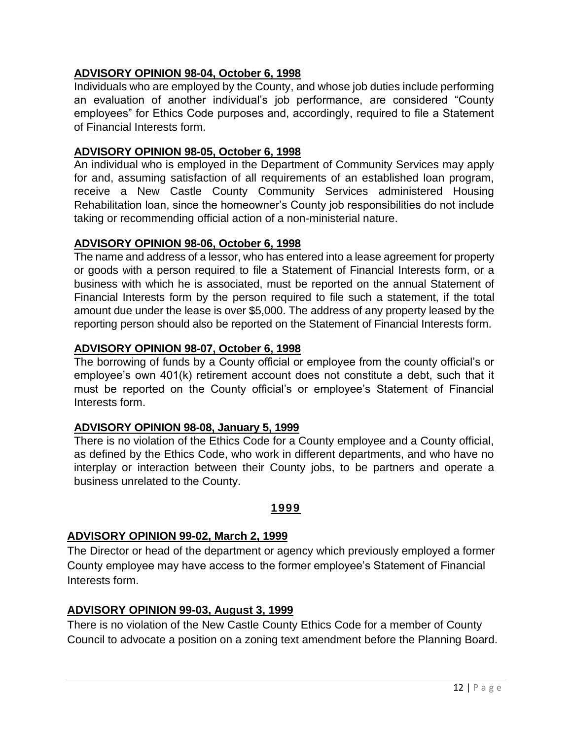**ADVISORY OPINION 98-04, October 6, 1998**

Individuals who are employed by the County, and whose job duties include performing an evaluation of another individual's job performance, are considered "County employees" for Ethics Code purposes and, accordingly, required to file a Statement of Financial Interests form.

**ADVISORY OPINION 98-05, October 6, 1998**

An individual who is employed in the Department of Community Services may apply for and, assuming satisfaction of all requirements of an established loan program, receive a New Castle County Community Services administered Housing Rehabilitation loan, since the homeowner's County job responsibilities do not include taking or recommending official action of a non-ministerial nature.

**ADVISORY OPINION 98-06, October 6, 1998**

The name and address of a lessor, who has entered into a lease agreement for property or goods with a person required to file a Statement of Financial Interests form, or a business with which he is associated, must be reported on the annual Statement of Financial Interests form by the person required to file such a statement, if the total amount due under the lease is over $5,000. The address of any property leased by the reporting person should also be reported on the Statement of Financial Interests form.

**ADVISORY OPINION 98-07, October 6, 1998**

The borrowing of funds by a County official or employee from the county official's or employee's own 401(k) retirement account does not constitute a debt, such that it must be reported on the County official's or employee's Statement of Financial Interests form.

**ADVISORY OPINION 98-08, January 5, 1999**

There is no violation of the Ethics Code for a County employee and a County official, as defined by the Ethics Code, who work in different departments, and who have no interplay or interaction between their County jobs, to be partners and operate a business unrelated to the County.

## 1999

**ADVISORY OPINION 99-02, March 2, 1999**

The Director or head of the department or agency which previously employed a former County employee may have access to the former employee's Statement of Financial Interests form.

**ADVISORY OPINION 99-03, August 3, 1999**

There is no violation of the New Castle County Ethics Code for a member of County Council to advocate a position on a zoning text amendment before the Planning Board.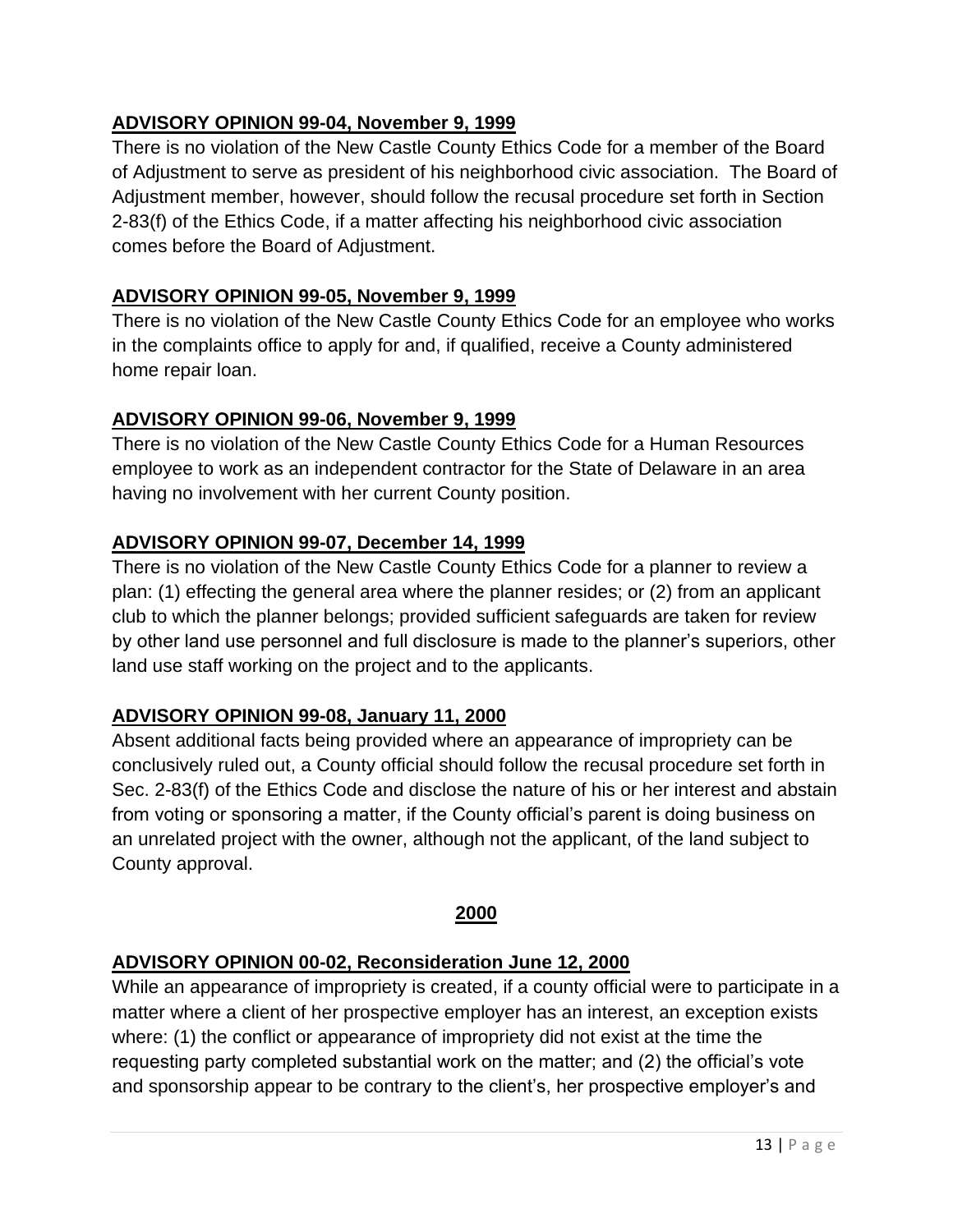**ADVISORY OPINION 99-04, November 9, 1999**

There is no violation of the New Castle County Ethics Code for a member of the Board of Adjustment to serve as president of his neighborhood civic association. The Board of Adjustment member, however, should follow the recusal procedure set forth in Section 2-83(f) of the Ethics Code, if a matter affecting his neighborhood civic association comes before the Board of Adjustment.

**ADVISORY OPINION 99-05, November 9, 1999**

There is no violation of the New Castle County Ethics Code for an employee who works in the complaints office to apply for and, if qualified, receive a County administered home repair loan.

**ADVISORY OPINION 99-06, November 9, 1999**

There is no violation of the New Castle County Ethics Code for a Human Resources employee to work as an independent contractor for the State of Delaware in an area having no involvement with her current County position.

**ADVISORY OPINION 99-07, December 14, 1999**

There is no violation of the New Castle County Ethics Code for a planner to review a plan: (1) effecting the general area where the planner resides; or (2) from an applicant club to which the planner belongs; provided sufficient safeguards are taken for review by other land use personnel and full disclosure is made to the planner's superiors, other land use staff working on the project and to the applicants.

**ADVISORY OPINION 99-08, January 11, 2000**

Absent additional facts being provided where an appearance of impropriety can be conclusively ruled out, a County official should follow the recusal procedure set forth in Sec. 2-83(f) of the Ethics Code and disclose the nature of his or her interest and abstain from voting or sponsoring a matter, if the County official's parent is doing business on an unrelated project with the owner, although not the applicant, of the land subject to County approval.

## 2000

**ADVISORY OPINION 00-02, Reconsideration June 12, 2000**

While an appearance of impropriety is created, if a county official were to participate in a matter where a client of her prospective employer has an interest, an exception exists where: (1) the conflict or appearance of impropriety did not exist at the time the requesting party completed substantial work on the matter; and (2) the official's vote and sponsorship appear to be contrary to the client's, her prospective employer's and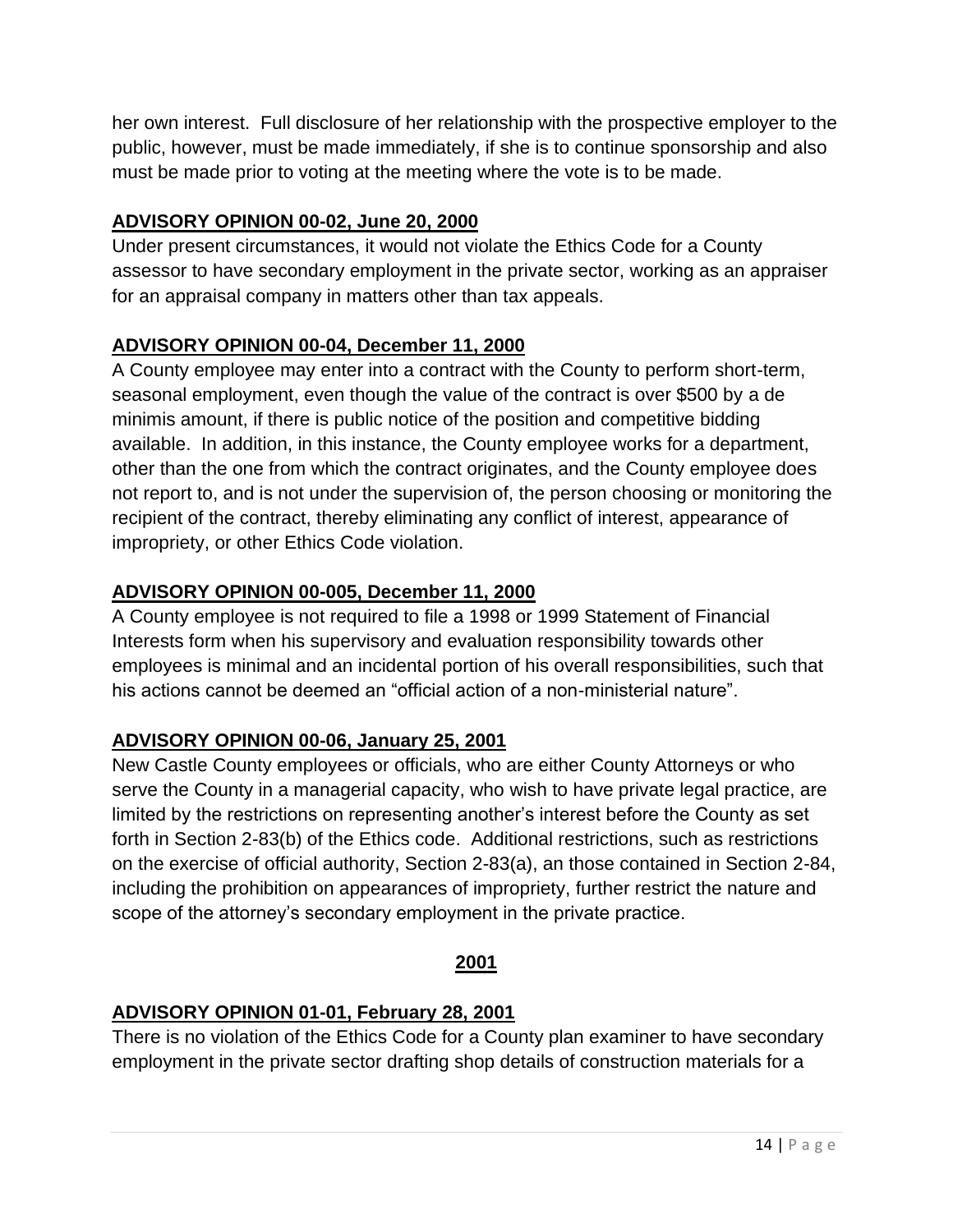her own interest. Full disclosure of her relationship with the prospective employer to the public, however, must be made immediately, if she is to continue sponsorship and also must be made prior to voting at the meeting where the vote is to be made.

**ADVISORY OPINION 00-02, June 20, 2000**

Under present circumstances, it would not violate the Ethics Code for a County assessor to have secondary employment in the private sector, working as an appraiser for an appraisal company in matters other than tax appeals.

**ADVISORY OPINION 00-04, December 11, 2000**

A County employee may enter into a contract with the County to perform short-term, seasonal employment, even though the value of the contract is over $500 by a de minimis amount, if there is public notice of the position and competitive bidding available. In addition, in this instance, the County employee works for a department, other than the one from which the contract originates, and the County employee does not report to, and is not under the supervision of, the person choosing or monitoring the recipient of the contract, thereby eliminating any conflict of interest, appearance of impropriety, or other Ethics Code violation.

**ADVISORY OPINION 00-005, December 11, 2000**

A County employee is not required to file a 1998 or 1999 Statement of Financial Interests form when his supervisory and evaluation responsibility towards other employees is minimal and an incidental portion of his overall responsibilities, such that his actions cannot be deemed an "official action of a non-ministerial nature".

**ADVISORY OPINION 00-06, January 25, 2001**

New Castle County employees or officials, who are either County Attorneys or who serve the County in a managerial capacity, who wish to have private legal practice, are limited by the restrictions on representing another's interest before the County as set forth in Section 2-83(b) of the Ethics code. Additional restrictions, such as restrictions on the exercise of official authority, Section 2-83(a), an those contained in Section 2-84, including the prohibition on appearances of impropriety, further restrict the nature and scope of the attorney's secondary employment in the private practice.

## 2001

**ADVISORY OPINION 01-01, February 28, 2001**

There is no violation of the Ethics Code for a County plan examiner to have secondary employment in the private sector drafting shop details of construction materials for a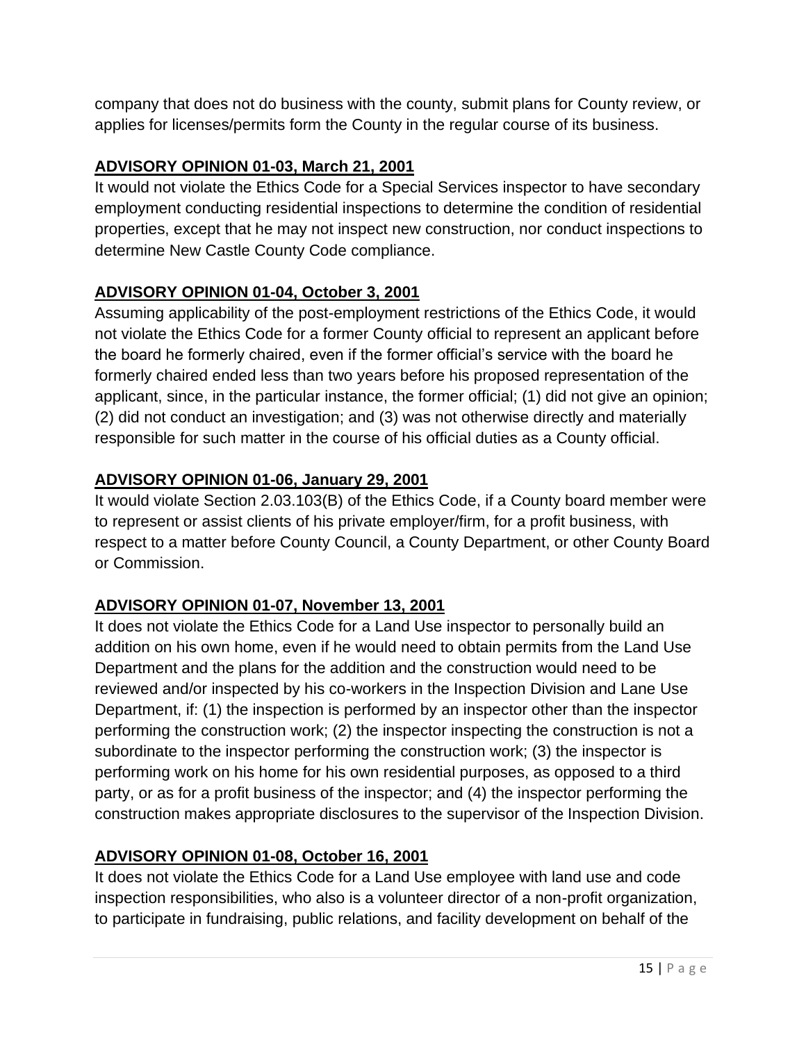company that does not do business with the county, submit plans for County review, or applies for licenses/permits form the County in the regular course of its business.

### ADVISORY OPINION 01-03, March 21, 2001

It would not violate the Ethics Code for a Special Services inspector to have secondary employment conducting residential inspections to determine the condition of residential properties, except that he may not inspect new construction, nor conduct inspections to determine New Castle County Code compliance.

### ADVISORY OPINION 01-04, October 3, 2001

Assuming applicability of the post-employment restrictions of the Ethics Code, it would not violate the Ethics Code for a former County official to represent an applicant before the board he formerly chaired, even if the former official's service with the board he formerly chaired ended less than two years before his proposed representation of the applicant, since, in the particular instance, the former official; (1) did not give an opinion; (2) did not conduct an investigation; and (3) was not otherwise directly and materially responsible for such matter in the course of his official duties as a County official.

### ADVISORY OPINION 01-06, January 29, 2001

It would violate Section 2.03.103(B) of the Ethics Code, if a County board member were to represent or assist clients of his private employer/firm, for a profit business, with respect to a matter before County Council, a County Department, or other County Board or Commission.

### ADVISORY OPINION 01-07, November 13, 2001

It does not violate the Ethics Code for a Land Use inspector to personally build an addition on his own home, even if he would need to obtain permits from the Land Use Department and the plans for the addition and the construction would need to be reviewed and/or inspected by his co-workers in the Inspection Division and Lane Use Department, if: (1) the inspection is performed by an inspector other than the inspector performing the construction work; (2) the inspector inspecting the construction is not a subordinate to the inspector performing the construction work; (3) the inspector is performing work on his home for his own residential purposes, as opposed to a third party, or as for a profit business of the inspector; and (4) the inspector performing the construction makes appropriate disclosures to the supervisor of the Inspection Division.

### ADVISORY OPINION 01-08, October 16, 2001

It does not violate the Ethics Code for a Land Use employee with land use and code inspection responsibilities, who also is a volunteer director of a non-profit organization, to participate in fundraising, public relations, and facility development on behalf of the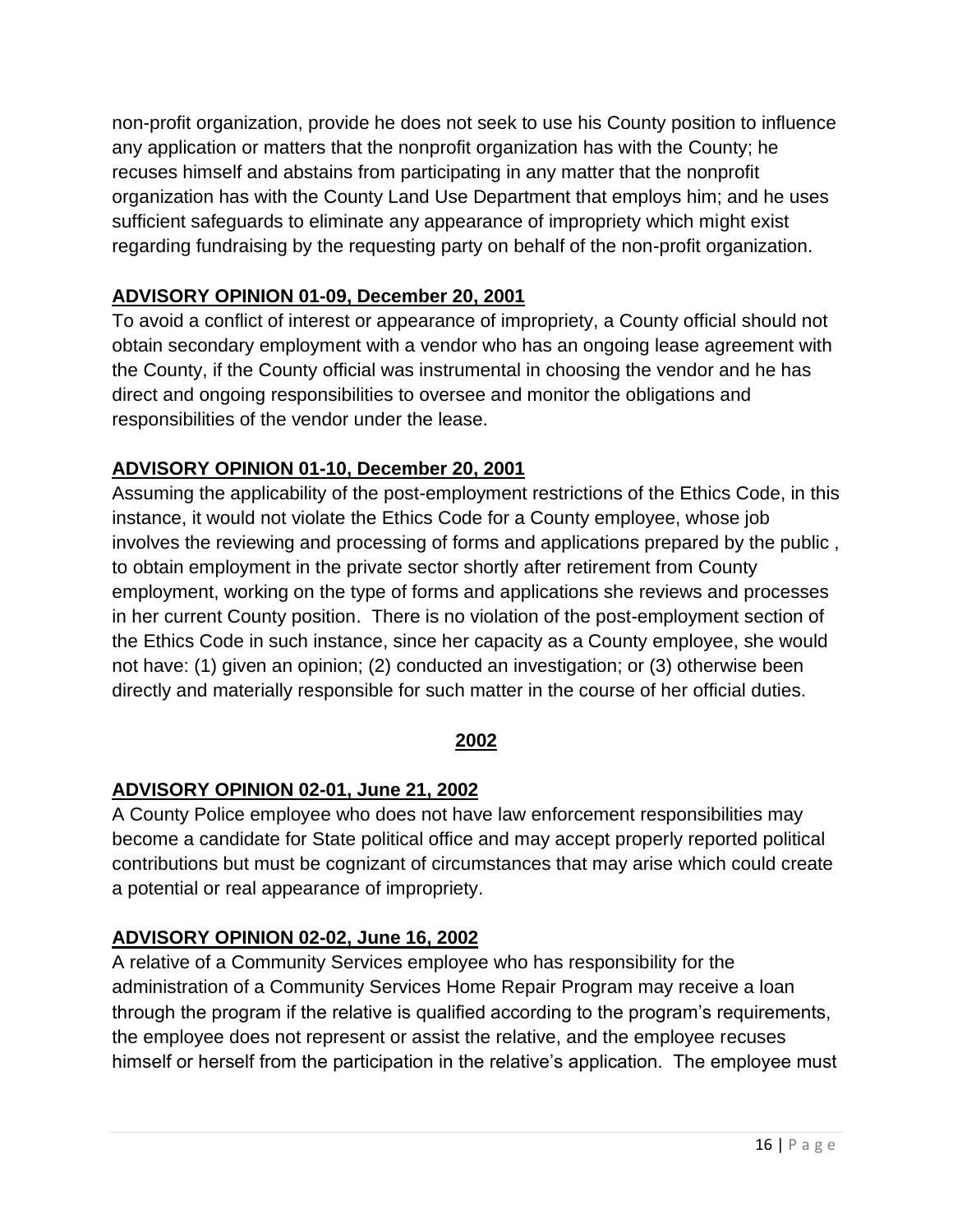non-profit organization, provide he does not seek to use his County position to influence any application or matters that the nonprofit organization has with the County; he recuses himself and abstains from participating in any matter that the nonprofit organization has with the County Land Use Department that employs him; and he uses sufficient safeguards to eliminate any appearance of impropriety which might exist regarding fundraising by the requesting party on behalf of the non-profit organization.

**ADVISORY OPINION 01-09, December 20, 2001**

To avoid a conflict of interest or appearance of impropriety, a County official should not obtain secondary employment with a vendor who has an ongoing lease agreement with the County, if the County official was instrumental in choosing the vendor and he has direct and ongoing responsibilities to oversee and monitor the obligations and responsibilities of the vendor under the lease.

**ADVISORY OPINION 01-10, December 20, 2001**

Assuming the applicability of the post-employment restrictions of the Ethics Code, in this instance, it would not violate the Ethics Code for a County employee, whose job involves the reviewing and processing of forms and applications prepared by the public , to obtain employment in the private sector shortly after retirement from County employment, working on the type of forms and applications she reviews and processes in her current County position. There is no violation of the post-employment section of the Ethics Code in such instance, since her capacity as a County employee, she would not have: (1) given an opinion; (2) conducted an investigation; or (3) otherwise been directly and materially responsible for such matter in the course of her official duties.

## 2002

**ADVISORY OPINION 02-01, June 21, 2002**

A County Police employee who does not have law enforcement responsibilities may become a candidate for State political office and may accept properly reported political contributions but must be cognizant of circumstances that may arise which could create a potential or real appearance of impropriety.

**ADVISORY OPINION 02-02, June 16, 2002**

A relative of a Community Services employee who has responsibility for the administration of a Community Services Home Repair Program may receive a loan through the program if the relative is qualified according to the program's requirements, the employee does not represent or assist the relative, and the employee recuses himself or herself from the participation in the relative's application. The employee must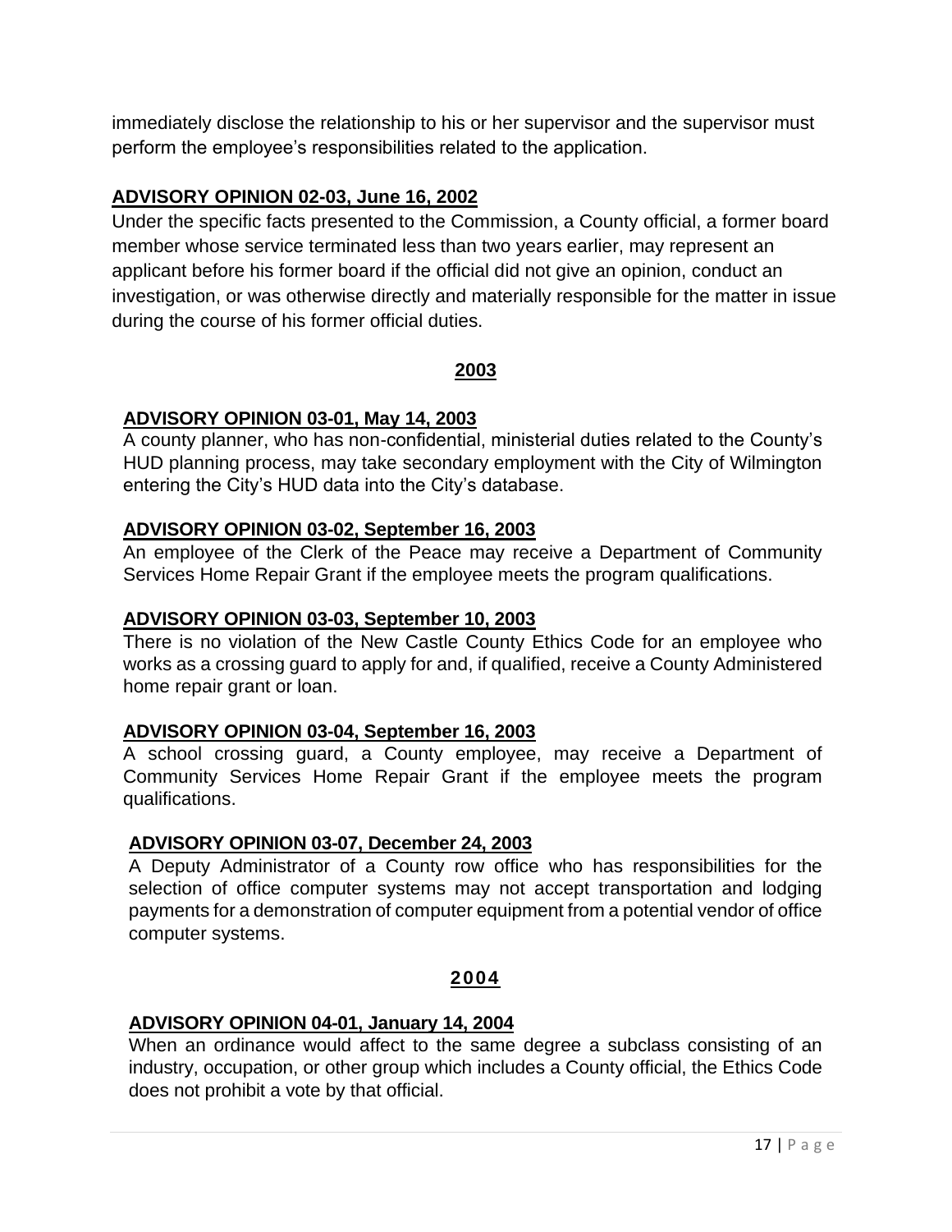immediately disclose the relationship to his or her supervisor and the supervisor must perform the employee's responsibilities related to the application.

**ADVISORY OPINION 02-03, June 16, 2002**

Under the specific facts presented to the Commission, a County official, a former board member whose service terminated less than two years earlier, may represent an applicant before his former board if the official did not give an opinion, conduct an investigation, or was otherwise directly and materially responsible for the matter in issue during the course of his former official duties.

## 2003

**ADVISORY OPINION 03-01, May 14, 2003**

A county planner, who has non-confidential, ministerial duties related to the County's HUD planning process, may take secondary employment with the City of Wilmington entering the City's HUD data into the City's database.

**ADVISORY OPINION 03-02, September 16, 2003**

An employee of the Clerk of the Peace may receive a Department of Community Services Home Repair Grant if the employee meets the program qualifications.

**ADVISORY OPINION 03-03, September 10, 2003**

There is no violation of the New Castle County Ethics Code for an employee who works as a crossing guard to apply for and, if qualified, receive a County Administered home repair grant or loan.

**ADVISORY OPINION 03-04, September 16, 2003**

A school crossing guard, a County employee, may receive a Department of Community Services Home Repair Grant if the employee meets the program qualifications.

**ADVISORY OPINION 03-07, December 24, 2003**

A Deputy Administrator of a County row office who has responsibilities for the selection of office computer systems may not accept transportation and lodging payments for a demonstration of computer equipment from a potential vendor of office computer systems.

## 2004

**ADVISORY OPINION 04-01, January 14, 2004**

When an ordinance would affect to the same degree a subclass consisting of an industry, occupation, or other group which includes a County official, the Ethics Code does not prohibit a vote by that official.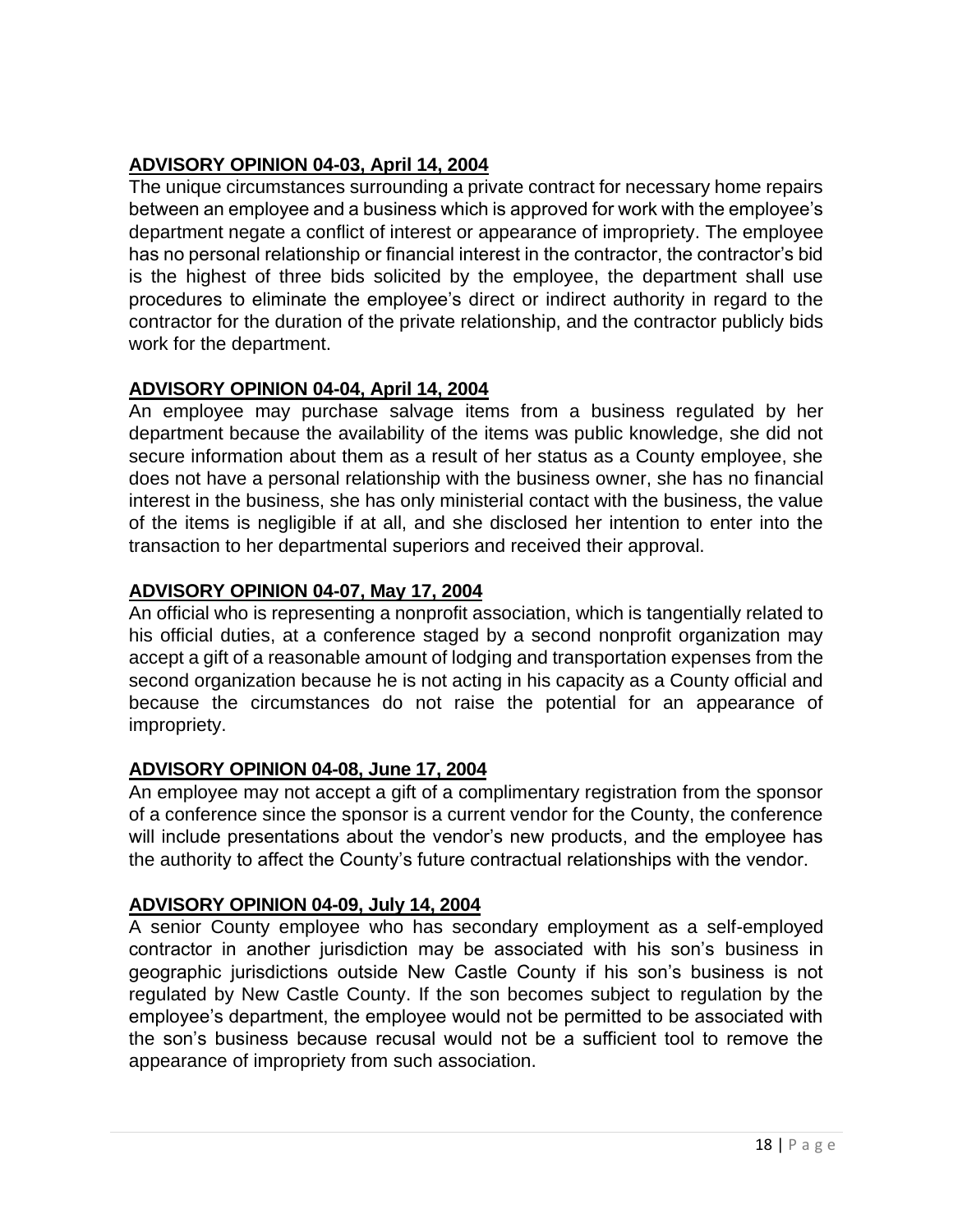**ADVISORY OPINION 04-03, April 14, 2004**

The unique circumstances surrounding a private contract for necessary home repairs between an employee and a business which is approved for work with the employee's department negate a conflict of interest or appearance of impropriety. The employee has no personal relationship or financial interest in the contractor, the contractor's bid is the highest of three bids solicited by the employee, the department shall use procedures to eliminate the employee's direct or indirect authority in regard to the contractor for the duration of the private relationship, and the contractor publicly bids work for the department.

**ADVISORY OPINION 04-04, April 14, 2004**

An employee may purchase salvage items from a business regulated by her department because the availability of the items was public knowledge, she did not secure information about them as a result of her status as a County employee, she does not have a personal relationship with the business owner, she has no financial interest in the business, she has only ministerial contact with the business, the value of the items is negligible if at all, and she disclosed her intention to enter into the transaction to her departmental superiors and received their approval.

**ADVISORY OPINION 04-07, May 17, 2004**

An official who is representing a nonprofit association, which is tangentially related to his official duties, at a conference staged by a second nonprofit organization may accept a gift of a reasonable amount of lodging and transportation expenses from the second organization because he is not acting in his capacity as a County official and because the circumstances do not raise the potential for an appearance of impropriety.

**ADVISORY OPINION 04-08, June 17, 2004**

An employee may not accept a gift of a complimentary registration from the sponsor of a conference since the sponsor is a current vendor for the County, the conference will include presentations about the vendor's new products, and the employee has the authority to affect the County's future contractual relationships with the vendor.

**ADVISORY OPINION 04-09, July 14, 2004**

A senior County employee who has secondary employment as a self-employed contractor in another jurisdiction may be associated with his son's business in geographic jurisdictions outside New Castle County if his son's business is not regulated by New Castle County. If the son becomes subject to regulation by the employee's department, the employee would not be permitted to be associated with the son's business because recusal would not be a sufficient tool to remove the appearance of impropriety from such association.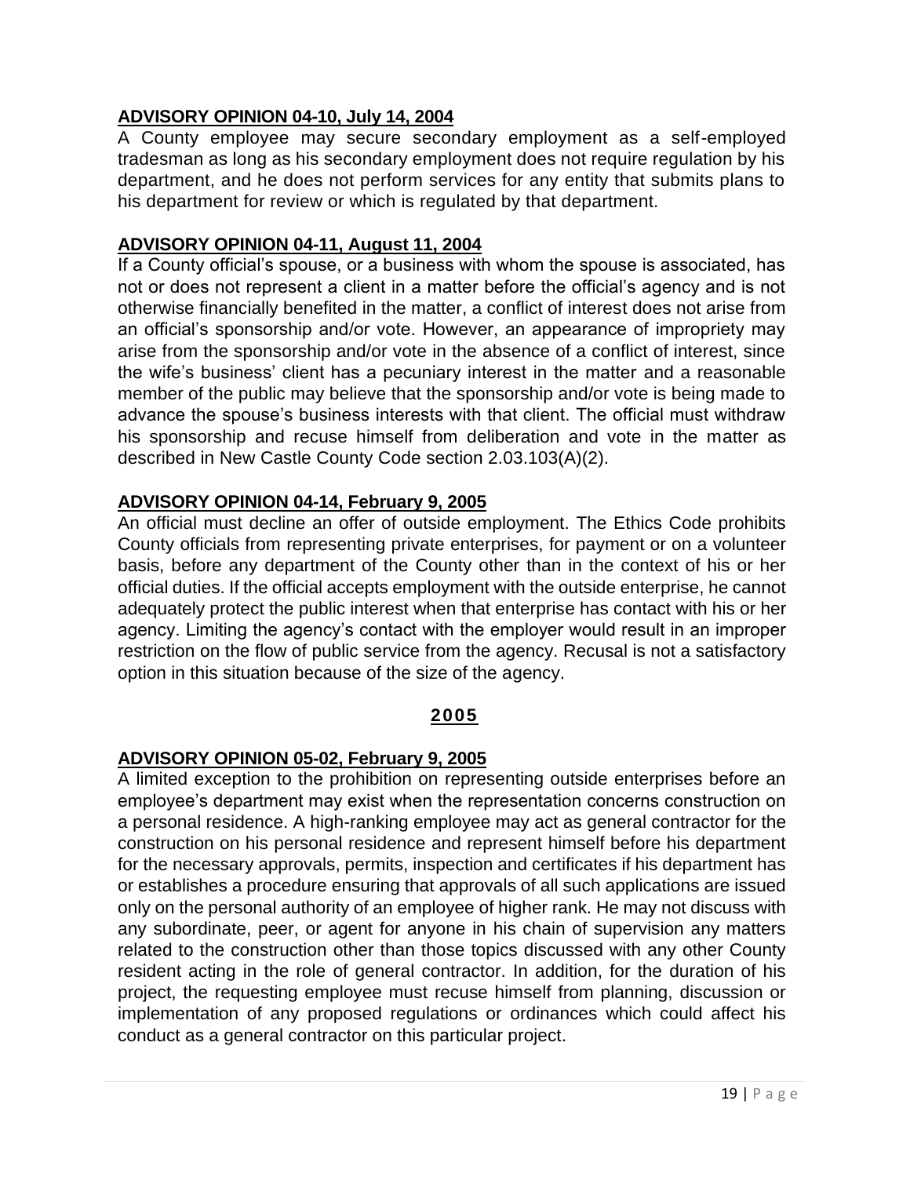**ADVISORY OPINION 04-10, July 14, 2004**

A County employee may secure secondary employment as a self-employed tradesman as long as his secondary employment does not require regulation by his department, and he does not perform services for any entity that submits plans to his department for review or which is regulated by that department.

**ADVISORY OPINION 04-11, August 11, 2004**

If a County official's spouse, or a business with whom the spouse is associated, has not or does not represent a client in a matter before the official's agency and is not otherwise financially benefited in the matter, a conflict of interest does not arise from an official's sponsorship and/or vote. However, an appearance of impropriety may arise from the sponsorship and/or vote in the absence of a conflict of interest, since the wife's business' client has a pecuniary interest in the matter and a reasonable member of the public may believe that the sponsorship and/or vote is being made to advance the spouse's business interests with that client. The official must withdraw his sponsorship and recuse himself from deliberation and vote in the matter as described in New Castle County Code section 2.03.103(A)(2).

**ADVISORY OPINION 04-14, February 9, 2005**

An official must decline an offer of outside employment. The Ethics Code prohibits County officials from representing private enterprises, for payment or on a volunteer basis, before any department of the County other than in the context of his or her official duties. If the official accepts employment with the outside enterprise, he cannot adequately protect the public interest when that enterprise has contact with his or her agency. Limiting the agency's contact with the employer would result in an improper restriction on the flow of public service from the agency. Recusal is not a satisfactory option in this situation because of the size of the agency.

## 2005

**ADVISORY OPINION 05-02, February 9, 2005**

A limited exception to the prohibition on representing outside enterprises before an employee's department may exist when the representation concerns construction on a personal residence. A high-ranking employee may act as general contractor for the construction on his personal residence and represent himself before his department for the necessary approvals, permits, inspection and certificates if his department has or establishes a procedure ensuring that approvals of all such applications are issued only on the personal authority of an employee of higher rank. He may not discuss with any subordinate, peer, or agent for anyone in his chain of supervision any matters related to the construction other than those topics discussed with any other County resident acting in the role of general contractor. In addition, for the duration of his project, the requesting employee must recuse himself from planning, discussion or implementation of any proposed regulations or ordinances which could affect his conduct as a general contractor on this particular project.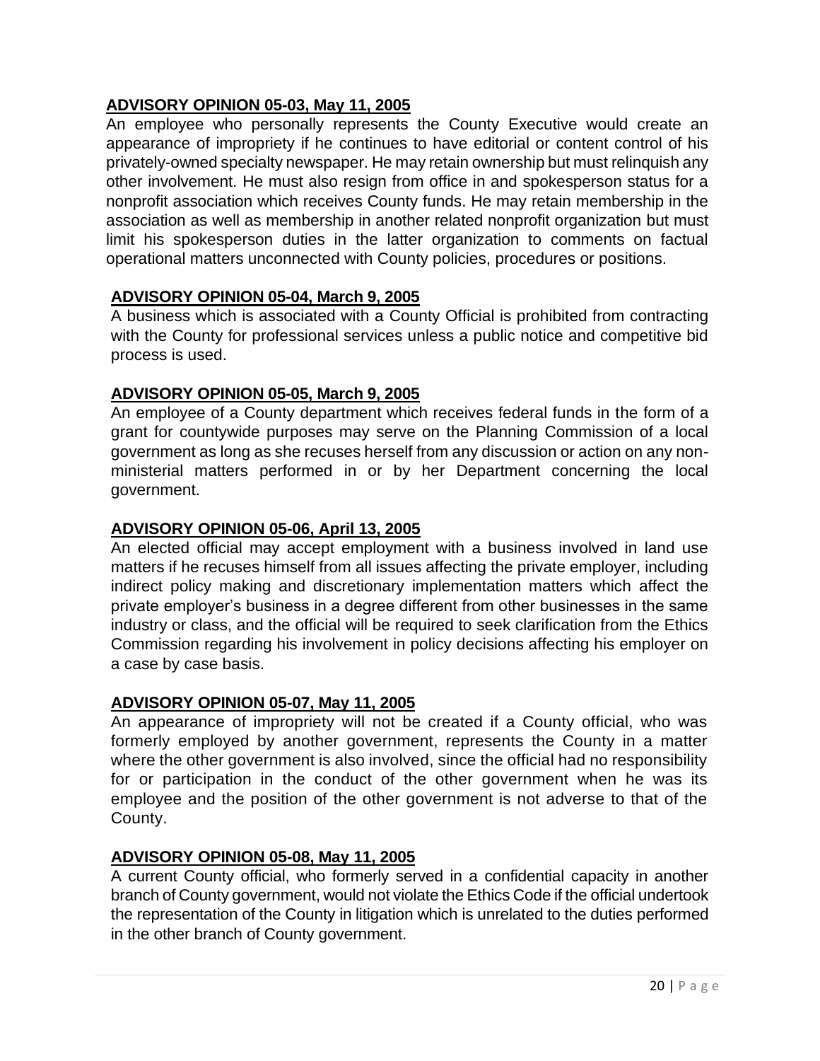**ADVISORY OPINION 05-03, May 11, 2005**

An employee who personally represents the County Executive would create an appearance of impropriety if he continues to have editorial or content control of his privately-owned specialty newspaper. He may retain ownership but must relinquish any other involvement. He must also resign from office in and spokesperson status for a nonprofit association which receives County funds. He may retain membership in the association as well as membership in another related nonprofit organization but must limit his spokesperson duties in the latter organization to comments on factual operational matters unconnected with County policies, procedures or positions.

**ADVISORY OPINION 05-04, March 9, 2005**

A business which is associated with a County Official is prohibited from contracting with the County for professional services unless a public notice and competitive bid process is used.

**ADVISORY OPINION 05-05, March 9, 2005**

An employee of a County department which receives federal funds in the form of a grant for countywide purposes may serve on the Planning Commission of a local government as long as she recuses herself from any discussion or action on any non-ministerial matters performed in or by her Department concerning the local government.

**ADVISORY OPINION 05-06, April 13, 2005**

An elected official may accept employment with a business involved in land use matters if he recuses himself from all issues affecting the private employer, including indirect policy making and discretionary implementation matters which affect the private employer's business in a degree different from other businesses in the same industry or class, and the official will be required to seek clarification from the Ethics Commission regarding his involvement in policy decisions affecting his employer on a case by case basis.

**ADVISORY OPINION 05-07, May 11, 2005**

An appearance of impropriety will not be created if a County official, who was formerly employed by another government, represents the County in a matter where the other government is also involved, since the official had no responsibility for or participation in the conduct of the other government when he was its employee and the position of the other government is not adverse to that of the County.

**ADVISORY OPINION 05-08, May 11, 2005**

A current County official, who formerly served in a confidential capacity in another branch of County government, would not violate the Ethics Code if the official undertook the representation of the County in litigation which is unrelated to the duties performed in the other branch of County government.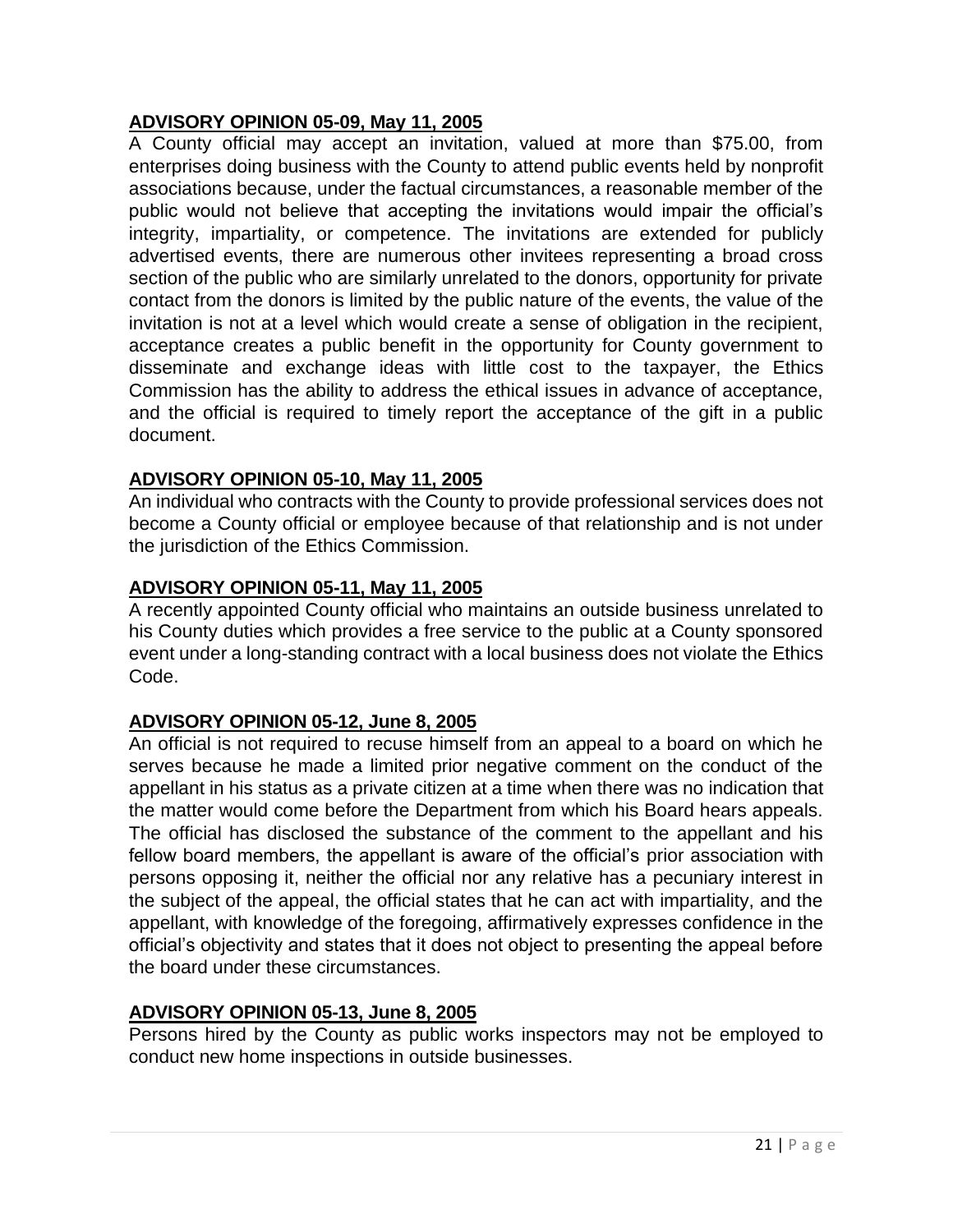**ADVISORY OPINION 05-09, May 11, 2005**

A County official may accept an invitation, valued at more than $75.00, from enterprises doing business with the County to attend public events held by nonprofit associations because, under the factual circumstances, a reasonable member of the public would not believe that accepting the invitations would impair the official's integrity, impartiality, or competence. The invitations are extended for publicly advertised events, there are numerous other invitees representing a broad cross section of the public who are similarly unrelated to the donors, opportunity for private contact from the donors is limited by the public nature of the events, the value of the invitation is not at a level which would create a sense of obligation in the recipient, acceptance creates a public benefit in the opportunity for County government to disseminate and exchange ideas with little cost to the taxpayer, the Ethics Commission has the ability to address the ethical issues in advance of acceptance, and the official is required to timely report the acceptance of the gift in a public document.

**ADVISORY OPINION 05-10, May 11, 2005**

An individual who contracts with the County to provide professional services does not become a County official or employee because of that relationship and is not under the jurisdiction of the Ethics Commission.

**ADVISORY OPINION 05-11, May 11, 2005**

A recently appointed County official who maintains an outside business unrelated to his County duties which provides a free service to the public at a County sponsored event under a long-standing contract with a local business does not violate the Ethics Code.

**ADVISORY OPINION 05-12, June 8, 2005**

An official is not required to recuse himself from an appeal to a board on which he serves because he made a limited prior negative comment on the conduct of the appellant in his status as a private citizen at a time when there was no indication that the matter would come before the Department from which his Board hears appeals. The official has disclosed the substance of the comment to the appellant and his fellow board members, the appellant is aware of the official's prior association with persons opposing it, neither the official nor any relative has a pecuniary interest in the subject of the appeal, the official states that he can act with impartiality, and the appellant, with knowledge of the foregoing, affirmatively expresses confidence in the official's objectivity and states that it does not object to presenting the appeal before the board under these circumstances.

**ADVISORY OPINION 05-13, June 8, 2005**

Persons hired by the County as public works inspectors may not be employed to conduct new home inspections in outside businesses.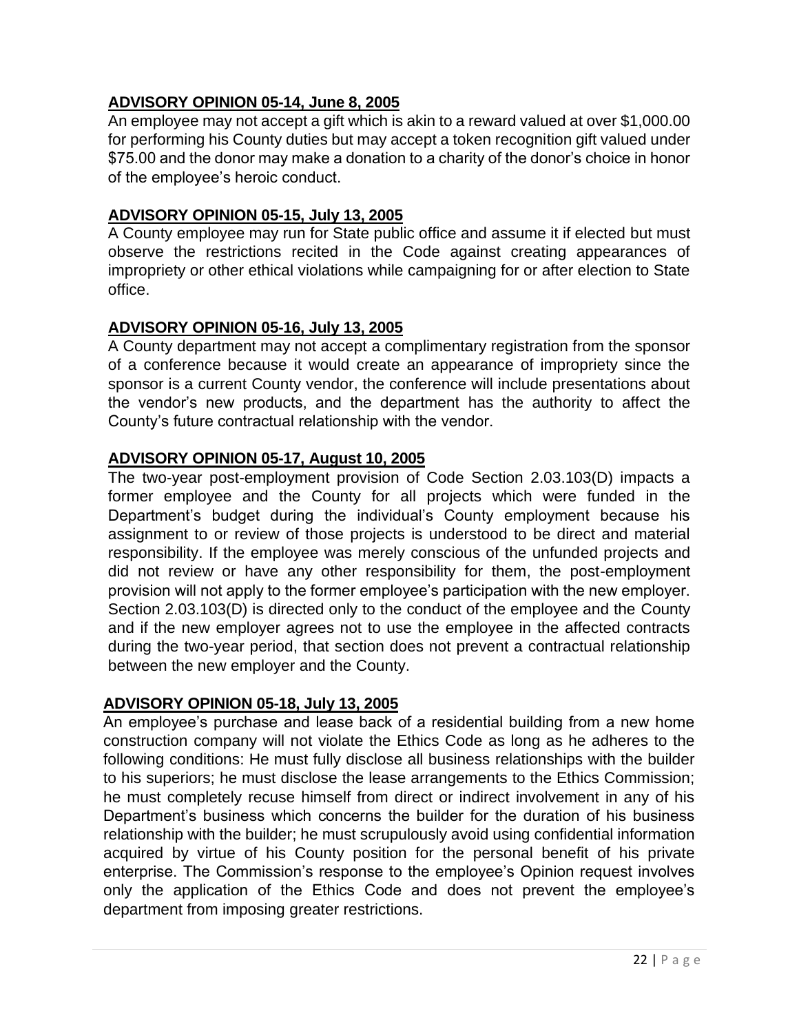**ADVISORY OPINION 05-14, June 8, 2005**

An employee may not accept a gift which is akin to a reward valued at over $1,000.00 for performing his County duties but may accept a token recognition gift valued under $75.00 and the donor may make a donation to a charity of the donor's choice in honor of the employee's heroic conduct.

**ADVISORY OPINION 05-15, July 13, 2005**

A County employee may run for State public office and assume it if elected but must observe the restrictions recited in the Code against creating appearances of impropriety or other ethical violations while campaigning for or after election to State office.

**ADVISORY OPINION 05-16, July 13, 2005**

A County department may not accept a complimentary registration from the sponsor of a conference because it would create an appearance of impropriety since the sponsor is a current County vendor, the conference will include presentations about the vendor's new products, and the department has the authority to affect the County's future contractual relationship with the vendor.

**ADVISORY OPINION 05-17, August 10, 2005**

The two-year post-employment provision of Code Section 2.03.103(D) impacts a former employee and the County for all projects which were funded in the Department's budget during the individual's County employment because his assignment to or review of those projects is understood to be direct and material responsibility. If the employee was merely conscious of the unfunded projects and did not review or have any other responsibility for them, the post-employment provision will not apply to the former employee's participation with the new employer. Section 2.03.103(D) is directed only to the conduct of the employee and the County and if the new employer agrees not to use the employee in the affected contracts during the two-year period, that section does not prevent a contractual relationship between the new employer and the County.

**ADVISORY OPINION 05-18, July 13, 2005**

An employee's purchase and lease back of a residential building from a new home construction company will not violate the Ethics Code as long as he adheres to the following conditions: He must fully disclose all business relationships with the builder to his superiors; he must disclose the lease arrangements to the Ethics Commission; he must completely recuse himself from direct or indirect involvement in any of his Department's business which concerns the builder for the duration of his business relationship with the builder; he must scrupulously avoid using confidential information acquired by virtue of his County position for the personal benefit of his private enterprise. The Commission's response to the employee's Opinion request involves only the application of the Ethics Code and does not prevent the employee's department from imposing greater restrictions.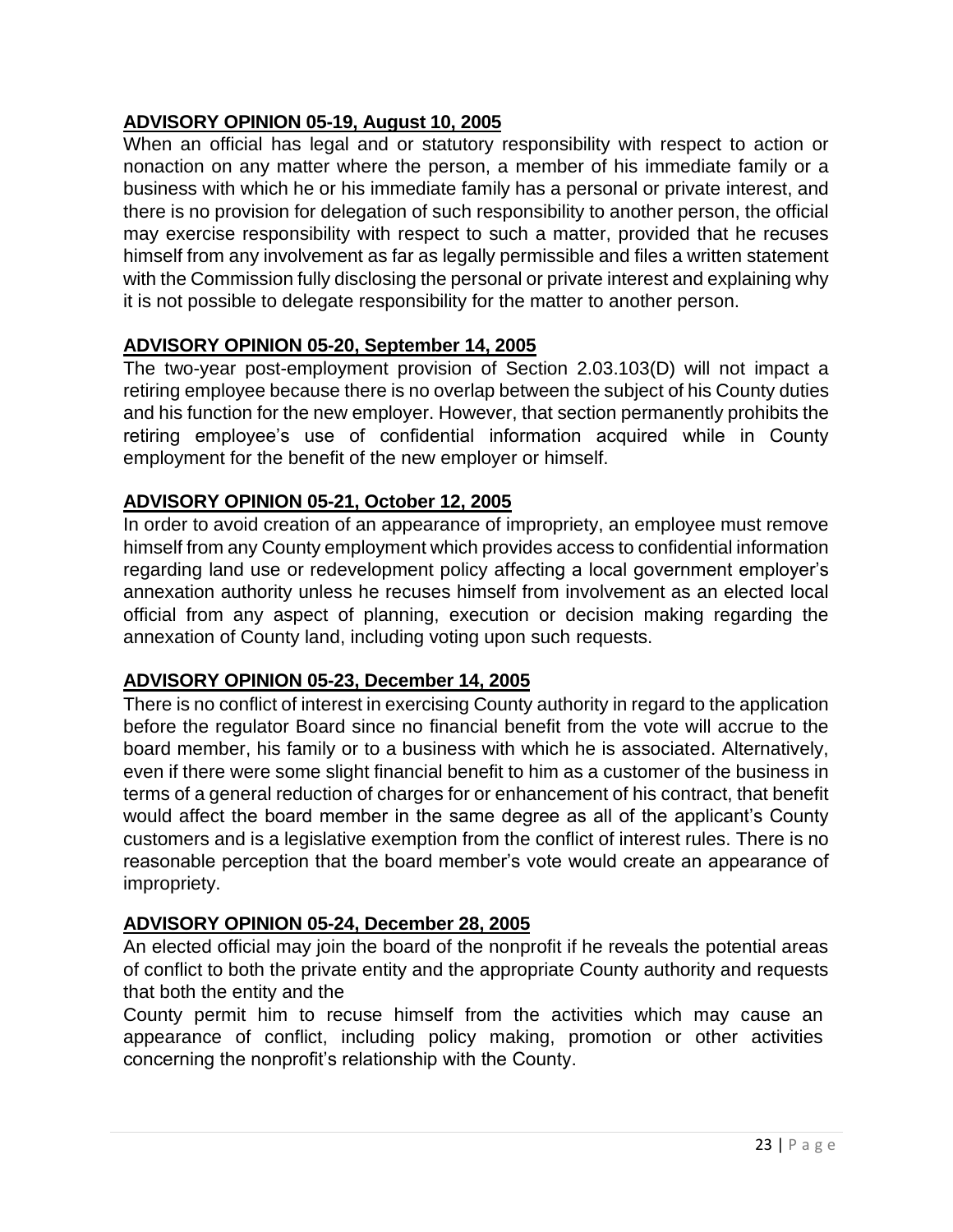**ADVISORY OPINION 05-19, August 10, 2005**

When an official has legal and or statutory responsibility with respect to action or nonaction on any matter where the person, a member of his immediate family or a business with which he or his immediate family has a personal or private interest, and there is no provision for delegation of such responsibility to another person, the official may exercise responsibility with respect to such a matter, provided that he recuses himself from any involvement as far as legally permissible and files a written statement with the Commission fully disclosing the personal or private interest and explaining why it is not possible to delegate responsibility for the matter to another person.

**ADVISORY OPINION 05-20, September 14, 2005**

The two-year post-employment provision of Section 2.03.103(D) will not impact a retiring employee because there is no overlap between the subject of his County duties and his function for the new employer. However, that section permanently prohibits the retiring employee's use of confidential information acquired while in County employment for the benefit of the new employer or himself.

**ADVISORY OPINION 05-21, October 12, 2005**

In order to avoid creation of an appearance of impropriety, an employee must remove himself from any County employment which provides access to confidential information regarding land use or redevelopment policy affecting a local government employer's annexation authority unless he recuses himself from involvement as an elected local official from any aspect of planning, execution or decision making regarding the annexation of County land, including voting upon such requests.

**ADVISORY OPINION 05-23, December 14, 2005**

There is no conflict of interest in exercising County authority in regard to the application before the regulator Board since no financial benefit from the vote will accrue to the board member, his family or to a business with which he is associated. Alternatively, even if there were some slight financial benefit to him as a customer of the business in terms of a general reduction of charges for or enhancement of his contract, that benefit would affect the board member in the same degree as all of the applicant's County customers and is a legislative exemption from the conflict of interest rules. There is no reasonable perception that the board member's vote would create an appearance of impropriety.

**ADVISORY OPINION 05-24, December 28, 2005**

An elected official may join the board of the nonprofit if he reveals the potential areas of conflict to both the private entity and the appropriate County authority and requests that both the entity and the County permit him to recuse himself from the activities which may cause an appearance of conflict, including policy making, promotion or other activities concerning the nonprofit's relationship with the County.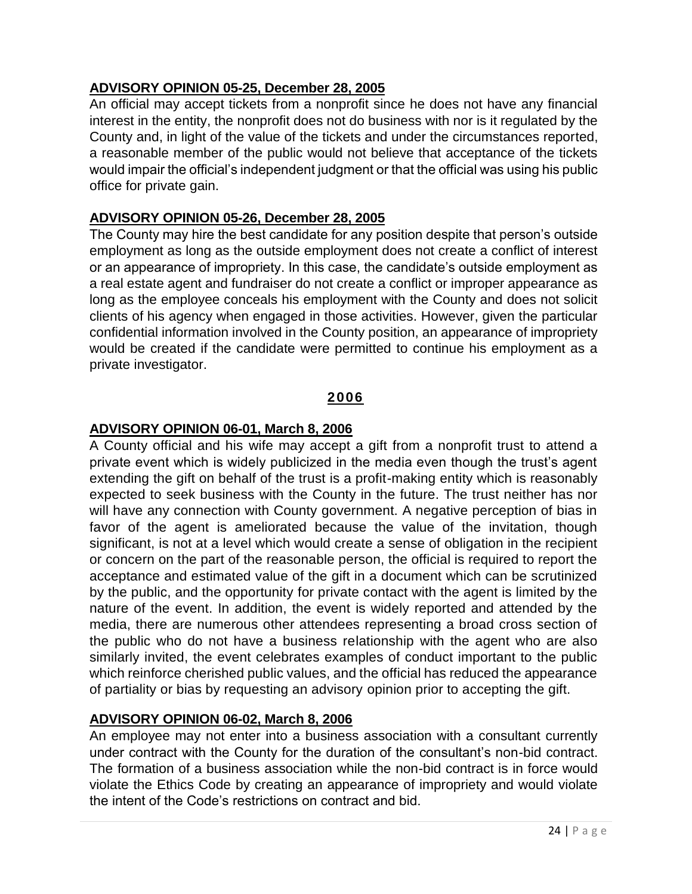**ADVISORY OPINION 05-25, December 28, 2005**

An official may accept tickets from a nonprofit since he does not have any financial interest in the entity, the nonprofit does not do business with nor is it regulated by the County and, in light of the value of the tickets and under the circumstances reported, a reasonable member of the public would not believe that acceptance of the tickets would impair the official's independent judgment or that the official was using his public office for private gain.

**ADVISORY OPINION 05-26, December 28, 2005**

The County may hire the best candidate for any position despite that person's outside employment as long as the outside employment does not create a conflict of interest or an appearance of impropriety. In this case, the candidate's outside employment as a real estate agent and fundraiser do not create a conflict or improper appearance as long as the employee conceals his employment with the County and does not solicit clients of his agency when engaged in those activities. However, given the particular confidential information involved in the County position, an appearance of impropriety would be created if the candidate were permitted to continue his employment as a private investigator.

## 2006

**ADVISORY OPINION 06-01, March 8, 2006**

A County official and his wife may accept a gift from a nonprofit trust to attend a private event which is widely publicized in the media even though the trust's agent extending the gift on behalf of the trust is a profit-making entity which is reasonably expected to seek business with the County in the future. The trust neither has nor will have any connection with County government. A negative perception of bias in favor of the agent is ameliorated because the value of the invitation, though significant, is not at a level which would create a sense of obligation in the recipient or concern on the part of the reasonable person, the official is required to report the acceptance and estimated value of the gift in a document which can be scrutinized by the public, and the opportunity for private contact with the agent is limited by the nature of the event. In addition, the event is widely reported and attended by the media, there are numerous other attendees representing a broad cross section of the public who do not have a business relationship with the agent who are also similarly invited, the event celebrates examples of conduct important to the public which reinforce cherished public values, and the official has reduced the appearance of partiality or bias by requesting an advisory opinion prior to accepting the gift.

**ADVISORY OPINION 06-02, March 8, 2006**

An employee may not enter into a business association with a consultant currently under contract with the County for the duration of the consultant's non-bid contract. The formation of a business association while the non-bid contract is in force would violate the Ethics Code by creating an appearance of impropriety and would violate the intent of the Code's restrictions on contract and bid.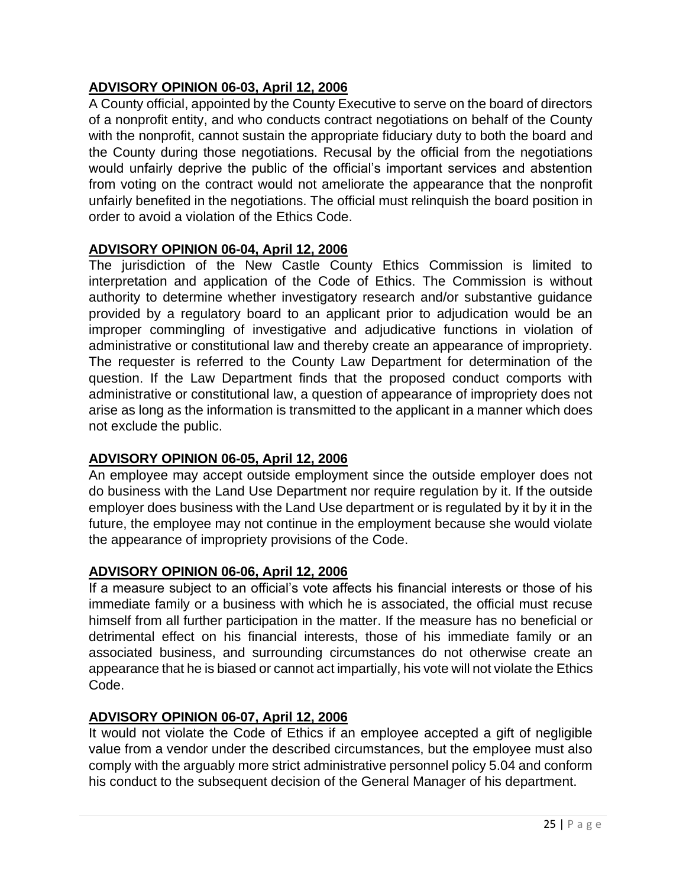**ADVISORY OPINION 06-03, April 12, 2006**

A County official, appointed by the County Executive to serve on the board of directors of a nonprofit entity, and who conducts contract negotiations on behalf of the County with the nonprofit, cannot sustain the appropriate fiduciary duty to both the board and the County during those negotiations. Recusal by the official from the negotiations would unfairly deprive the public of the official's important services and abstention from voting on the contract would not ameliorate the appearance that the nonprofit unfairly benefited in the negotiations. The official must relinquish the board position in order to avoid a violation of the Ethics Code.

**ADVISORY OPINION 06-04, April 12, 2006**

The jurisdiction of the New Castle County Ethics Commission is limited to interpretation and application of the Code of Ethics. The Commission is without authority to determine whether investigatory research and/or substantive guidance provided by a regulatory board to an applicant prior to adjudication would be an improper commingling of investigative and adjudicative functions in violation of administrative or constitutional law and thereby create an appearance of impropriety. The requester is referred to the County Law Department for determination of the question. If the Law Department finds that the proposed conduct comports with administrative or constitutional law, a question of appearance of impropriety does not arise as long as the information is transmitted to the applicant in a manner which does not exclude the public.

**ADVISORY OPINION 06-05, April 12, 2006**

An employee may accept outside employment since the outside employer does not do business with the Land Use Department nor require regulation by it. If the outside employer does business with the Land Use department or is regulated by it by it in the future, the employee may not continue in the employment because she would violate the appearance of impropriety provisions of the Code.

**ADVISORY OPINION 06-06, April 12, 2006**

If a measure subject to an official's vote affects his financial interests or those of his immediate family or a business with which he is associated, the official must recuse himself from all further participation in the matter. If the measure has no beneficial or detrimental effect on his financial interests, those of his immediate family or an associated business, and surrounding circumstances do not otherwise create an appearance that he is biased or cannot act impartially, his vote will not violate the Ethics Code.

**ADVISORY OPINION 06-07, April 12, 2006**

It would not violate the Code of Ethics if an employee accepted a gift of negligible value from a vendor under the described circumstances, but the employee must also comply with the arguably more strict administrative personnel policy 5.04 and conform his conduct to the subsequent decision of the General Manager of his department.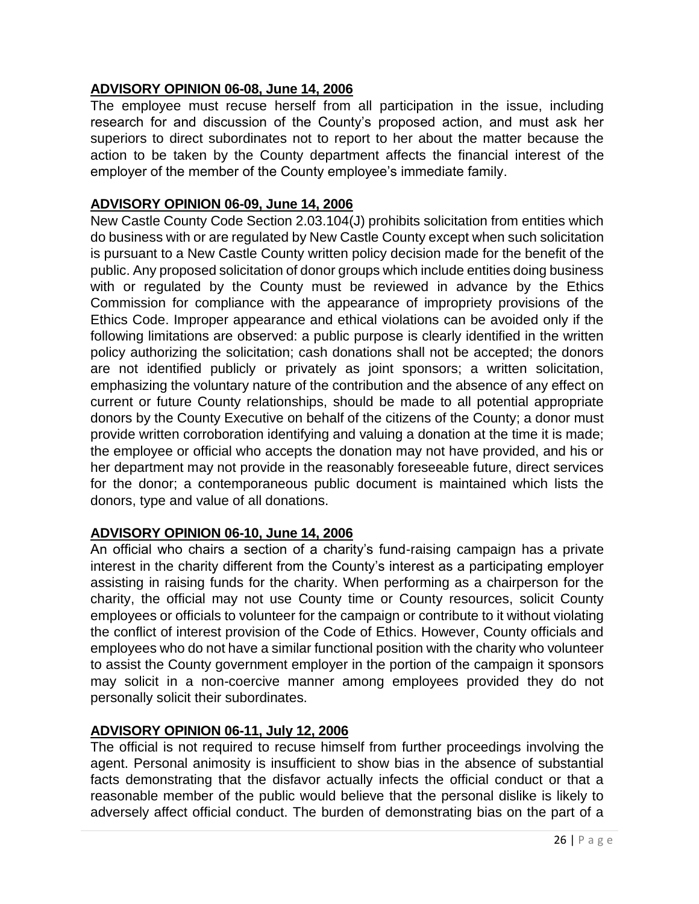**ADVISORY OPINION 06-08, June 14, 2006**

The employee must recuse herself from all participation in the issue, including research for and discussion of the County's proposed action, and must ask her superiors to direct subordinates not to report to her about the matter because the action to be taken by the County department affects the financial interest of the employer of the member of the County employee's immediate family.

**ADVISORY OPINION 06-09, June 14, 2006**

New Castle County Code Section 2.03.104(J) prohibits solicitation from entities which do business with or are regulated by New Castle County except when such solicitation is pursuant to a New Castle County written policy decision made for the benefit of the public. Any proposed solicitation of donor groups which include entities doing business with or regulated by the County must be reviewed in advance by the Ethics Commission for compliance with the appearance of impropriety provisions of the Ethics Code. Improper appearance and ethical violations can be avoided only if the following limitations are observed: a public purpose is clearly identified in the written policy authorizing the solicitation; cash donations shall not be accepted; the donors are not identified publicly or privately as joint sponsors; a written solicitation, emphasizing the voluntary nature of the contribution and the absence of any effect on current or future County relationships, should be made to all potential appropriate donors by the County Executive on behalf of the citizens of the County; a donor must provide written corroboration identifying and valuing a donation at the time it is made; the employee or official who accepts the donation may not have provided, and his or her department may not provide in the reasonably foreseeable future, direct services for the donor; a contemporaneous public document is maintained which lists the donors, type and value of all donations.

**ADVISORY OPINION 06-10, June 14, 2006**

An official who chairs a section of a charity's fund-raising campaign has a private interest in the charity different from the County's interest as a participating employer assisting in raising funds for the charity. When performing as a chairperson for the charity, the official may not use County time or County resources, solicit County employees or officials to volunteer for the campaign or contribute to it without violating the conflict of interest provision of the Code of Ethics. However, County officials and employees who do not have a similar functional position with the charity who volunteer to assist the County government employer in the portion of the campaign it sponsors may solicit in a non-coercive manner among employees provided they do not personally solicit their subordinates.

**ADVISORY OPINION 06-11, July 12, 2006**

The official is not required to recuse himself from further proceedings involving the agent. Personal animosity is insufficient to show bias in the absence of substantial facts demonstrating that the disfavor actually infects the official conduct or that a reasonable member of the public would believe that the personal dislike is likely to adversely affect official conduct. The burden of demonstrating bias on the part of a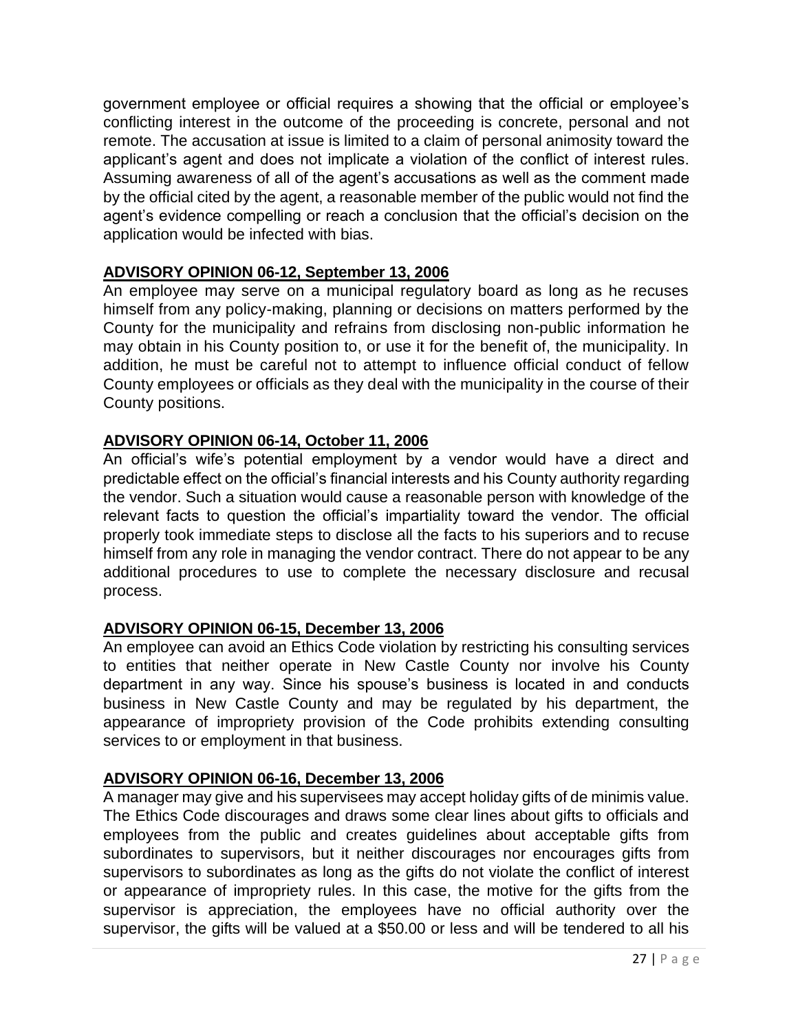government employee or official requires a showing that the official or employee's conflicting interest in the outcome of the proceeding is concrete, personal and not remote. The accusation at issue is limited to a claim of personal animosity toward the applicant's agent and does not implicate a violation of the conflict of interest rules. Assuming awareness of all of the agent's accusations as well as the comment made by the official cited by the agent, a reasonable member of the public would not find the agent's evidence compelling or reach a conclusion that the official's decision on the application would be infected with bias.

**ADVISORY OPINION 06-12, September 13, 2006**

An employee may serve on a municipal regulatory board as long as he recuses himself from any policy-making, planning or decisions on matters performed by the County for the municipality and refrains from disclosing non-public information he may obtain in his County position to, or use it for the benefit of, the municipality. In addition, he must be careful not to attempt to influence official conduct of fellow County employees or officials as they deal with the municipality in the course of their County positions.

**ADVISORY OPINION 06-14, October 11, 2006**

An official's wife's potential employment by a vendor would have a direct and predictable effect on the official's financial interests and his County authority regarding the vendor. Such a situation would cause a reasonable person with knowledge of the relevant facts to question the official's impartiality toward the vendor. The official properly took immediate steps to disclose all the facts to his superiors and to recuse himself from any role in managing the vendor contract. There do not appear to be any additional procedures to use to complete the necessary disclosure and recusal process.

**ADVISORY OPINION 06-15, December 13, 2006**

An employee can avoid an Ethics Code violation by restricting his consulting services to entities that neither operate in New Castle County nor involve his County department in any way. Since his spouse's business is located in and conducts business in New Castle County and may be regulated by his department, the appearance of impropriety provision of the Code prohibits extending consulting services to or employment in that business.

**ADVISORY OPINION 06-16, December 13, 2006**

A manager may give and his supervisees may accept holiday gifts of de minimis value. The Ethics Code discourages and draws some clear lines about gifts to officials and employees from the public and creates guidelines about acceptable gifts from subordinates to supervisors, but it neither discourages nor encourages gifts from supervisors to subordinates as long as the gifts do not violate the conflict of interest or appearance of impropriety rules. In this case, the motive for the gifts from the supervisor is appreciation, the employees have no official authority over the supervisor, the gifts will be valued at a $50.00 or less and will be tendered to all his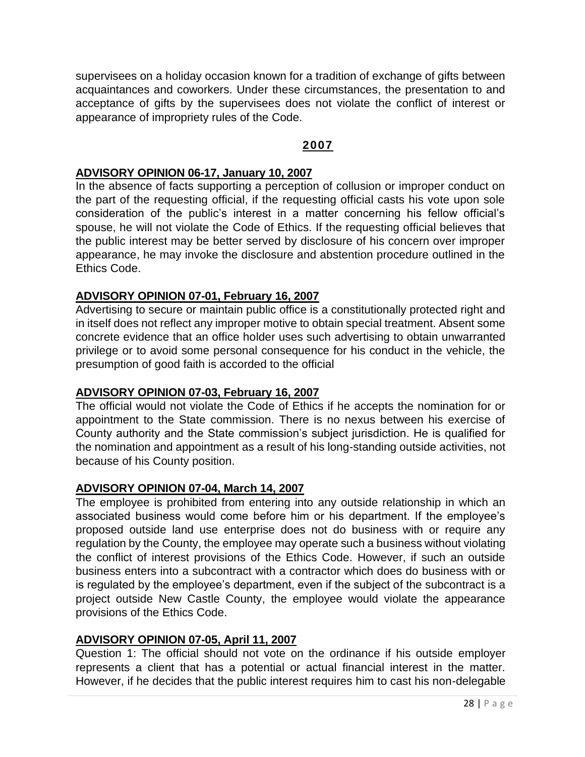supervisees on a holiday occasion known for a tradition of exchange of gifts between acquaintances and coworkers. Under these circumstances, the presentation to and acceptance of gifts by the supervisees does not violate the conflict of interest or appearance of impropriety rules of the Code.

## 2007

### ADVISORY OPINION 06-17, January 10, 2007

In the absence of facts supporting a perception of collusion or improper conduct on the part of the requesting official, if the requesting official casts his vote upon sole consideration of the public's interest in a matter concerning his fellow official's spouse, he will not violate the Code of Ethics. If the requesting official believes that the public interest may be better served by disclosure of his concern over improper appearance, he may invoke the disclosure and abstention procedure outlined in the Ethics Code.

### ADVISORY OPINION 07-01, February 16, 2007

Advertising to secure or maintain public office is a constitutionally protected right and in itself does not reflect any improper motive to obtain special treatment. Absent some concrete evidence that an office holder uses such advertising to obtain unwarranted privilege or to avoid some personal consequence for his conduct in the vehicle, the presumption of good faith is accorded to the official

### ADVISORY OPINION 07-03, February 16, 2007

The official would not violate the Code of Ethics if he accepts the nomination for or appointment to the State commission. There is no nexus between his exercise of County authority and the State commission's subject jurisdiction. He is qualified for the nomination and appointment as a result of his long-standing outside activities, not because of his County position.

### ADVISORY OPINION 07-04, March 14, 2007

The employee is prohibited from entering into any outside relationship in which an associated business would come before him or his department. If the employee's proposed outside land use enterprise does not do business with or require any regulation by the County, the employee may operate such a business without violating the conflict of interest provisions of the Ethics Code. However, if such an outside business enters into a subcontract with a contractor which does do business with or is regulated by the employee's department, even if the subject of the subcontract is a project outside New Castle County, the employee would violate the appearance provisions of the Ethics Code.

### ADVISORY OPINION 07-05, April 11, 2007

Question 1: The official should not vote on the ordinance if his outside employer represents a client that has a potential or actual financial interest in the matter. However, if he decides that the public interest requires him to cast his non-delegable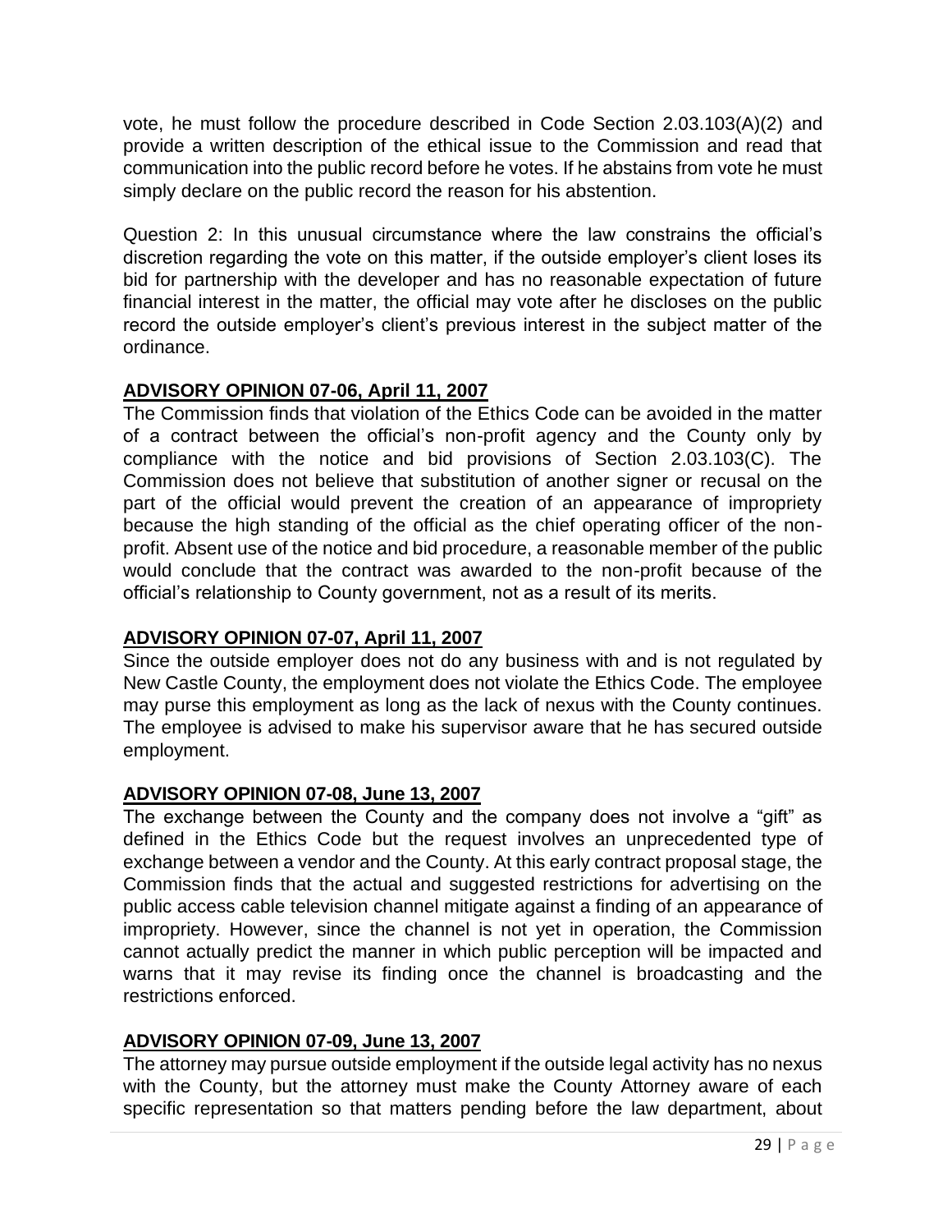vote, he must follow the procedure described in Code Section 2.03.103(A)(2) and provide a written description of the ethical issue to the Commission and read that communication into the public record before he votes. If he abstains from vote he must simply declare on the public record the reason for his abstention.

Question 2: In this unusual circumstance where the law constrains the official's discretion regarding the vote on this matter, if the outside employer's client loses its bid for partnership with the developer and has no reasonable expectation of future financial interest in the matter, the official may vote after he discloses on the public record the outside employer's client's previous interest in the subject matter of the ordinance.

**ADVISORY OPINION 07-06, April 11, 2007**

The Commission finds that violation of the Ethics Code can be avoided in the matter of a contract between the official's non-profit agency and the County only by compliance with the notice and bid provisions of Section 2.03.103(C). The Commission does not believe that substitution of another signer or recusal on the part of the official would prevent the creation of an appearance of impropriety because the high standing of the official as the chief operating officer of the non-profit. Absent use of the notice and bid procedure, a reasonable member of the public would conclude that the contract was awarded to the non-profit because of the official's relationship to County government, not as a result of its merits.

**ADVISORY OPINION 07-07, April 11, 2007**

Since the outside employer does not do any business with and is not regulated by New Castle County, the employment does not violate the Ethics Code. The employee may purse this employment as long as the lack of nexus with the County continues. The employee is advised to make his supervisor aware that he has secured outside employment.

**ADVISORY OPINION 07-08, June 13, 2007**

The exchange between the County and the company does not involve a "gift" as defined in the Ethics Code but the request involves an unprecedented type of exchange between a vendor and the County. At this early contract proposal stage, the Commission finds that the actual and suggested restrictions for advertising on the public access cable television channel mitigate against a finding of an appearance of impropriety. However, since the channel is not yet in operation, the Commission cannot actually predict the manner in which public perception will be impacted and warns that it may revise its finding once the channel is broadcasting and the restrictions enforced.

**ADVISORY OPINION 07-09, June 13, 2007**

The attorney may pursue outside employment if the outside legal activity has no nexus with the County, but the attorney must make the County Attorney aware of each specific representation so that matters pending before the law department, about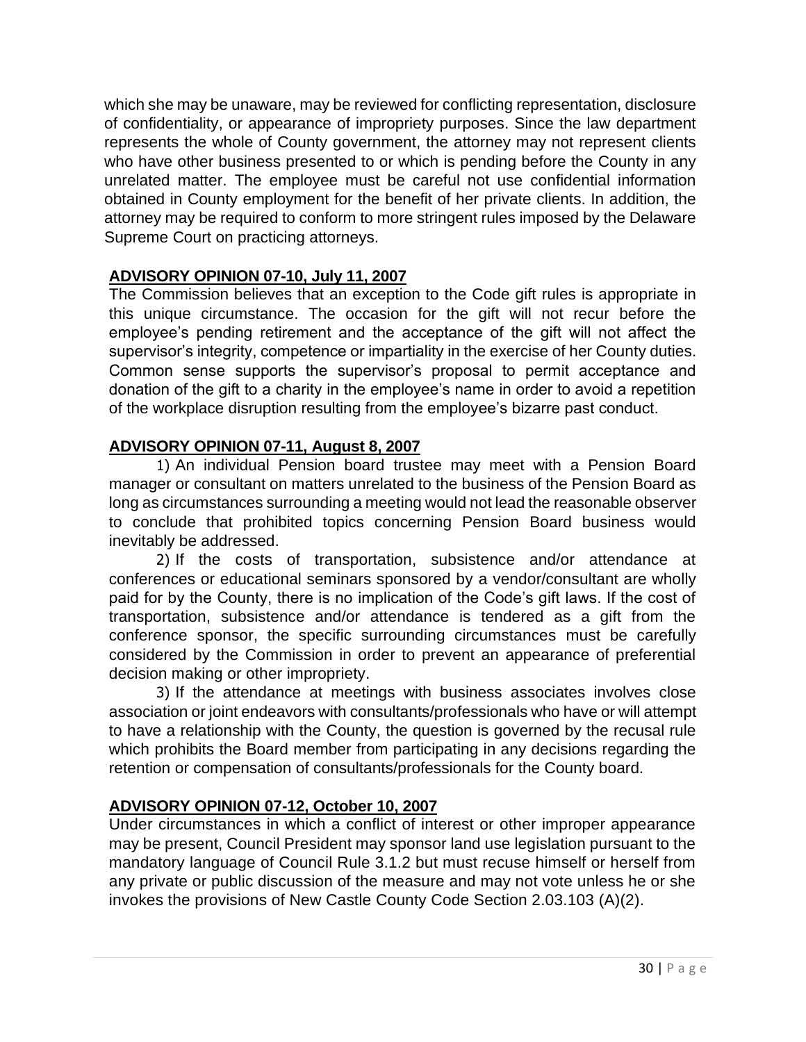which she may be unaware, may be reviewed for conflicting representation, disclosure of confidentiality, or appearance of impropriety purposes. Since the law department represents the whole of County government, the attorney may not represent clients who have other business presented to or which is pending before the County in any unrelated matter. The employee must be careful not use confidential information obtained in County employment for the benefit of her private clients. In addition, the attorney may be required to conform to more stringent rules imposed by the Delaware Supreme Court on practicing attorneys.

**ADVISORY OPINION 07-10, July 11, 2007**

The Commission believes that an exception to the Code gift rules is appropriate in this unique circumstance. The occasion for the gift will not recur before the employee's pending retirement and the acceptance of the gift will not affect the supervisor's integrity, competence or impartiality in the exercise of her County duties. Common sense supports the supervisor's proposal to permit acceptance and donation of the gift to a charity in the employee's name in order to avoid a repetition of the workplace disruption resulting from the employee's bizarre past conduct.

**ADVISORY OPINION 07-11, August 8, 2007**

1) An individual Pension board trustee may meet with a Pension Board manager or consultant on matters unrelated to the business of the Pension Board as long as circumstances surrounding a meeting would not lead the reasonable observer to conclude that prohibited topics concerning Pension Board business would inevitably be addressed.

2) If the costs of transportation, subsistence and/or attendance at conferences or educational seminars sponsored by a vendor/consultant are wholly paid for by the County, there is no implication of the Code's gift laws. If the cost of transportation, subsistence and/or attendance is tendered as a gift from the conference sponsor, the specific surrounding circumstances must be carefully considered by the Commission in order to prevent an appearance of preferential decision making or other impropriety.

3) If the attendance at meetings with business associates involves close association or joint endeavors with consultants/professionals who have or will attempt to have a relationship with the County, the question is governed by the recusal rule which prohibits the Board member from participating in any decisions regarding the retention or compensation of consultants/professionals for the County board.

**ADVISORY OPINION 07-12, October 10, 2007**

Under circumstances in which a conflict of interest or other improper appearance may be present, Council President may sponsor land use legislation pursuant to the mandatory language of Council Rule 3.1.2 but must recuse himself or herself from any private or public discussion of the measure and may not vote unless he or she invokes the provisions of New Castle County Code Section 2.03.103 (A)(2).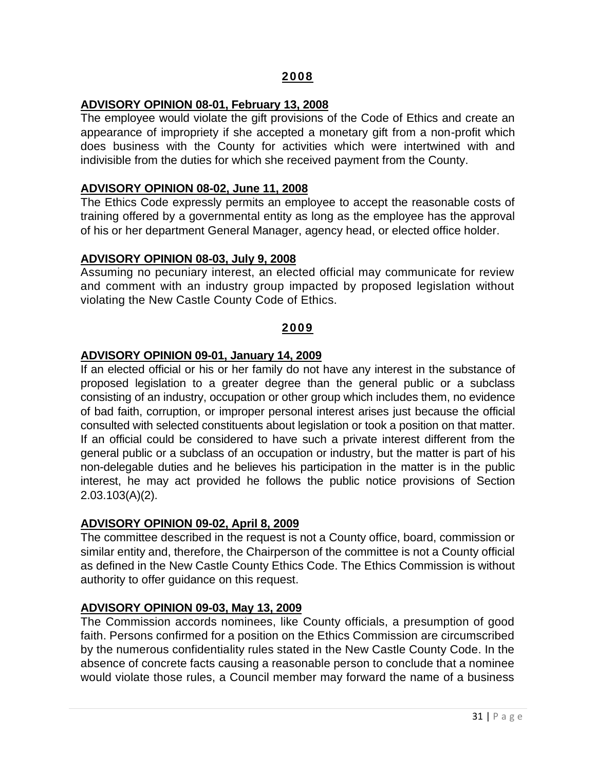## 2008

### ADVISORY OPINION 08-01, February 13, 2008

The employee would violate the gift provisions of the Code of Ethics and create an appearance of impropriety if she accepted a monetary gift from a non-profit which does business with the County for activities which were intertwined with and indivisible from the duties for which she received payment from the County.

### ADVISORY OPINION 08-02, June 11, 2008

The Ethics Code expressly permits an employee to accept the reasonable costs of training offered by a governmental entity as long as the employee has the approval of his or her department General Manager, agency head, or elected office holder.

### ADVISORY OPINION 08-03, July 9, 2008

Assuming no pecuniary interest, an elected official may communicate for review and comment with an industry group impacted by proposed legislation without violating the New Castle County Code of Ethics.

## 2009

### ADVISORY OPINION 09-01, January 14, 2009

If an elected official or his or her family do not have any interest in the substance of proposed legislation to a greater degree than the general public or a subclass consisting of an industry, occupation or other group which includes them, no evidence of bad faith, corruption, or improper personal interest arises just because the official consulted with selected constituents about legislation or took a position on that matter. If an official could be considered to have such a private interest different from the general public or a subclass of an occupation or industry, but the matter is part of his non-delegable duties and he believes his participation in the matter is in the public interest, he may act provided he follows the public notice provisions of Section 2.03.103(A)(2).

### ADVISORY OPINION 09-02, April 8, 2009

The committee described in the request is not a County office, board, commission or similar entity and, therefore, the Chairperson of the committee is not a County official as defined in the New Castle County Ethics Code. The Ethics Commission is without authority to offer guidance on this request.

### ADVISORY OPINION 09-03, May 13, 2009

The Commission accords nominees, like County officials, a presumption of good faith. Persons confirmed for a position on the Ethics Commission are circumscribed by the numerous confidentiality rules stated in the New Castle County Code. In the absence of concrete facts causing a reasonable person to conclude that a nominee would violate those rules, a Council member may forward the name of a business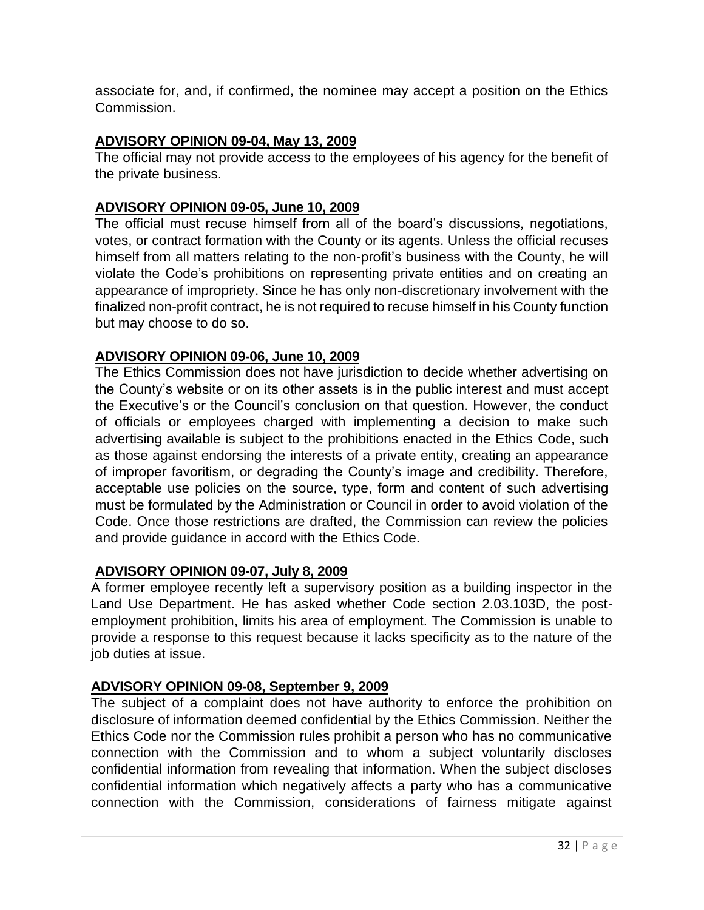associate for, and, if confirmed, the nominee may accept a position on the Ethics Commission.

**ADVISORY OPINION 09-04, May 13, 2009**

The official may not provide access to the employees of his agency for the benefit of the private business.

**ADVISORY OPINION 09-05, June 10, 2009**

The official must recuse himself from all of the board's discussions, negotiations, votes, or contract formation with the County or its agents. Unless the official recuses himself from all matters relating to the non-profit's business with the County, he will violate the Code's prohibitions on representing private entities and on creating an appearance of impropriety. Since he has only non-discretionary involvement with the finalized non-profit contract, he is not required to recuse himself in his County function but may choose to do so.

**ADVISORY OPINION 09-06, June 10, 2009**

The Ethics Commission does not have jurisdiction to decide whether advertising on the County's website or on its other assets is in the public interest and must accept the Executive's or the Council's conclusion on that question. However, the conduct of officials or employees charged with implementing a decision to make such advertising available is subject to the prohibitions enacted in the Ethics Code, such as those against endorsing the interests of a private entity, creating an appearance of improper favoritism, or degrading the County's image and credibility. Therefore, acceptable use policies on the source, type, form and content of such advertising must be formulated by the Administration or Council in order to avoid violation of the Code. Once those restrictions are drafted, the Commission can review the policies and provide guidance in accord with the Ethics Code.

**ADVISORY OPINION 09-07, July 8, 2009**

A former employee recently left a supervisory position as a building inspector in the Land Use Department. He has asked whether Code section 2.03.103D, the post-employment prohibition, limits his area of employment. The Commission is unable to provide a response to this request because it lacks specificity as to the nature of the job duties at issue.

**ADVISORY OPINION 09-08, September 9, 2009**

The subject of a complaint does not have authority to enforce the prohibition on disclosure of information deemed confidential by the Ethics Commission. Neither the Ethics Code nor the Commission rules prohibit a person who has no communicative connection with the Commission and to whom a subject voluntarily discloses confidential information from revealing that information. When the subject discloses confidential information which negatively affects a party who has a communicative connection with the Commission, considerations of fairness mitigate against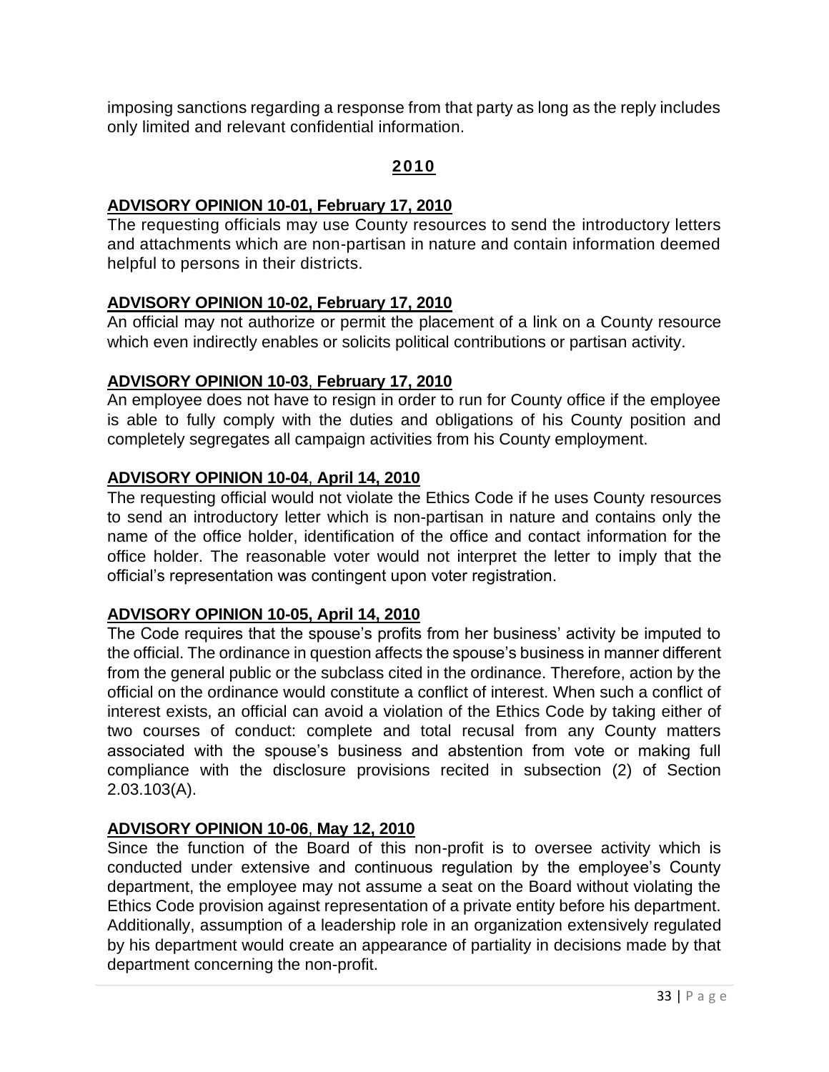imposing sanctions regarding a response from that party as long as the reply includes only limited and relevant confidential information.

## 2010

### ADVISORY OPINION 10-01, February 17, 2010

The requesting officials may use County resources to send the introductory letters and attachments which are non-partisan in nature and contain information deemed helpful to persons in their districts.

### ADVISORY OPINION 10-02, February 17, 2010

An official may not authorize or permit the placement of a link on a County resource which even indirectly enables or solicits political contributions or partisan activity.

### ADVISORY OPINION 10-03, February 17, 2010

An employee does not have to resign in order to run for County office if the employee is able to fully comply with the duties and obligations of his County position and completely segregates all campaign activities from his County employment.

### ADVISORY OPINION 10-04, April 14, 2010

The requesting official would not violate the Ethics Code if he uses County resources to send an introductory letter which is non-partisan in nature and contains only the name of the office holder, identification of the office and contact information for the office holder. The reasonable voter would not interpret the letter to imply that the official's representation was contingent upon voter registration.

### ADVISORY OPINION 10-05, April 14, 2010

The Code requires that the spouse's profits from her business' activity be imputed to the official. The ordinance in question affects the spouse's business in manner different from the general public or the subclass cited in the ordinance. Therefore, action by the official on the ordinance would constitute a conflict of interest. When such a conflict of interest exists, an official can avoid a violation of the Ethics Code by taking either of two courses of conduct: complete and total recusal from any County matters associated with the spouse's business and abstention from vote or making full compliance with the disclosure provisions recited in subsection (2) of Section 2.03.103(A).

### ADVISORY OPINION 10-06, May 12, 2010

Since the function of the Board of this non-profit is to oversee activity which is conducted under extensive and continuous regulation by the employee's County department, the employee may not assume a seat on the Board without violating the Ethics Code provision against representation of a private entity before his department. Additionally, assumption of a leadership role in an organization extensively regulated by his department would create an appearance of partiality in decisions made by that department concerning the non-profit.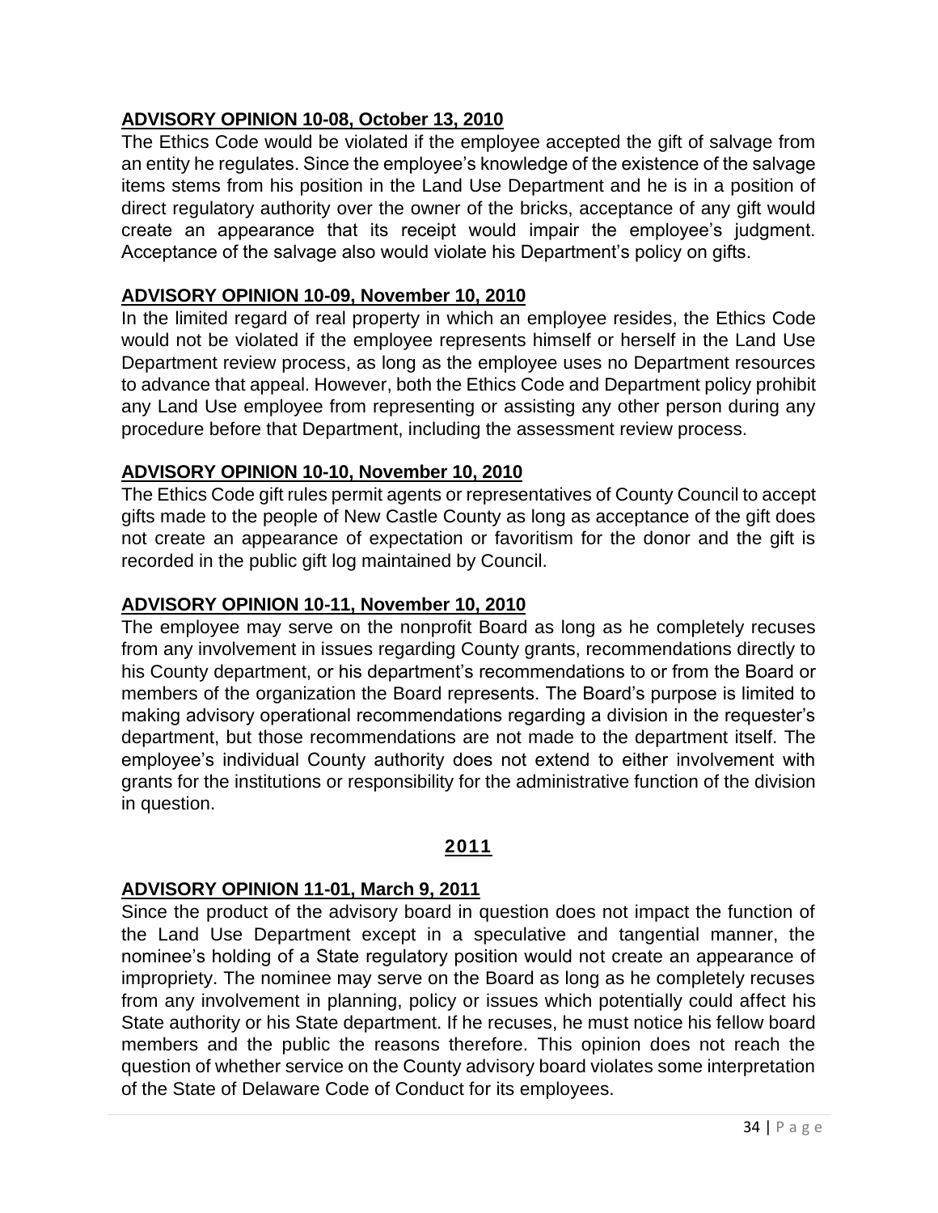**ADVISORY OPINION 10-08, October 13, 2010**

The Ethics Code would be violated if the employee accepted the gift of salvage from an entity he regulates. Since the employee's knowledge of the existence of the salvage items stems from his position in the Land Use Department and he is in a position of direct regulatory authority over the owner of the bricks, acceptance of any gift would create an appearance that its receipt would impair the employee's judgment. Acceptance of the salvage also would violate his Department's policy on gifts.

**ADVISORY OPINION 10-09, November 10, 2010**

In the limited regard of real property in which an employee resides, the Ethics Code would not be violated if the employee represents himself or herself in the Land Use Department review process, as long as the employee uses no Department resources to advance that appeal. However, both the Ethics Code and Department policy prohibit any Land Use employee from representing or assisting any other person during any procedure before that Department, including the assessment review process.

**ADVISORY OPINION 10-10, November 10, 2010**

The Ethics Code gift rules permit agents or representatives of County Council to accept gifts made to the people of New Castle County as long as acceptance of the gift does not create an appearance of expectation or favoritism for the donor and the gift is recorded in the public gift log maintained by Council.

**ADVISORY OPINION 10-11, November 10, 2010**

The employee may serve on the nonprofit Board as long as he completely recuses from any involvement in issues regarding County grants, recommendations directly to his County department, or his department's recommendations to or from the Board or members of the organization the Board represents. The Board's purpose is limited to making advisory operational recommendations regarding a division in the requester's department, but those recommendations are not made to the department itself. The employee's individual County authority does not extend to either involvement with grants for the institutions or responsibility for the administrative function of the division in question.

## 2011

**ADVISORY OPINION 11-01, March 9, 2011**

Since the product of the advisory board in question does not impact the function of the Land Use Department except in a speculative and tangential manner, the nominee's holding of a State regulatory position would not create an appearance of impropriety. The nominee may serve on the Board as long as he completely recuses from any involvement in planning, policy or issues which potentially could affect his State authority or his State department. If he recuses, he must notice his fellow board members and the public the reasons therefore. This opinion does not reach the question of whether service on the County advisory board violates some interpretation of the State of Delaware Code of Conduct for its employees.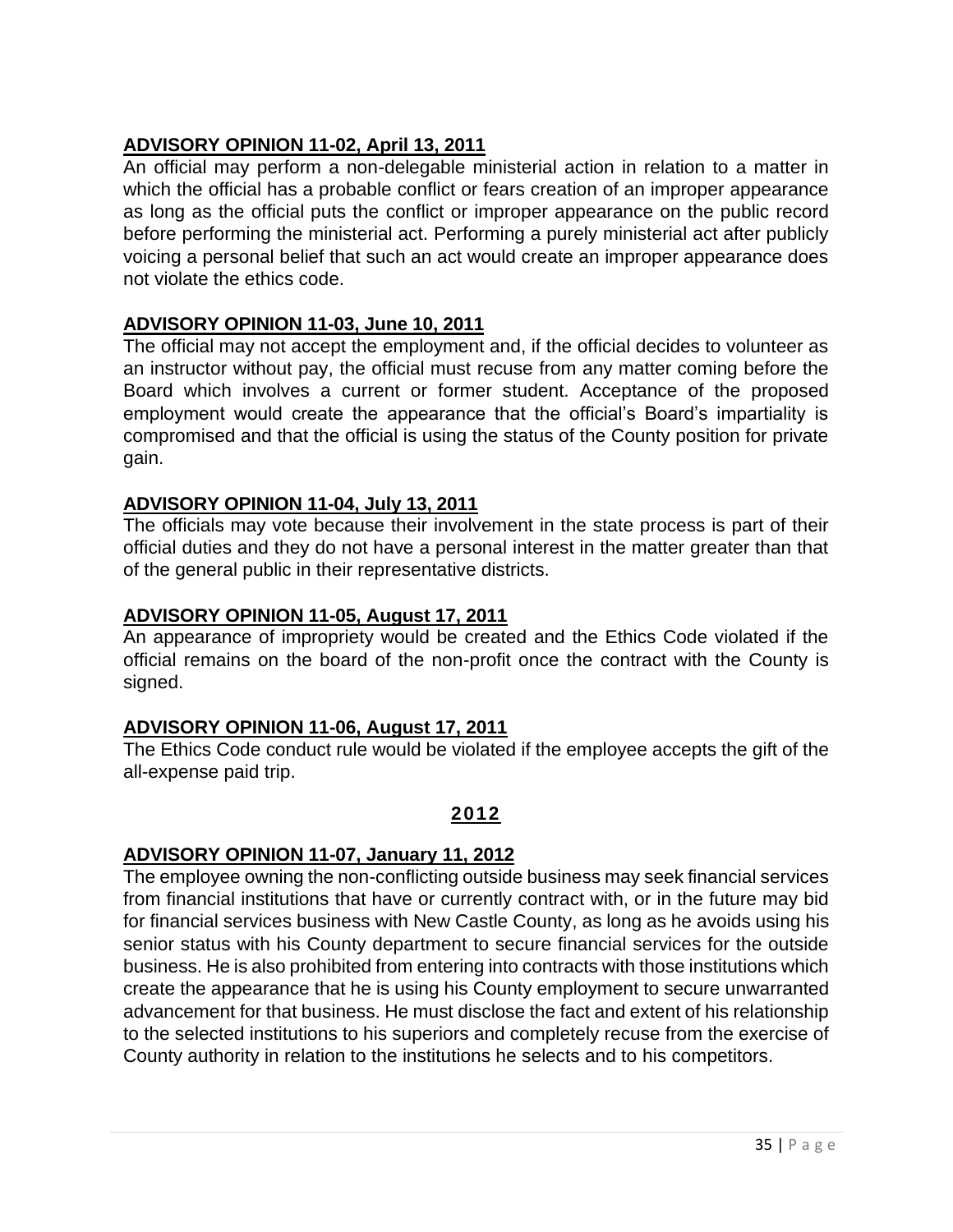**ADVISORY OPINION 11-02, April 13, 2011**

An official may perform a non-delegable ministerial action in relation to a matter in which the official has a probable conflict or fears creation of an improper appearance as long as the official puts the conflict or improper appearance on the public record before performing the ministerial act. Performing a purely ministerial act after publicly voicing a personal belief that such an act would create an improper appearance does not violate the ethics code.

**ADVISORY OPINION 11-03, June 10, 2011**

The official may not accept the employment and, if the official decides to volunteer as an instructor without pay, the official must recuse from any matter coming before the Board which involves a current or former student. Acceptance of the proposed employment would create the appearance that the official's Board's impartiality is compromised and that the official is using the status of the County position for private gain.

**ADVISORY OPINION 11-04, July 13, 2011**

The officials may vote because their involvement in the state process is part of their official duties and they do not have a personal interest in the matter greater than that of the general public in their representative districts.

**ADVISORY OPINION 11-05, August 17, 2011**

An appearance of impropriety would be created and the Ethics Code violated if the official remains on the board of the non-profit once the contract with the County is signed.

**ADVISORY OPINION 11-06, August 17, 2011**

The Ethics Code conduct rule would be violated if the employee accepts the gift of the all-expense paid trip.

## 2012

**ADVISORY OPINION 11-07, January 11, 2012**

The employee owning the non-conflicting outside business may seek financial services from financial institutions that have or currently contract with, or in the future may bid for financial services business with New Castle County, as long as he avoids using his senior status with his County department to secure financial services for the outside business. He is also prohibited from entering into contracts with those institutions which create the appearance that he is using his County employment to secure unwarranted advancement for that business. He must disclose the fact and extent of his relationship to the selected institutions to his superiors and completely recuse from the exercise of County authority in relation to the institutions he selects and to his competitors.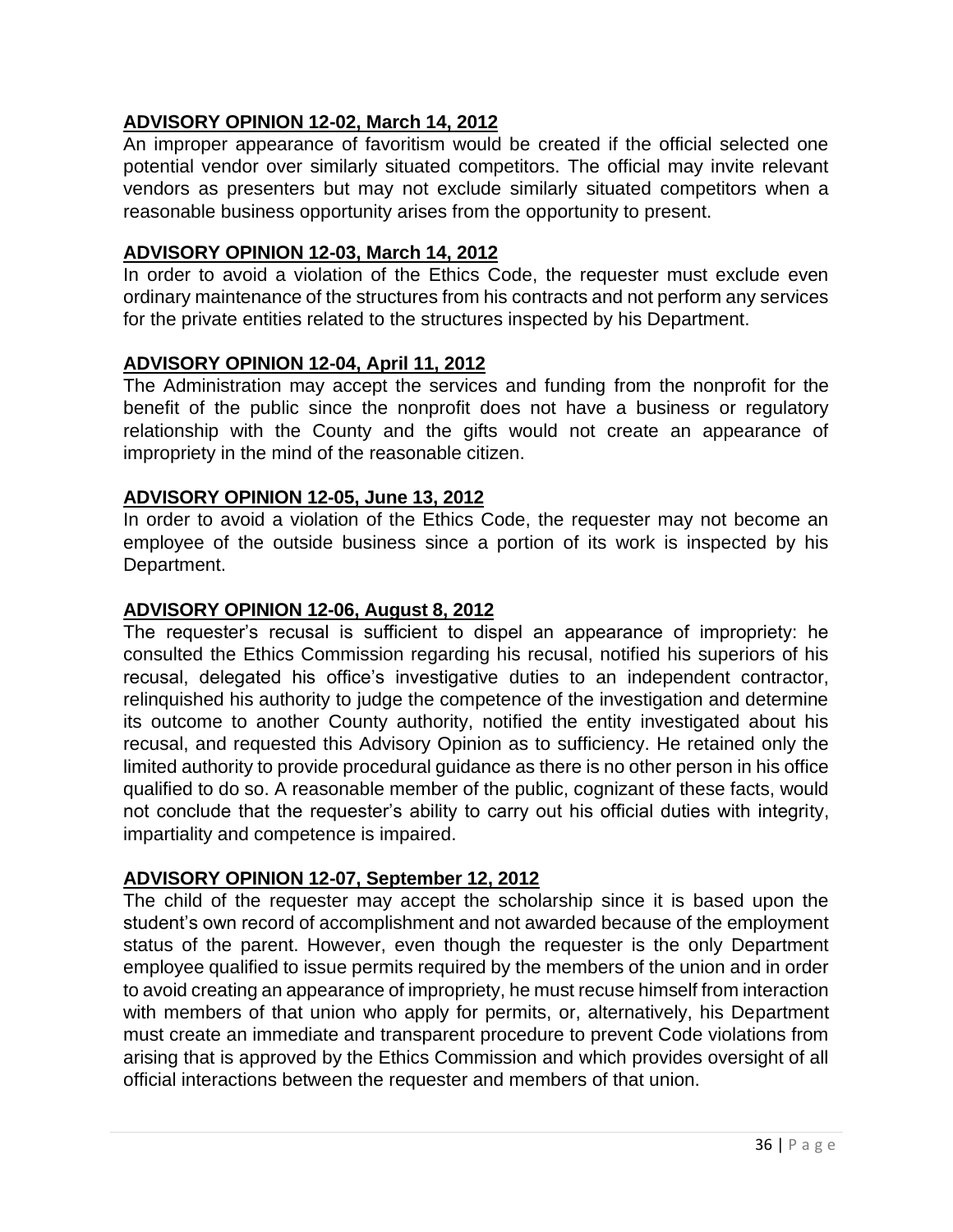**ADVISORY OPINION 12-02, March 14, 2012**

An improper appearance of favoritism would be created if the official selected one potential vendor over similarly situated competitors. The official may invite relevant vendors as presenters but may not exclude similarly situated competitors when a reasonable business opportunity arises from the opportunity to present.

**ADVISORY OPINION 12-03, March 14, 2012**

In order to avoid a violation of the Ethics Code, the requester must exclude even ordinary maintenance of the structures from his contracts and not perform any services for the private entities related to the structures inspected by his Department.

**ADVISORY OPINION 12-04, April 11, 2012**

The Administration may accept the services and funding from the nonprofit for the benefit of the public since the nonprofit does not have a business or regulatory relationship with the County and the gifts would not create an appearance of impropriety in the mind of the reasonable citizen.

**ADVISORY OPINION 12-05, June 13, 2012**

In order to avoid a violation of the Ethics Code, the requester may not become an employee of the outside business since a portion of its work is inspected by his Department.

**ADVISORY OPINION 12-06, August 8, 2012**

The requester's recusal is sufficient to dispel an appearance of impropriety: he consulted the Ethics Commission regarding his recusal, notified his superiors of his recusal, delegated his office's investigative duties to an independent contractor, relinquished his authority to judge the competence of the investigation and determine its outcome to another County authority, notified the entity investigated about his recusal, and requested this Advisory Opinion as to sufficiency. He retained only the limited authority to provide procedural guidance as there is no other person in his office qualified to do so. A reasonable member of the public, cognizant of these facts, would not conclude that the requester's ability to carry out his official duties with integrity, impartiality and competence is impaired.

**ADVISORY OPINION 12-07, September 12, 2012**

The child of the requester may accept the scholarship since it is based upon the student's own record of accomplishment and not awarded because of the employment status of the parent. However, even though the requester is the only Department employee qualified to issue permits required by the members of the union and in order to avoid creating an appearance of impropriety, he must recuse himself from interaction with members of that union who apply for permits, or, alternatively, his Department must create an immediate and transparent procedure to prevent Code violations from arising that is approved by the Ethics Commission and which provides oversight of all official interactions between the requester and members of that union.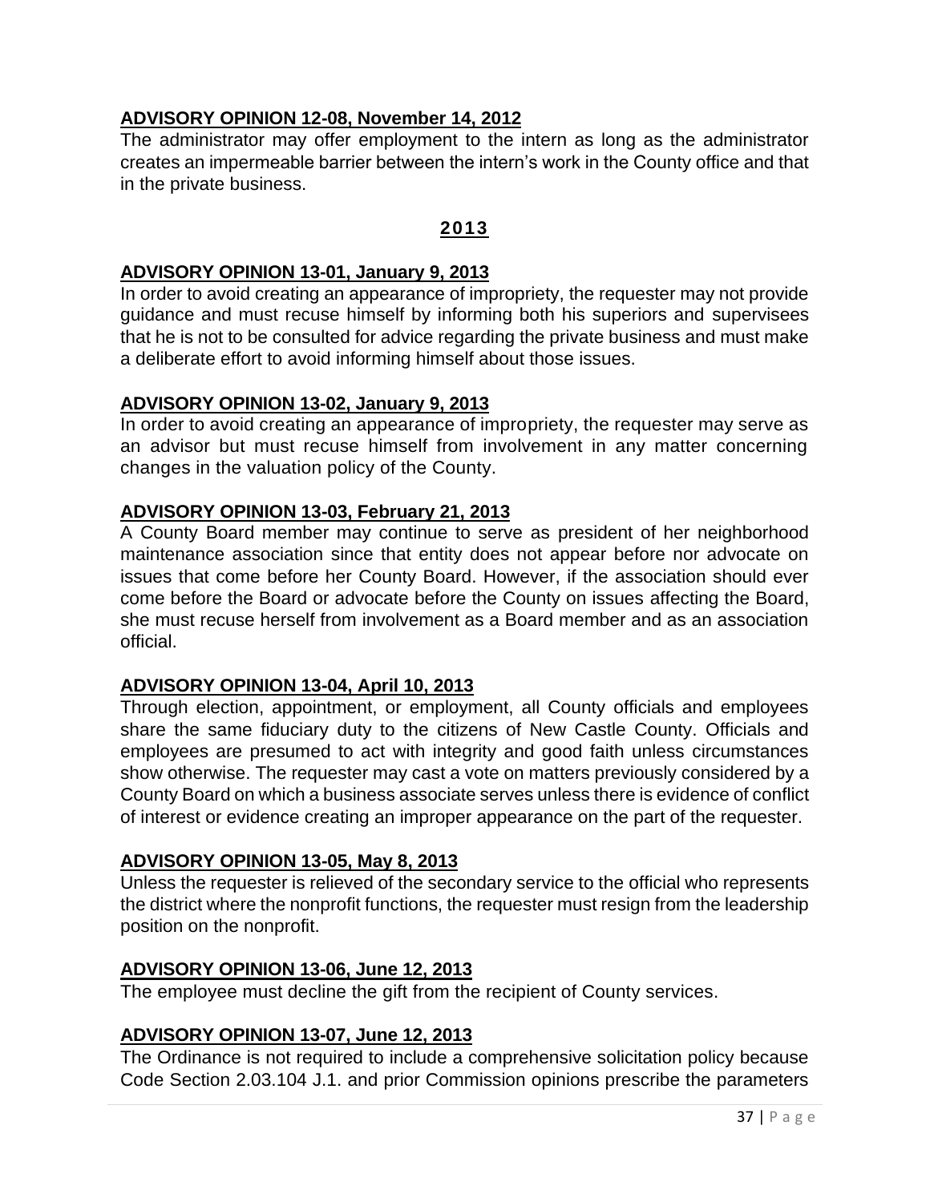**ADVISORY OPINION 12-08, November 14, 2012**

The administrator may offer employment to the intern as long as the administrator creates an impermeable barrier between the intern's work in the County office and that in the private business.

## 2013

**ADVISORY OPINION 13-01, January 9, 2013**

In order to avoid creating an appearance of impropriety, the requester may not provide guidance and must recuse himself by informing both his superiors and supervisees that he is not to be consulted for advice regarding the private business and must make a deliberate effort to avoid informing himself about those issues.

**ADVISORY OPINION 13-02, January 9, 2013**

In order to avoid creating an appearance of impropriety, the requester may serve as an advisor but must recuse himself from involvement in any matter concerning changes in the valuation policy of the County.

**ADVISORY OPINION 13-03, February 21, 2013**

A County Board member may continue to serve as president of her neighborhood maintenance association since that entity does not appear before nor advocate on issues that come before her County Board. However, if the association should ever come before the Board or advocate before the County on issues affecting the Board, she must recuse herself from involvement as a Board member and as an association official.

**ADVISORY OPINION 13-04, April 10, 2013**

Through election, appointment, or employment, all County officials and employees share the same fiduciary duty to the citizens of New Castle County. Officials and employees are presumed to act with integrity and good faith unless circumstances show otherwise. The requester may cast a vote on matters previously considered by a County Board on which a business associate serves unless there is evidence of conflict of interest or evidence creating an improper appearance on the part of the requester.

**ADVISORY OPINION 13-05, May 8, 2013**

Unless the requester is relieved of the secondary service to the official who represents the district where the nonprofit functions, the requester must resign from the leadership position on the nonprofit.

**ADVISORY OPINION 13-06, June 12, 2013**

The employee must decline the gift from the recipient of County services.

**ADVISORY OPINION 13-07, June 12, 2013**

The Ordinance is not required to include a comprehensive solicitation policy because Code Section 2.03.104 J.1. and prior Commission opinions prescribe the parameters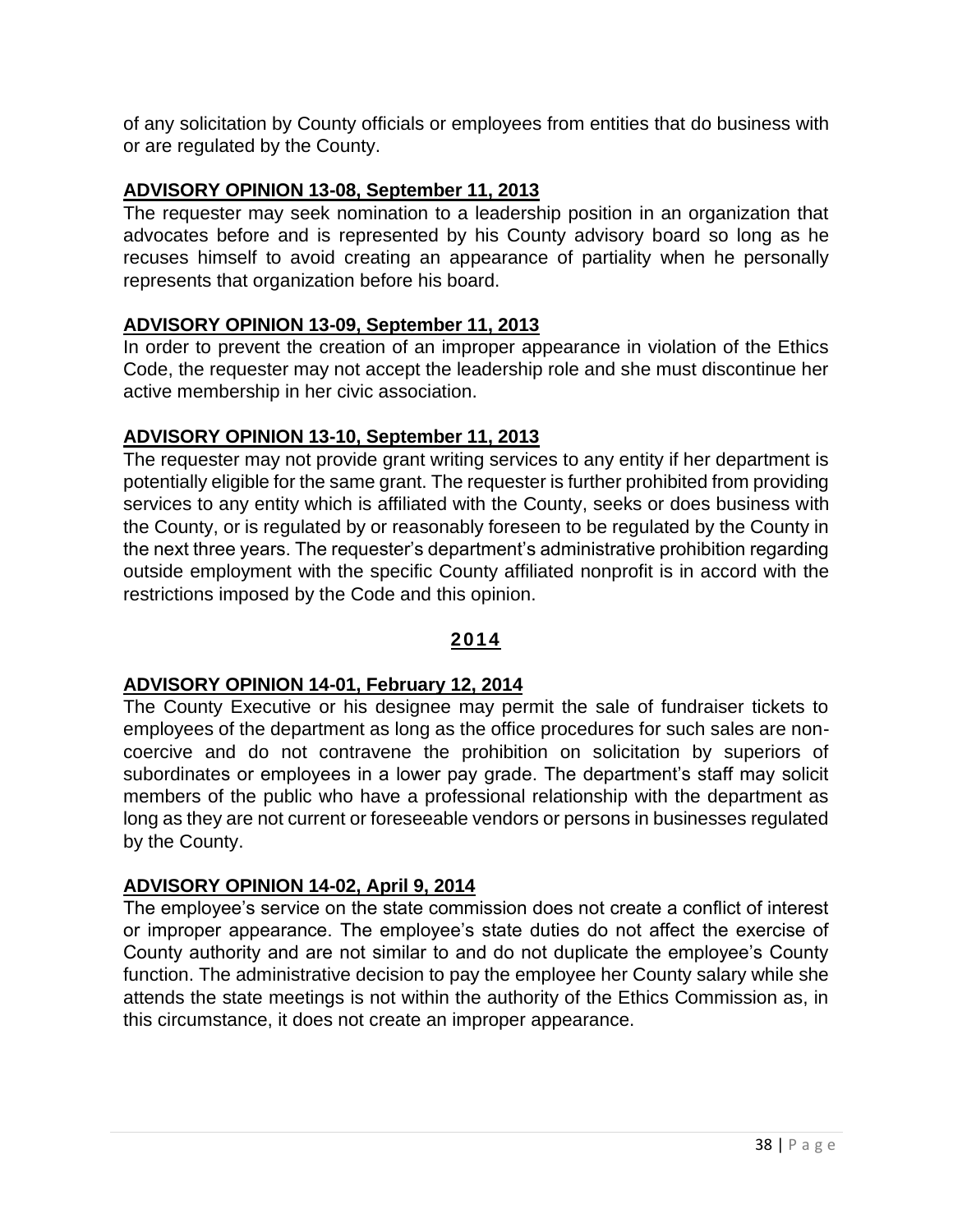of any solicitation by County officials or employees from entities that do business with or are regulated by the County.

**ADVISORY OPINION 13-08, September 11, 2013**

The requester may seek nomination to a leadership position in an organization that advocates before and is represented by his County advisory board so long as he recuses himself to avoid creating an appearance of partiality when he personally represents that organization before his board.

**ADVISORY OPINION 13-09, September 11, 2013**

In order to prevent the creation of an improper appearance in violation of the Ethics Code, the requester may not accept the leadership role and she must discontinue her active membership in her civic association.

**ADVISORY OPINION 13-10, September 11, 2013**

The requester may not provide grant writing services to any entity if her department is potentially eligible for the same grant. The requester is further prohibited from providing services to any entity which is affiliated with the County, seeks or does business with the County, or is regulated by or reasonably foreseen to be regulated by the County in the next three years. The requester's department's administrative prohibition regarding outside employment with the specific County affiliated nonprofit is in accord with the restrictions imposed by the Code and this opinion.

## 2014

**ADVISORY OPINION 14-01, February 12, 2014**

The County Executive or his designee may permit the sale of fundraiser tickets to employees of the department as long as the office procedures for such sales are non-coercive and do not contravene the prohibition on solicitation by superiors of subordinates or employees in a lower pay grade. The department's staff may solicit members of the public who have a professional relationship with the department as long as they are not current or foreseeable vendors or persons in businesses regulated by the County.

**ADVISORY OPINION 14-02, April 9, 2014**

The employee's service on the state commission does not create a conflict of interest or improper appearance. The employee's state duties do not affect the exercise of County authority and are not similar to and do not duplicate the employee's County function. The administrative decision to pay the employee her County salary while she attends the state meetings is not within the authority of the Ethics Commission as, in this circumstance, it does not create an improper appearance.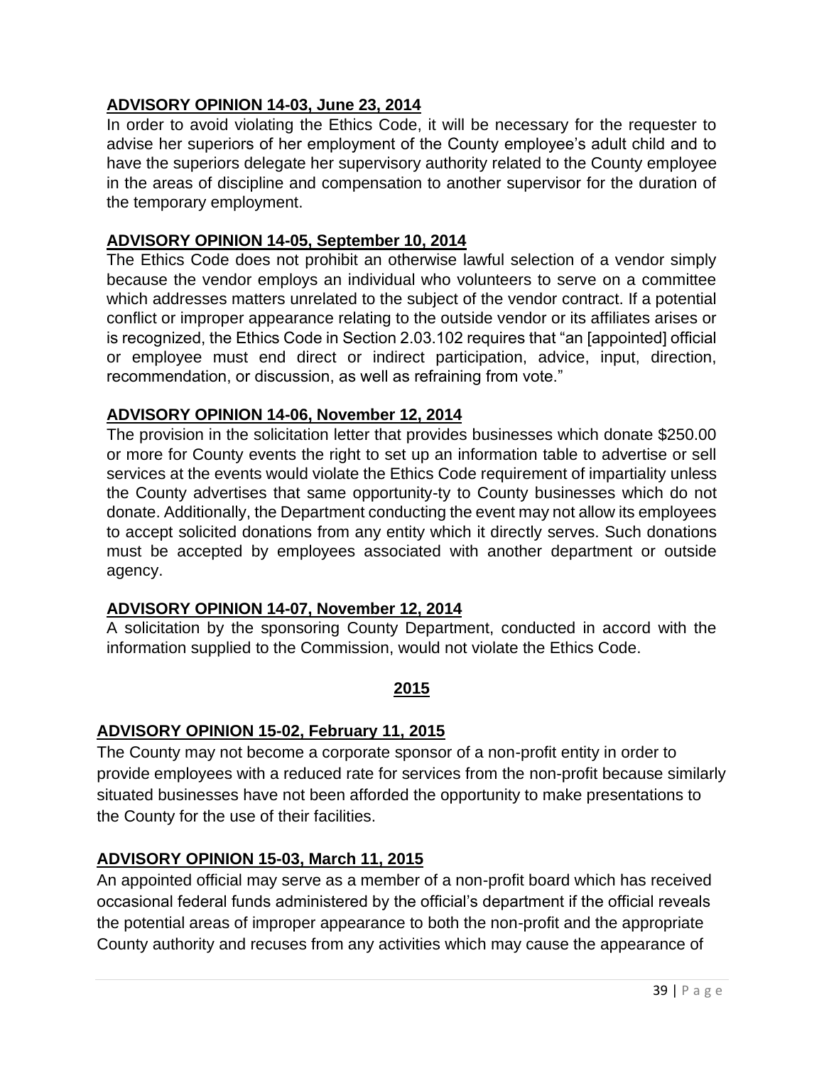### ADVISORY OPINION 14-03, June 23, 2014

In order to avoid violating the Ethics Code, it will be necessary for the requester to advise her superiors of her employment of the County employee's adult child and to have the superiors delegate her supervisory authority related to the County employee in the areas of discipline and compensation to another supervisor for the duration of the temporary employment.

### ADVISORY OPINION 14-05, September 10, 2014

The Ethics Code does not prohibit an otherwise lawful selection of a vendor simply because the vendor employs an individual who volunteers to serve on a committee which addresses matters unrelated to the subject of the vendor contract. If a potential conflict or improper appearance relating to the outside vendor or its affiliates arises or is recognized, the Ethics Code in Section 2.03.102 requires that "an [appointed] official or employee must end direct or indirect participation, advice, input, direction, recommendation, or discussion, as well as refraining from vote."

### ADVISORY OPINION 14-06, November 12, 2014

The provision in the solicitation letter that provides businesses which donate $250.00 or more for County events the right to set up an information table to advertise or sell services at the events would violate the Ethics Code requirement of impartiality unless the County advertises that same opportunity-ty to County businesses which do not donate. Additionally, the Department conducting the event may not allow its employees to accept solicited donations from any entity which it directly serves. Such donations must be accepted by employees associated with another department or outside agency.

### ADVISORY OPINION 14-07, November 12, 2014

A solicitation by the sponsoring County Department, conducted in accord with the information supplied to the Commission, would not violate the Ethics Code.

## 2015

### ADVISORY OPINION 15-02, February 11, 2015

The County may not become a corporate sponsor of a non-profit entity in order to provide employees with a reduced rate for services from the non-profit because similarly situated businesses have not been afforded the opportunity to make presentations to the County for the use of their facilities.

### ADVISORY OPINION 15-03, March 11, 2015

An appointed official may serve as a member of a non-profit board which has received occasional federal funds administered by the official's department if the official reveals the potential areas of improper appearance to both the non-profit and the appropriate County authority and recuses from any activities which may cause the appearance of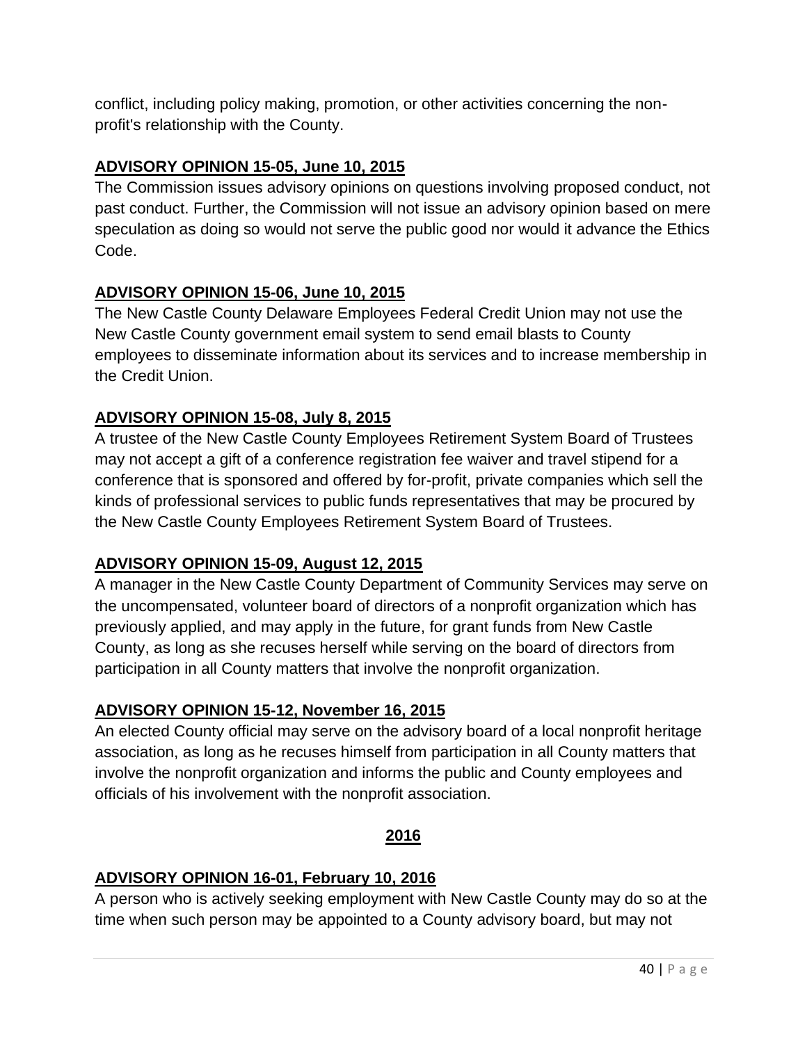conflict, including policy making, promotion, or other activities concerning the non-profit's relationship with the County.

**ADVISORY OPINION 15-05, June 10, 2015**

The Commission issues advisory opinions on questions involving proposed conduct, not past conduct. Further, the Commission will not issue an advisory opinion based on mere speculation as doing so would not serve the public good nor would it advance the Ethics Code.

**ADVISORY OPINION 15-06, June 10, 2015**

The New Castle County Delaware Employees Federal Credit Union may not use the New Castle County government email system to send email blasts to County employees to disseminate information about its services and to increase membership in the Credit Union.

**ADVISORY OPINION 15-08, July 8, 2015**

A trustee of the New Castle County Employees Retirement System Board of Trustees may not accept a gift of a conference registration fee waiver and travel stipend for a conference that is sponsored and offered by for-profit, private companies which sell the kinds of professional services to public funds representatives that may be procured by the New Castle County Employees Retirement System Board of Trustees.

**ADVISORY OPINION 15-09, August 12, 2015**

A manager in the New Castle County Department of Community Services may serve on the uncompensated, volunteer board of directors of a nonprofit organization which has previously applied, and may apply in the future, for grant funds from New Castle County, as long as she recuses herself while serving on the board of directors from participation in all County matters that involve the nonprofit organization.

**ADVISORY OPINION 15-12, November 16, 2015**

An elected County official may serve on the advisory board of a local nonprofit heritage association, as long as he recuses himself from participation in all County matters that involve the nonprofit organization and informs the public and County employees and officials of his involvement with the nonprofit association.

## 2016

**ADVISORY OPINION 16-01, February 10, 2016**

A person who is actively seeking employment with New Castle County may do so at the time when such person may be appointed to a County advisory board, but may not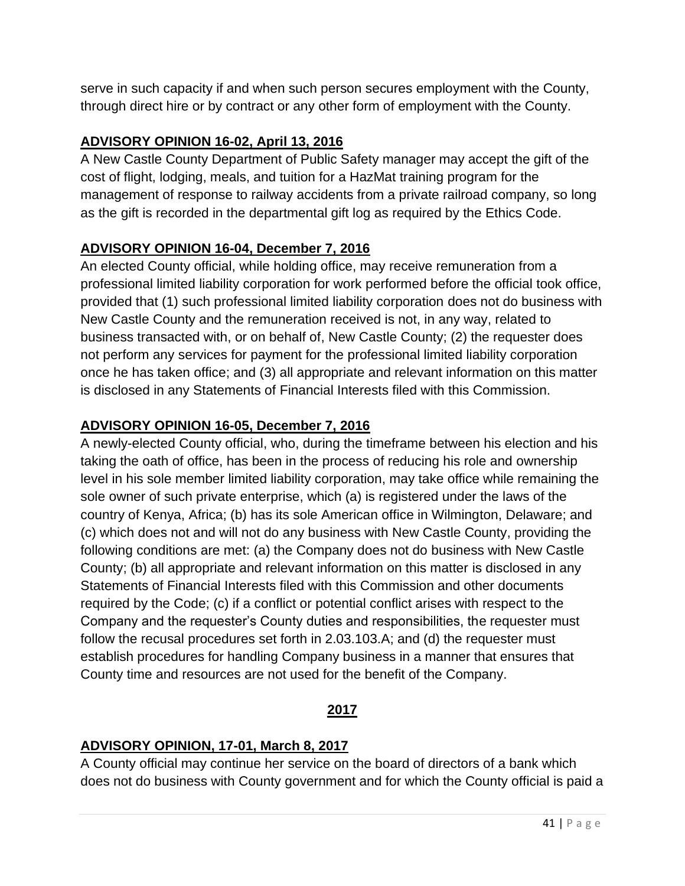serve in such capacity if and when such person secures employment with the County, through direct hire or by contract or any other form of employment with the County.

**ADVISORY OPINION 16-02, April 13, 2016**

A New Castle County Department of Public Safety manager may accept the gift of the cost of flight, lodging, meals, and tuition for a HazMat training program for the management of response to railway accidents from a private railroad company, so long as the gift is recorded in the departmental gift log as required by the Ethics Code.

**ADVISORY OPINION 16-04, December 7, 2016**

An elected County official, while holding office, may receive remuneration from a professional limited liability corporation for work performed before the official took office, provided that (1) such professional limited liability corporation does not do business with New Castle County and the remuneration received is not, in any way, related to business transacted with, or on behalf of, New Castle County; (2) the requester does not perform any services for payment for the professional limited liability corporation once he has taken office; and (3) all appropriate and relevant information on this matter is disclosed in any Statements of Financial Interests filed with this Commission.

**ADVISORY OPINION 16-05, December 7, 2016**

A newly-elected County official, who, during the timeframe between his election and his taking the oath of office, has been in the process of reducing his role and ownership level in his sole member limited liability corporation, may take office while remaining the sole owner of such private enterprise, which (a) is registered under the laws of the country of Kenya, Africa; (b) has its sole American office in Wilmington, Delaware; and (c) which does not and will not do any business with New Castle County, providing the following conditions are met: (a) the Company does not do business with New Castle County; (b) all appropriate and relevant information on this matter is disclosed in any Statements of Financial Interests filed with this Commission and other documents required by the Code; (c) if a conflict or potential conflict arises with respect to the Company and the requester's County duties and responsibilities, the requester must follow the recusal procedures set forth in 2.03.103.A; and (d) the requester must establish procedures for handling Company business in a manner that ensures that County time and resources are not used for the benefit of the Company.

## 2017

**ADVISORY OPINION, 17-01, March 8, 2017**

A County official may continue her service on the board of directors of a bank which does not do business with County government and for which the County official is paid a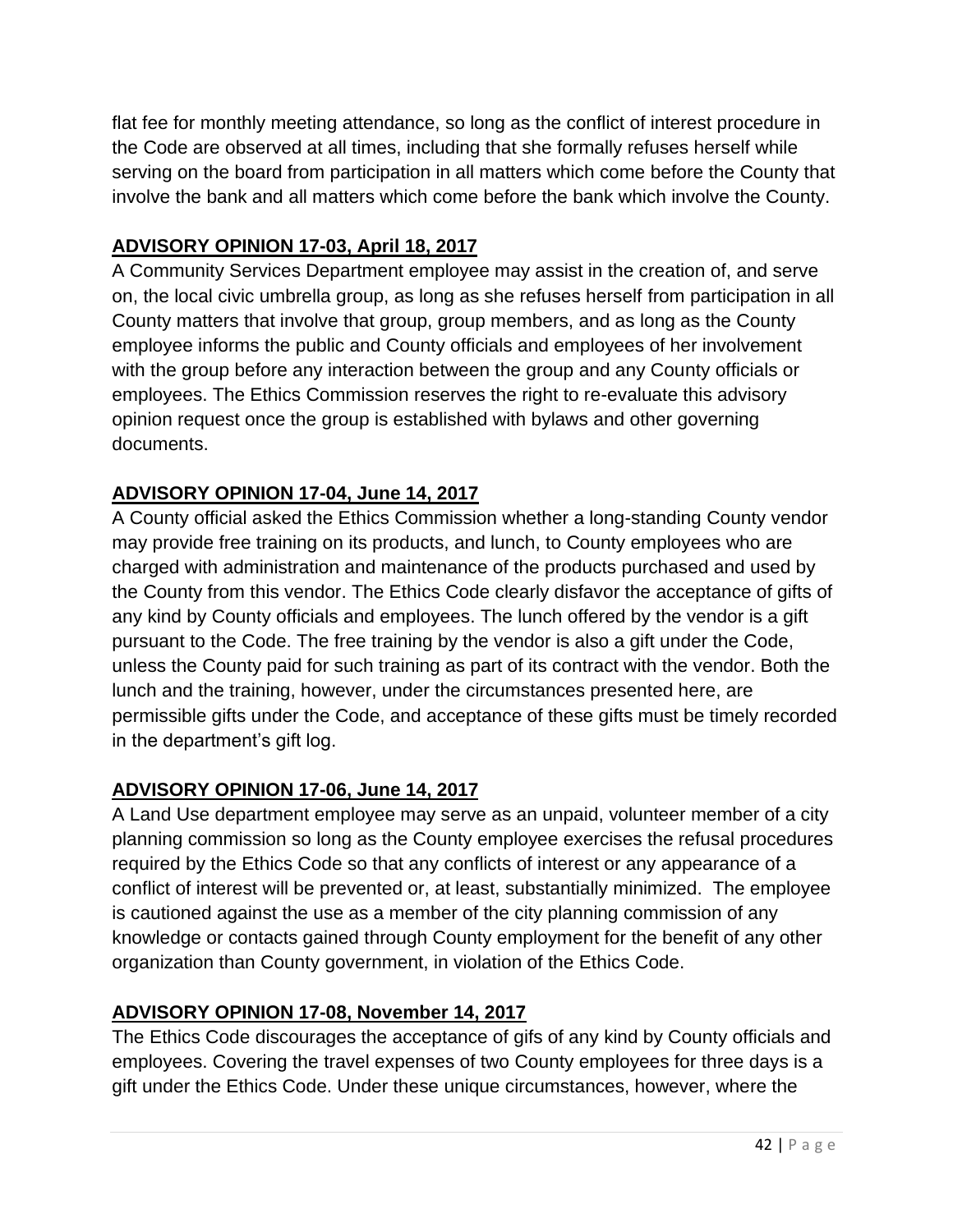flat fee for monthly meeting attendance, so long as the conflict of interest procedure in the Code are observed at all times, including that she formally refuses herself while serving on the board from participation in all matters which come before the County that involve the bank and all matters which come before the bank which involve the County.

**ADVISORY OPINION 17-03, April 18, 2017**

A Community Services Department employee may assist in the creation of, and serve on, the local civic umbrella group, as long as she refuses herself from participation in all County matters that involve that group, group members, and as long as the County employee informs the public and County officials and employees of her involvement with the group before any interaction between the group and any County officials or employees. The Ethics Commission reserves the right to re-evaluate this advisory opinion request once the group is established with bylaws and other governing documents.

**ADVISORY OPINION 17-04, June 14, 2017**

A County official asked the Ethics Commission whether a long-standing County vendor may provide free training on its products, and lunch, to County employees who are charged with administration and maintenance of the products purchased and used by the County from this vendor. The Ethics Code clearly disfavor the acceptance of gifts of any kind by County officials and employees. The lunch offered by the vendor is a gift pursuant to the Code. The free training by the vendor is also a gift under the Code, unless the County paid for such training as part of its contract with the vendor. Both the lunch and the training, however, under the circumstances presented here, are permissible gifts under the Code, and acceptance of these gifts must be timely recorded in the department's gift log.

**ADVISORY OPINION 17-06, June 14, 2017**

A Land Use department employee may serve as an unpaid, volunteer member of a city planning commission so long as the County employee exercises the refusal procedures required by the Ethics Code so that any conflicts of interest or any appearance of a conflict of interest will be prevented or, at least, substantially minimized. The employee is cautioned against the use as a member of the city planning commission of any knowledge or contacts gained through County employment for the benefit of any other organization than County government, in violation of the Ethics Code.

**ADVISORY OPINION 17-08, November 14, 2017**

The Ethics Code discourages the acceptance of gifs of any kind by County officials and employees. Covering the travel expenses of two County employees for three days is a gift under the Ethics Code. Under these unique circumstances, however, where the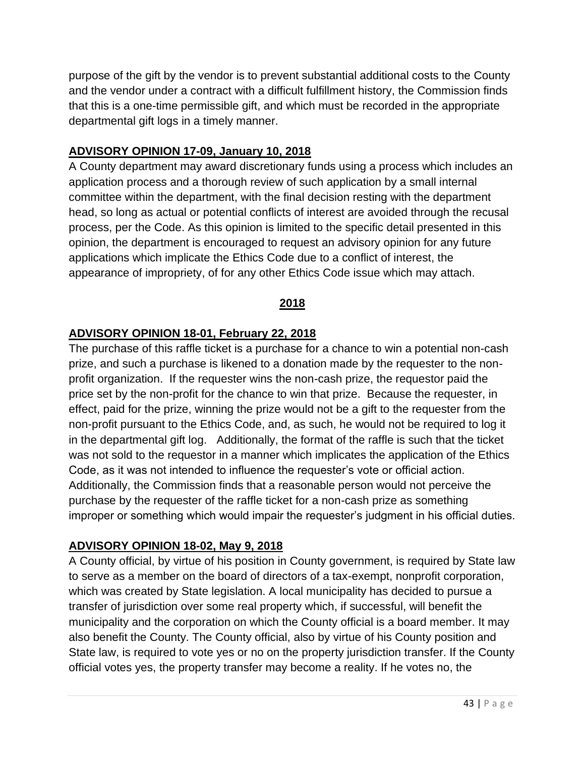purpose of the gift by the vendor is to prevent substantial additional costs to the County and the vendor under a contract with a difficult fulfillment history, the Commission finds that this is a one-time permissible gift, and which must be recorded in the appropriate departmental gift logs in a timely manner.

**ADVISORY OPINION 17-09, January 10, 2018**

A County department may award discretionary funds using a process which includes an application process and a thorough review of such application by a small internal committee within the department, with the final decision resting with the department head, so long as actual or potential conflicts of interest are avoided through the recusal process, per the Code. As this opinion is limited to the specific detail presented in this opinion, the department is encouraged to request an advisory opinion for any future applications which implicate the Ethics Code due to a conflict of interest, the appearance of impropriety, of for any other Ethics Code issue which may attach.

## 2018

**ADVISORY OPINION 18-01, February 22, 2018**

The purchase of this raffle ticket is a purchase for a chance to win a potential non-cash prize, and such a purchase is likened to a donation made by the requester to the non-profit organization. If the requester wins the non-cash prize, the requestor paid the price set by the non-profit for the chance to win that prize. Because the requester, in effect, paid for the prize, winning the prize would not be a gift to the requester from the non-profit pursuant to the Ethics Code, and, as such, he would not be required to log it in the departmental gift log. Additionally, the format of the raffle is such that the ticket was not sold to the requestor in a manner which implicates the application of the Ethics Code, as it was not intended to influence the requester's vote or official action. Additionally, the Commission finds that a reasonable person would not perceive the purchase by the requester of the raffle ticket for a non-cash prize as something improper or something which would impair the requester's judgment in his official duties.

**ADVISORY OPINION 18-02, May 9, 2018**

A County official, by virtue of his position in County government, is required by State law to serve as a member on the board of directors of a tax-exempt, nonprofit corporation, which was created by State legislation. A local municipality has decided to pursue a transfer of jurisdiction over some real property which, if successful, will benefit the municipality and the corporation on which the County official is a board member. It may also benefit the County. The County official, also by virtue of his County position and State law, is required to vote yes or no on the property jurisdiction transfer. If the County official votes yes, the property transfer may become a reality. If he votes no, the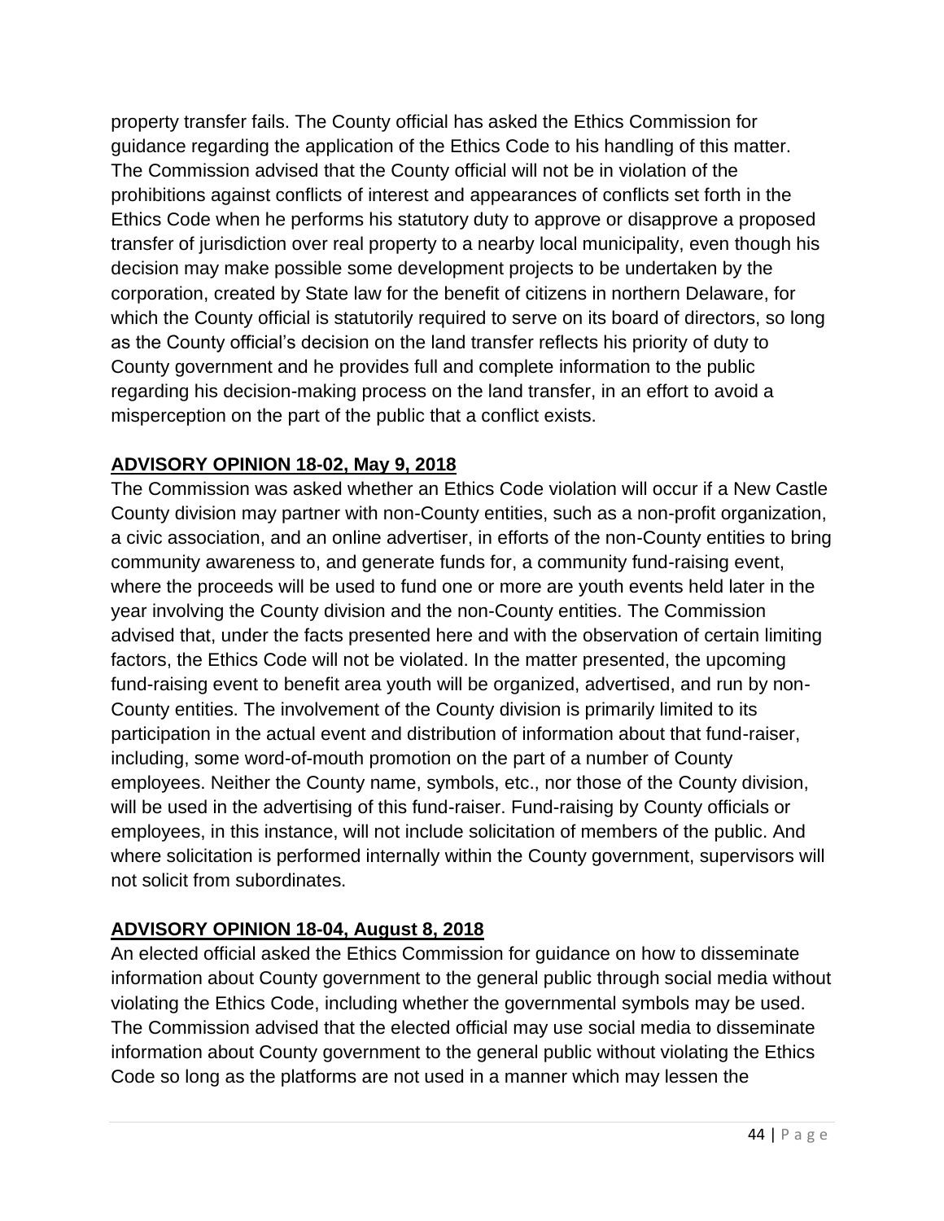property transfer fails. The County official has asked the Ethics Commission for guidance regarding the application of the Ethics Code to his handling of this matter. The Commission advised that the County official will not be in violation of the prohibitions against conflicts of interest and appearances of conflicts set forth in the Ethics Code when he performs his statutory duty to approve or disapprove a proposed transfer of jurisdiction over real property to a nearby local municipality, even though his decision may make possible some development projects to be undertaken by the corporation, created by State law for the benefit of citizens in northern Delaware, for which the County official is statutorily required to serve on its board of directors, so long as the County official's decision on the land transfer reflects his priority of duty to County government and he provides full and complete information to the public regarding his decision-making process on the land transfer, in an effort to avoid a misperception on the part of the public that a conflict exists.

**ADVISORY OPINION 18-02, May 9, 2018**

The Commission was asked whether an Ethics Code violation will occur if a New Castle County division may partner with non-County entities, such as a non-profit organization, a civic association, and an online advertiser, in efforts of the non-County entities to bring community awareness to, and generate funds for, a community fund-raising event, where the proceeds will be used to fund one or more are youth events held later in the year involving the County division and the non-County entities. The Commission advised that, under the facts presented here and with the observation of certain limiting factors, the Ethics Code will not be violated. In the matter presented, the upcoming fund-raising event to benefit area youth will be organized, advertised, and run by non-County entities. The involvement of the County division is primarily limited to its participation in the actual event and distribution of information about that fund-raiser, including, some word-of-mouth promotion on the part of a number of County employees. Neither the County name, symbols, etc., nor those of the County division, will be used in the advertising of this fund-raiser. Fund-raising by County officials or employees, in this instance, will not include solicitation of members of the public. And where solicitation is performed internally within the County government, supervisors will not solicit from subordinates.

**ADVISORY OPINION 18-04, August 8, 2018**

An elected official asked the Ethics Commission for guidance on how to disseminate information about County government to the general public through social media without violating the Ethics Code, including whether the governmental symbols may be used. The Commission advised that the elected official may use social media to disseminate information about County government to the general public without violating the Ethics Code so long as the platforms are not used in a manner which may lessen the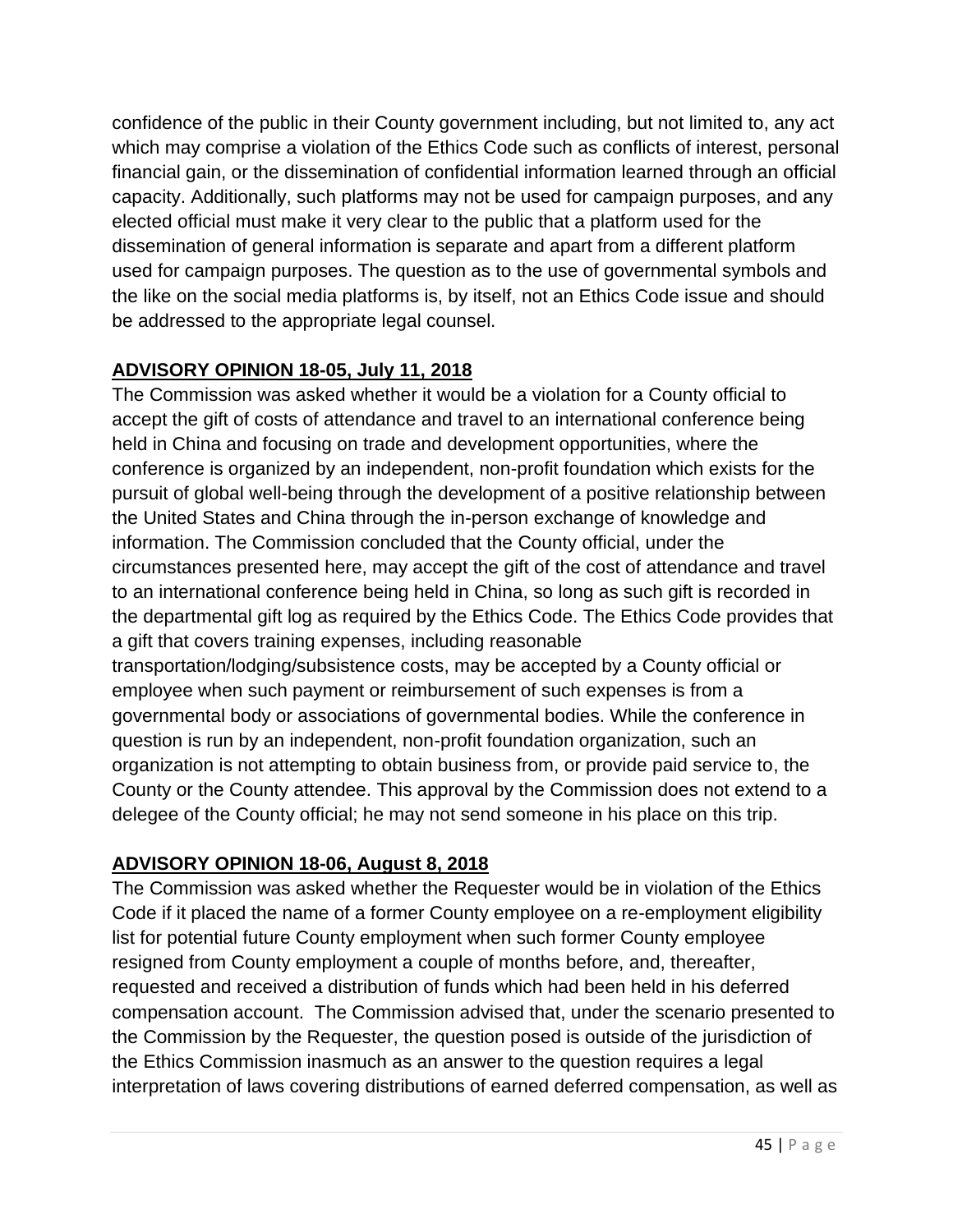confidence of the public in their County government including, but not limited to, any act which may comprise a violation of the Ethics Code such as conflicts of interest, personal financial gain, or the dissemination of confidential information learned through an official capacity. Additionally, such platforms may not be used for campaign purposes, and any elected official must make it very clear to the public that a platform used for the dissemination of general information is separate and apart from a different platform used for campaign purposes. The question as to the use of governmental symbols and the like on the social media platforms is, by itself, not an Ethics Code issue and should be addressed to the appropriate legal counsel.

**ADVISORY OPINION 18-05, July 11, 2018**

The Commission was asked whether it would be a violation for a County official to accept the gift of costs of attendance and travel to an international conference being held in China and focusing on trade and development opportunities, where the conference is organized by an independent, non-profit foundation which exists for the pursuit of global well-being through the development of a positive relationship between the United States and China through the in-person exchange of knowledge and information. The Commission concluded that the County official, under the circumstances presented here, may accept the gift of the cost of attendance and travel to an international conference being held in China, so long as such gift is recorded in the departmental gift log as required by the Ethics Code. The Ethics Code provides that a gift that covers training expenses, including reasonable transportation/lodging/subsistence costs, may be accepted by a County official or employee when such payment or reimbursement of such expenses is from a governmental body or associations of governmental bodies. While the conference in question is run by an independent, non-profit foundation organization, such an organization is not attempting to obtain business from, or provide paid service to, the County or the County attendee. This approval by the Commission does not extend to a delegee of the County official; he may not send someone in his place on this trip.

**ADVISORY OPINION 18-06, August 8, 2018**

The Commission was asked whether the Requester would be in violation of the Ethics Code if it placed the name of a former County employee on a re-employment eligibility list for potential future County employment when such former County employee resigned from County employment a couple of months before, and, thereafter, requested and received a distribution of funds which had been held in his deferred compensation account. The Commission advised that, under the scenario presented to the Commission by the Requester, the question posed is outside of the jurisdiction of the Ethics Commission inasmuch as an answer to the question requires a legal interpretation of laws covering distributions of earned deferred compensation, as well as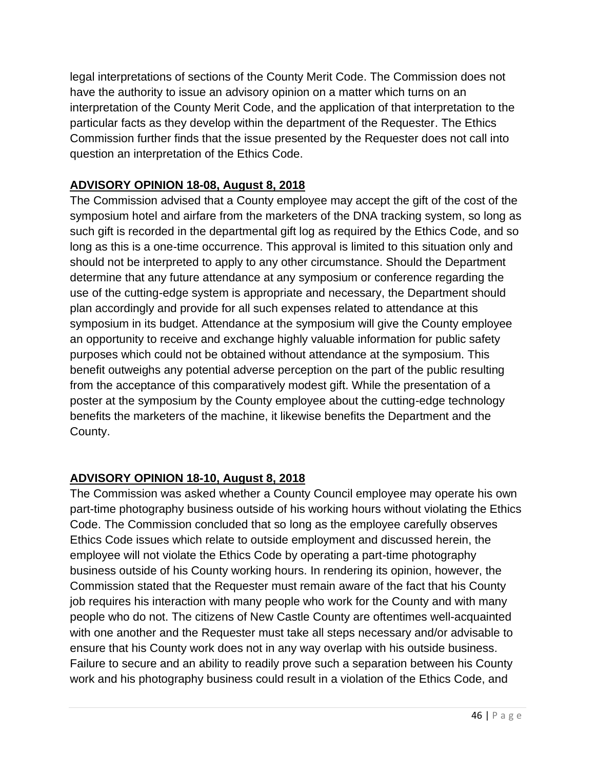legal interpretations of sections of the County Merit Code. The Commission does not have the authority to issue an advisory opinion on a matter which turns on an interpretation of the County Merit Code, and the application of that interpretation to the particular facts as they develop within the department of the Requester. The Ethics Commission further finds that the issue presented by the Requester does not call into question an interpretation of the Ethics Code.

**ADVISORY OPINION 18-08, August 8, 2018**

The Commission advised that a County employee may accept the gift of the cost of the symposium hotel and airfare from the marketers of the DNA tracking system, so long as such gift is recorded in the departmental gift log as required by the Ethics Code, and so long as this is a one-time occurrence. This approval is limited to this situation only and should not be interpreted to apply to any other circumstance. Should the Department determine that any future attendance at any symposium or conference regarding the use of the cutting-edge system is appropriate and necessary, the Department should plan accordingly and provide for all such expenses related to attendance at this symposium in its budget. Attendance at the symposium will give the County employee an opportunity to receive and exchange highly valuable information for public safety purposes which could not be obtained without attendance at the symposium. This benefit outweighs any potential adverse perception on the part of the public resulting from the acceptance of this comparatively modest gift. While the presentation of a poster at the symposium by the County employee about the cutting-edge technology benefits the marketers of the machine, it likewise benefits the Department and the County.

**ADVISORY OPINION 18-10, August 8, 2018**

The Commission was asked whether a County Council employee may operate his own part-time photography business outside of his working hours without violating the Ethics Code. The Commission concluded that so long as the employee carefully observes Ethics Code issues which relate to outside employment and discussed herein, the employee will not violate the Ethics Code by operating a part-time photography business outside of his County working hours. In rendering its opinion, however, the Commission stated that the Requester must remain aware of the fact that his County job requires his interaction with many people who work for the County and with many people who do not. The citizens of New Castle County are oftentimes well-acquainted with one another and the Requester must take all steps necessary and/or advisable to ensure that his County work does not in any way overlap with his outside business. Failure to secure and an ability to readily prove such a separation between his County work and his photography business could result in a violation of the Ethics Code, and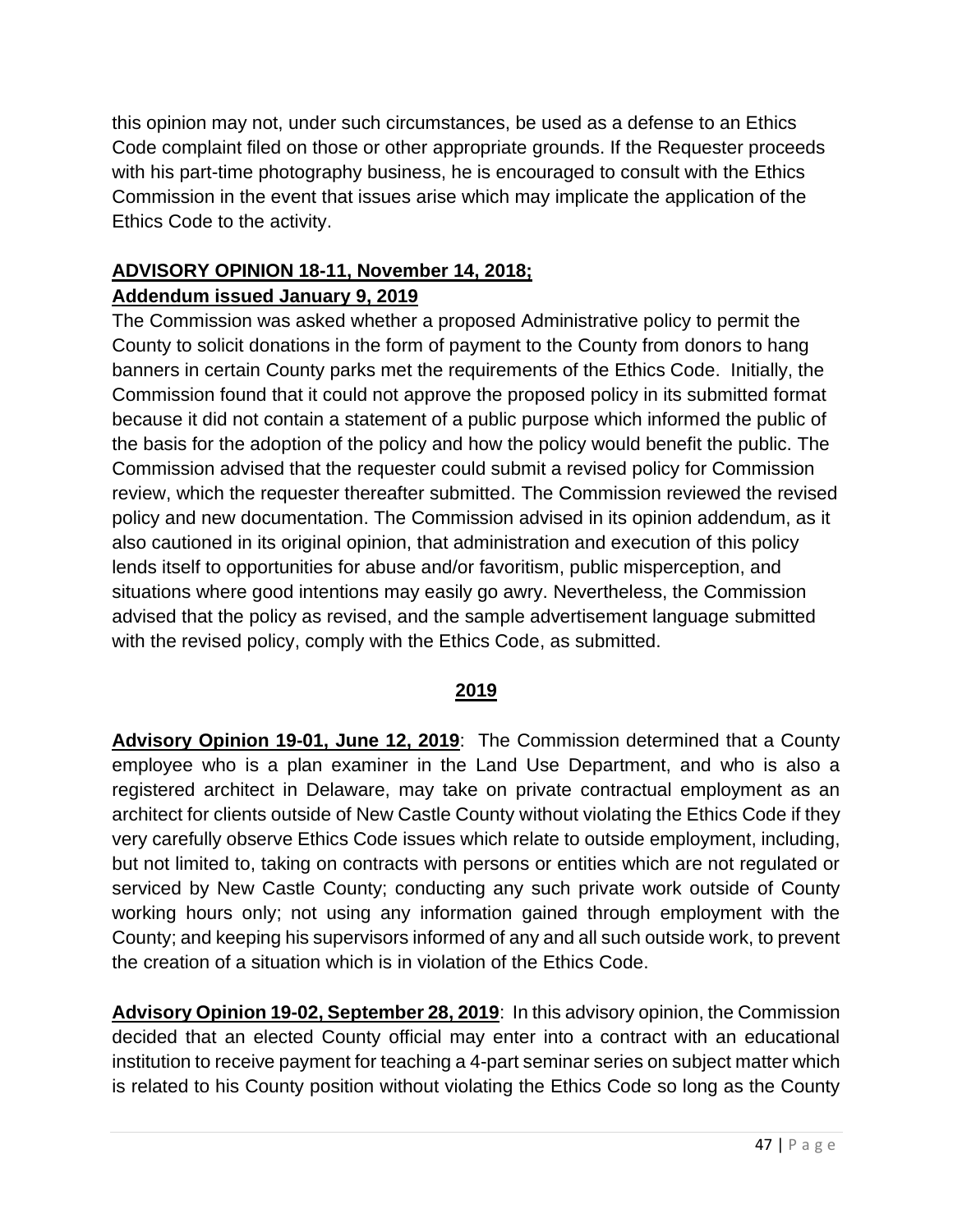this opinion may not, under such circumstances, be used as a defense to an Ethics Code complaint filed on those or other appropriate grounds. If the Requester proceeds with his part-time photography business, he is encouraged to consult with the Ethics Commission in the event that issues arise which may implicate the application of the Ethics Code to the activity.

**ADVISORY OPINION 18-11, November 14, 2018;**
**Addendum issued January 9, 2019**

The Commission was asked whether a proposed Administrative policy to permit the County to solicit donations in the form of payment to the County from donors to hang banners in certain County parks met the requirements of the Ethics Code. Initially, the Commission found that it could not approve the proposed policy in its submitted format because it did not contain a statement of a public purpose which informed the public of the basis for the adoption of the policy and how the policy would benefit the public. The Commission advised that the requester could submit a revised policy for Commission review, which the requester thereafter submitted. The Commission reviewed the revised policy and new documentation. The Commission advised in its opinion addendum, as it also cautioned in its original opinion, that administration and execution of this policy lends itself to opportunities for abuse and/or favoritism, public misperception, and situations where good intentions may easily go awry. Nevertheless, the Commission advised that the policy as revised, and the sample advertisement language submitted with the revised policy, comply with the Ethics Code, as submitted.

## 2019

**Advisory Opinion 19-01, June 12, 2019**: The Commission determined that a County employee who is a plan examiner in the Land Use Department, and who is also a registered architect in Delaware, may take on private contractual employment as an architect for clients outside of New Castle County without violating the Ethics Code if they very carefully observe Ethics Code issues which relate to outside employment, including, but not limited to, taking on contracts with persons or entities which are not regulated or serviced by New Castle County; conducting any such private work outside of County working hours only; not using any information gained through employment with the County; and keeping his supervisors informed of any and all such outside work, to prevent the creation of a situation which is in violation of the Ethics Code.

**Advisory Opinion 19-02, September 28, 2019**: In this advisory opinion, the Commission decided that an elected County official may enter into a contract with an educational institution to receive payment for teaching a 4-part seminar series on subject matter which is related to his County position without violating the Ethics Code so long as the County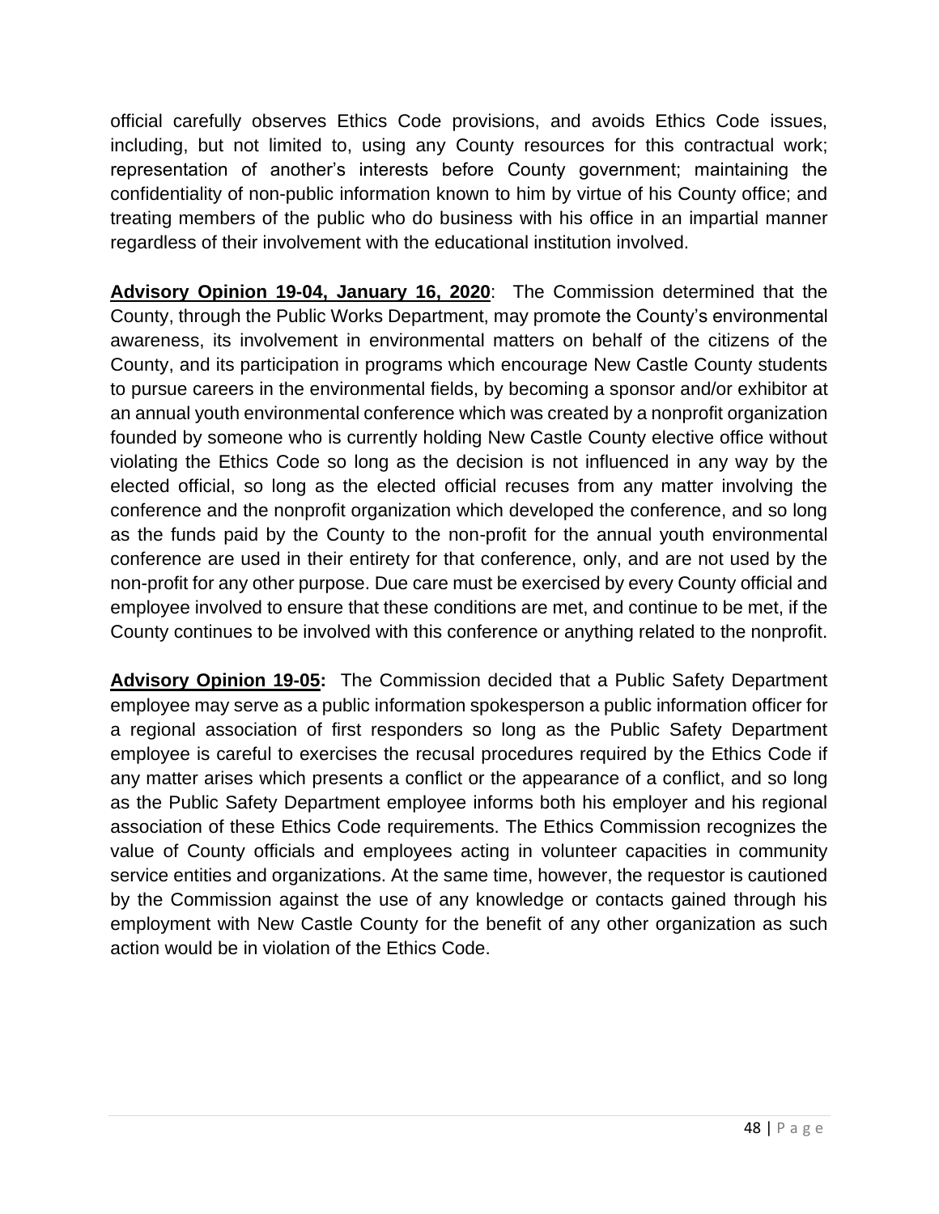official carefully observes Ethics Code provisions, and avoids Ethics Code issues, including, but not limited to, using any County resources for this contractual work; representation of another's interests before County government; maintaining the confidentiality of non-public information known to him by virtue of his County office; and treating members of the public who do business with his office in an impartial manner regardless of their involvement with the educational institution involved.

**Advisory Opinion 19-04, January 16, 2020**: The Commission determined that the County, through the Public Works Department, may promote the County's environmental awareness, its involvement in environmental matters on behalf of the citizens of the County, and its participation in programs which encourage New Castle County students to pursue careers in the environmental fields, by becoming a sponsor and/or exhibitor at an annual youth environmental conference which was created by a nonprofit organization founded by someone who is currently holding New Castle County elective office without violating the Ethics Code so long as the decision is not influenced in any way by the elected official, so long as the elected official recuses from any matter involving the conference and the nonprofit organization which developed the conference, and so long as the funds paid by the County to the non-profit for the annual youth environmental conference are used in their entirety for that conference, only, and are not used by the non-profit for any other purpose. Due care must be exercised by every County official and employee involved to ensure that these conditions are met, and continue to be met, if the County continues to be involved with this conference or anything related to the nonprofit.

**Advisory Opinion 19-05:** The Commission decided that a Public Safety Department employee may serve as a public information spokesperson a public information officer for a regional association of first responders so long as the Public Safety Department employee is careful to exercises the recusal procedures required by the Ethics Code if any matter arises which presents a conflict or the appearance of a conflict, and so long as the Public Safety Department employee informs both his employer and his regional association of these Ethics Code requirements. The Ethics Commission recognizes the value of County officials and employees acting in volunteer capacities in community service entities and organizations. At the same time, however, the requestor is cautioned by the Commission against the use of any knowledge or contacts gained through his employment with New Castle County for the benefit of any other organization as such action would be in violation of the Ethics Code.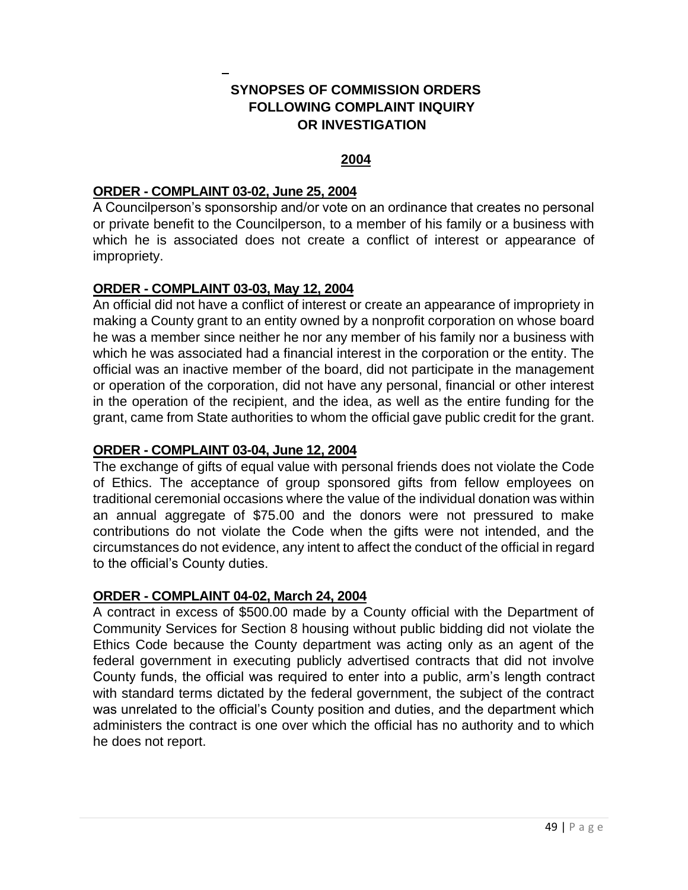# SYNOPSES OF COMMISSION ORDERS FOLLOWING COMPLAINT INQUIRY OR INVESTIGATION

## 2004

**ORDER - COMPLAINT 03-02, June 25, 2004**

A Councilperson's sponsorship and/or vote on an ordinance that creates no personal or private benefit to the Councilperson, to a member of his family or a business with which he is associated does not create a conflict of interest or appearance of impropriety.

**ORDER - COMPLAINT 03-03, May 12, 2004**

An official did not have a conflict of interest or create an appearance of impropriety in making a County grant to an entity owned by a nonprofit corporation on whose board he was a member since neither he nor any member of his family nor a business with which he was associated had a financial interest in the corporation or the entity. The official was an inactive member of the board, did not participate in the management or operation of the corporation, did not have any personal, financial or other interest in the operation of the recipient, and the idea, as well as the entire funding for the grant, came from State authorities to whom the official gave public credit for the grant.

**ORDER - COMPLAINT 03-04, June 12, 2004**

The exchange of gifts of equal value with personal friends does not violate the Code of Ethics. The acceptance of group sponsored gifts from fellow employees on traditional ceremonial occasions where the value of the individual donation was within an annual aggregate of $75.00 and the donors were not pressured to make contributions do not violate the Code when the gifts were not intended, and the circumstances do not evidence, any intent to affect the conduct of the official in regard to the official's County duties.

**ORDER - COMPLAINT 04-02, March 24, 2004**

A contract in excess of $500.00 made by a County official with the Department of Community Services for Section 8 housing without public bidding did not violate the Ethics Code because the County department was acting only as an agent of the federal government in executing publicly advertised contracts that did not involve County funds, the official was required to enter into a public, arm's length contract with standard terms dictated by the federal government, the subject of the contract was unrelated to the official's County position and duties, and the department which administers the contract is one over which the official has no authority and to which he does not report.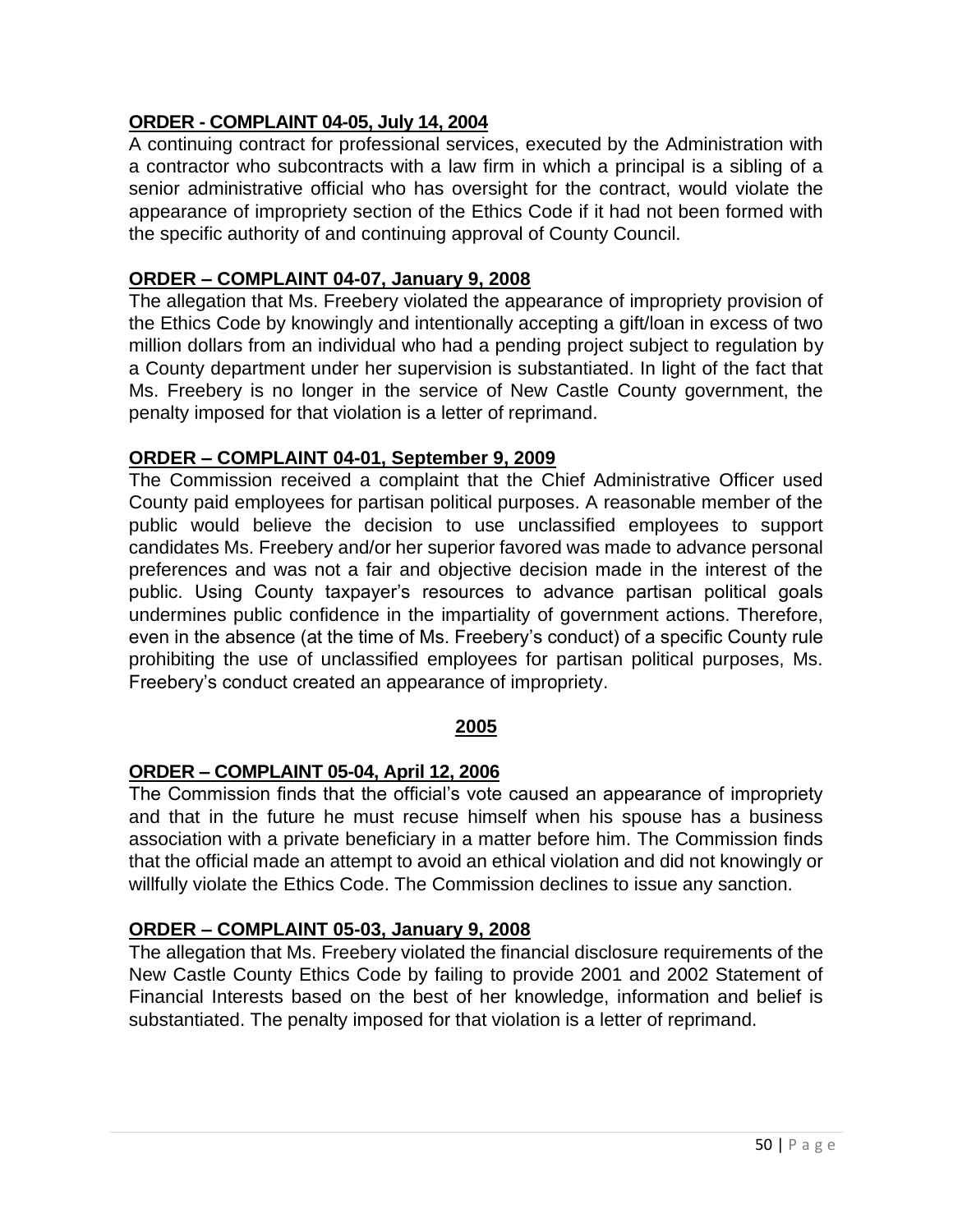**ORDER - COMPLAINT 04-05, July 14, 2004**

A continuing contract for professional services, executed by the Administration with a contractor who subcontracts with a law firm in which a principal is a sibling of a senior administrative official who has oversight for the contract, would violate the appearance of impropriety section of the Ethics Code if it had not been formed with the specific authority of and continuing approval of County Council.

**ORDER – COMPLAINT 04-07, January 9, 2008**

The allegation that Ms. Freebery violated the appearance of impropriety provision of the Ethics Code by knowingly and intentionally accepting a gift/loan in excess of two million dollars from an individual who had a pending project subject to regulation by a County department under her supervision is substantiated. In light of the fact that Ms. Freebery is no longer in the service of New Castle County government, the penalty imposed for that violation is a letter of reprimand.

**ORDER – COMPLAINT 04-01, September 9, 2009**

The Commission received a complaint that the Chief Administrative Officer used County paid employees for partisan political purposes. A reasonable member of the public would believe the decision to use unclassified employees to support candidates Ms. Freebery and/or her superior favored was made to advance personal preferences and was not a fair and objective decision made in the interest of the public. Using County taxpayer's resources to advance partisan political goals undermines public confidence in the impartiality of government actions. Therefore, even in the absence (at the time of Ms. Freebery's conduct) of a specific County rule prohibiting the use of unclassified employees for partisan political purposes, Ms. Freebery's conduct created an appearance of impropriety.

## 2005

**ORDER – COMPLAINT 05-04, April 12, 2006**

The Commission finds that the official's vote caused an appearance of impropriety and that in the future he must recuse himself when his spouse has a business association with a private beneficiary in a matter before him. The Commission finds that the official made an attempt to avoid an ethical violation and did not knowingly or willfully violate the Ethics Code. The Commission declines to issue any sanction.

**ORDER – COMPLAINT 05-03, January 9, 2008**

The allegation that Ms. Freebery violated the financial disclosure requirements of the New Castle County Ethics Code by failing to provide 2001 and 2002 Statement of Financial Interests based on the best of her knowledge, information and belief is substantiated. The penalty imposed for that violation is a letter of reprimand.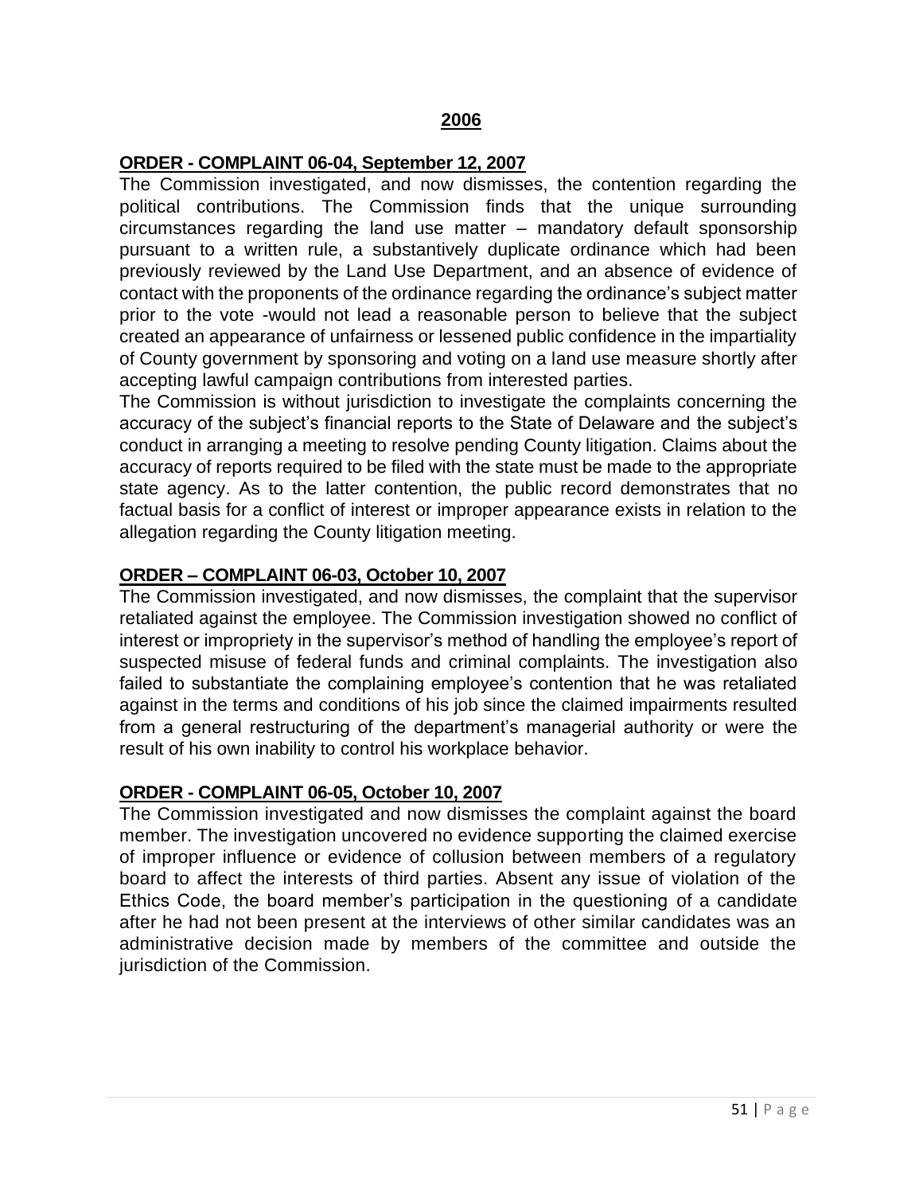## 2006

### ORDER - COMPLAINT 06-04, September 12, 2007

The Commission investigated, and now dismisses, the contention regarding the political contributions. The Commission finds that the unique surrounding circumstances regarding the land use matter – mandatory default sponsorship pursuant to a written rule, a substantively duplicate ordinance which had been previously reviewed by the Land Use Department, and an absence of evidence of contact with the proponents of the ordinance regarding the ordinance's subject matter prior to the vote -would not lead a reasonable person to believe that the subject created an appearance of unfairness or lessened public confidence in the impartiality of County government by sponsoring and voting on a land use measure shortly after accepting lawful campaign contributions from interested parties.

The Commission is without jurisdiction to investigate the complaints concerning the accuracy of the subject's financial reports to the State of Delaware and the subject's conduct in arranging a meeting to resolve pending County litigation. Claims about the accuracy of reports required to be filed with the state must be made to the appropriate state agency. As to the latter contention, the public record demonstrates that no factual basis for a conflict of interest or improper appearance exists in relation to the allegation regarding the County litigation meeting.

### ORDER – COMPLAINT 06-03, October 10, 2007

The Commission investigated, and now dismisses, the complaint that the supervisor retaliated against the employee. The Commission investigation showed no conflict of interest or impropriety in the supervisor's method of handling the employee's report of suspected misuse of federal funds and criminal complaints. The investigation also failed to substantiate the complaining employee's contention that he was retaliated against in the terms and conditions of his job since the claimed impairments resulted from a general restructuring of the department's managerial authority or were the result of his own inability to control his workplace behavior.

### ORDER - COMPLAINT 06-05, October 10, 2007

The Commission investigated and now dismisses the complaint against the board member. The investigation uncovered no evidence supporting the claimed exercise of improper influence or evidence of collusion between members of a regulatory board to affect the interests of third parties. Absent any issue of violation of the Ethics Code, the board member's participation in the questioning of a candidate after he had not been present at the interviews of other similar candidates was an administrative decision made by members of the committee and outside the jurisdiction of the Commission.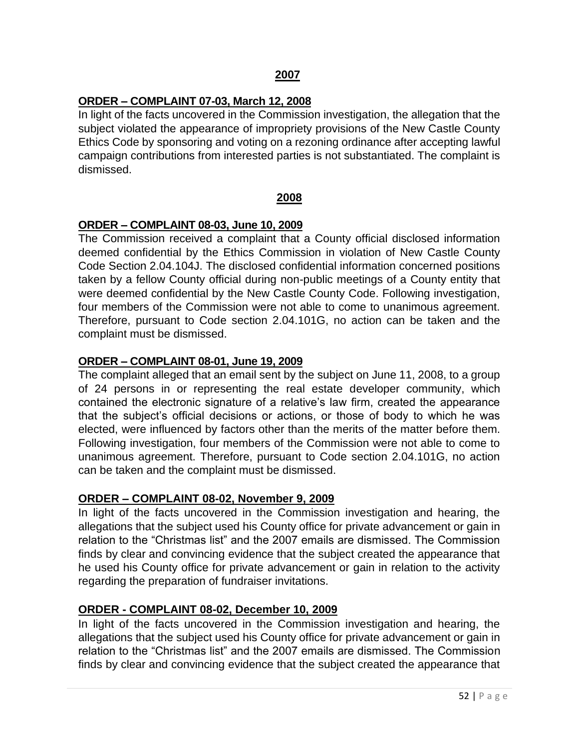## 2007

### ORDER – COMPLAINT 07-03, March 12, 2008

In light of the facts uncovered in the Commission investigation, the allegation that the subject violated the appearance of impropriety provisions of the New Castle County Ethics Code by sponsoring and voting on a rezoning ordinance after accepting lawful campaign contributions from interested parties is not substantiated. The complaint is dismissed.

## 2008

### ORDER – COMPLAINT 08-03, June 10, 2009

The Commission received a complaint that a County official disclosed information deemed confidential by the Ethics Commission in violation of New Castle County Code Section 2.04.104J. The disclosed confidential information concerned positions taken by a fellow County official during non-public meetings of a County entity that were deemed confidential by the New Castle County Code. Following investigation, four members of the Commission were not able to come to unanimous agreement. Therefore, pursuant to Code section 2.04.101G, no action can be taken and the complaint must be dismissed.

### ORDER – COMPLAINT 08-01, June 19, 2009

The complaint alleged that an email sent by the subject on June 11, 2008, to a group of 24 persons in or representing the real estate developer community, which contained the electronic signature of a relative's law firm, created the appearance that the subject's official decisions or actions, or those of body to which he was elected, were influenced by factors other than the merits of the matter before them. Following investigation, four members of the Commission were not able to come to unanimous agreement. Therefore, pursuant to Code section 2.04.101G, no action can be taken and the complaint must be dismissed.

### ORDER – COMPLAINT 08-02, November 9, 2009

In light of the facts uncovered in the Commission investigation and hearing, the allegations that the subject used his County office for private advancement or gain in relation to the "Christmas list" and the 2007 emails are dismissed. The Commission finds by clear and convincing evidence that the subject created the appearance that he used his County office for private advancement or gain in relation to the activity regarding the preparation of fundraiser invitations.

### ORDER - COMPLAINT 08-02, December 10, 2009

In light of the facts uncovered in the Commission investigation and hearing, the allegations that the subject used his County office for private advancement or gain in relation to the "Christmas list" and the 2007 emails are dismissed. The Commission finds by clear and convincing evidence that the subject created the appearance that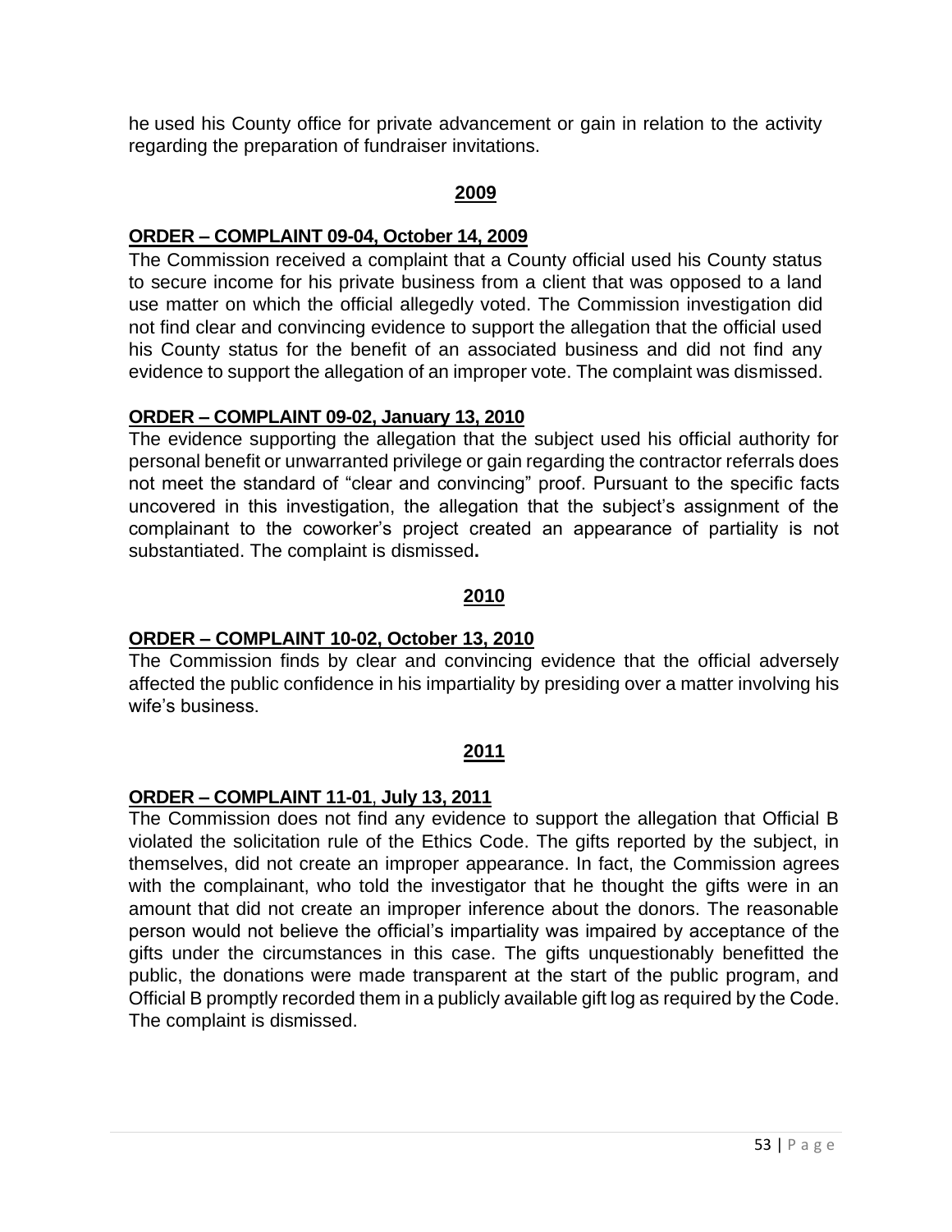he used his County office for private advancement or gain in relation to the activity regarding the preparation of fundraiser invitations.

## 2009

### ORDER – COMPLAINT 09-04, October 14, 2009

The Commission received a complaint that a County official used his County status to secure income for his private business from a client that was opposed to a land use matter on which the official allegedly voted. The Commission investigation did not find clear and convincing evidence to support the allegation that the official used his County status for the benefit of an associated business and did not find any evidence to support the allegation of an improper vote. The complaint was dismissed.

### ORDER – COMPLAINT 09-02, January 13, 2010

The evidence supporting the allegation that the subject used his official authority for personal benefit or unwarranted privilege or gain regarding the contractor referrals does not meet the standard of "clear and convincing" proof. Pursuant to the specific facts uncovered in this investigation, the allegation that the subject's assignment of the complainant to the coworker's project created an appearance of partiality is not substantiated. The complaint is dismissed**.**

## 2010

### ORDER – COMPLAINT 10-02, October 13, 2010

The Commission finds by clear and convincing evidence that the official adversely affected the public confidence in his impartiality by presiding over a matter involving his wife's business.

## 2011

### ORDER – COMPLAINT 11-01, July 13, 2011

The Commission does not find any evidence to support the allegation that Official B violated the solicitation rule of the Ethics Code. The gifts reported by the subject, in themselves, did not create an improper appearance. In fact, the Commission agrees with the complainant, who told the investigator that he thought the gifts were in an amount that did not create an improper inference about the donors. The reasonable person would not believe the official's impartiality was impaired by acceptance of the gifts under the circumstances in this case. The gifts unquestionably benefitted the public, the donations were made transparent at the start of the public program, and Official B promptly recorded them in a publicly available gift log as required by the Code. The complaint is dismissed.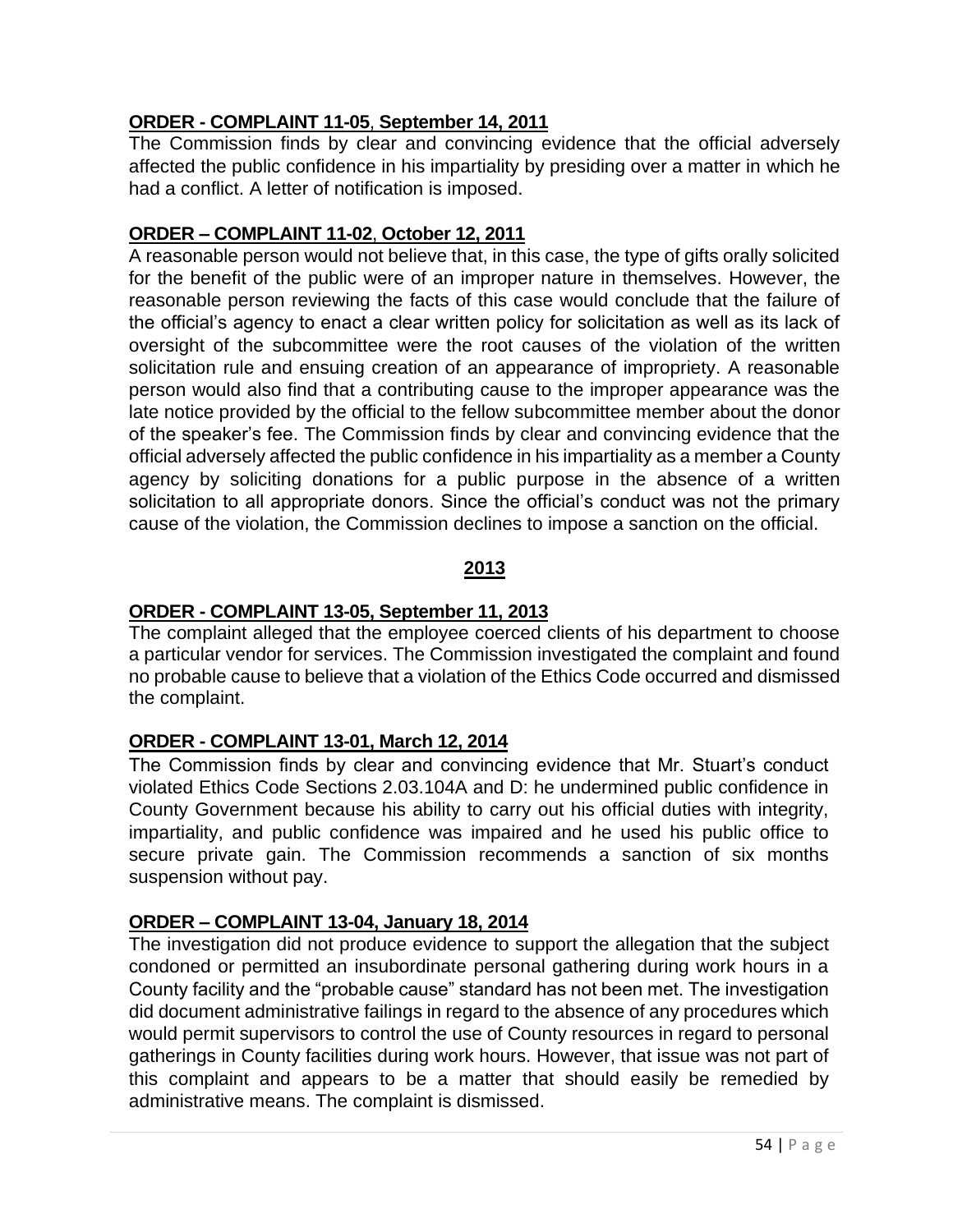**ORDER - COMPLAINT 11-05, September 14, 2011**

The Commission finds by clear and convincing evidence that the official adversely affected the public confidence in his impartiality by presiding over a matter in which he had a conflict. A letter of notification is imposed.

**ORDER – COMPLAINT 11-02, October 12, 2011**

A reasonable person would not believe that, in this case, the type of gifts orally solicited for the benefit of the public were of an improper nature in themselves. However, the reasonable person reviewing the facts of this case would conclude that the failure of the official's agency to enact a clear written policy for solicitation as well as its lack of oversight of the subcommittee were the root causes of the violation of the written solicitation rule and ensuing creation of an appearance of impropriety. A reasonable person would also find that a contributing cause to the improper appearance was the late notice provided by the official to the fellow subcommittee member about the donor of the speaker's fee. The Commission finds by clear and convincing evidence that the official adversely affected the public confidence in his impartiality as a member a County agency by soliciting donations for a public purpose in the absence of a written solicitation to all appropriate donors. Since the official's conduct was not the primary cause of the violation, the Commission declines to impose a sanction on the official.

## 2013

**ORDER - COMPLAINT 13-05, September 11, 2013**

The complaint alleged that the employee coerced clients of his department to choose a particular vendor for services. The Commission investigated the complaint and found no probable cause to believe that a violation of the Ethics Code occurred and dismissed the complaint.

**ORDER - COMPLAINT 13-01, March 12, 2014**

The Commission finds by clear and convincing evidence that Mr. Stuart's conduct violated Ethics Code Sections 2.03.104A and D: he undermined public confidence in County Government because his ability to carry out his official duties with integrity, impartiality, and public confidence was impaired and he used his public office to secure private gain. The Commission recommends a sanction of six months suspension without pay.

**ORDER – COMPLAINT 13-04, January 18, 2014**

The investigation did not produce evidence to support the allegation that the subject condoned or permitted an insubordinate personal gathering during work hours in a County facility and the "probable cause" standard has not been met. The investigation did document administrative failings in regard to the absence of any procedures which would permit supervisors to control the use of County resources in regard to personal gatherings in County facilities during work hours. However, that issue was not part of this complaint and appears to be a matter that should easily be remedied by administrative means. The complaint is dismissed.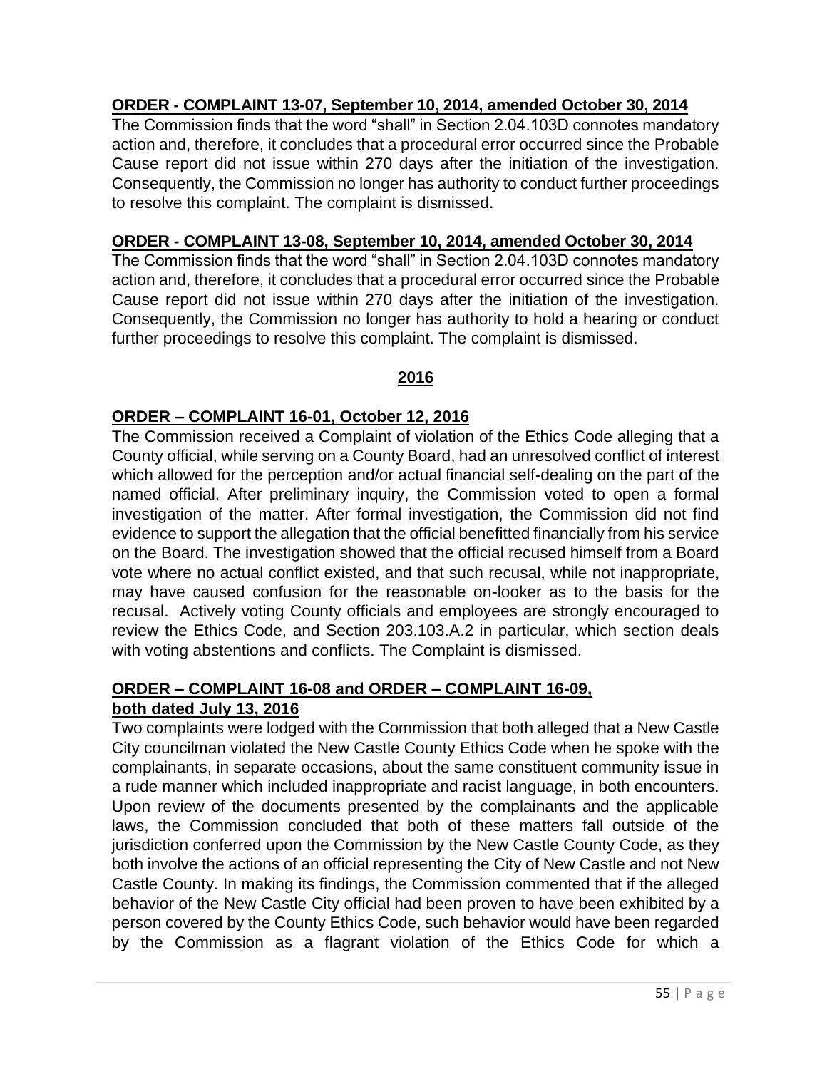**ORDER - COMPLAINT 13-07, September 10, 2014, amended October 30, 2014**

The Commission finds that the word "shall" in Section 2.04.103D connotes mandatory action and, therefore, it concludes that a procedural error occurred since the Probable Cause report did not issue within 270 days after the initiation of the investigation. Consequently, the Commission no longer has authority to conduct further proceedings to resolve this complaint. The complaint is dismissed.

**ORDER - COMPLAINT 13-08, September 10, 2014, amended October 30, 2014**

The Commission finds that the word "shall" in Section 2.04.103D connotes mandatory action and, therefore, it concludes that a procedural error occurred since the Probable Cause report did not issue within 270 days after the initiation of the investigation. Consequently, the Commission no longer has authority to hold a hearing or conduct further proceedings to resolve this complaint. The complaint is dismissed.

## 2016

**ORDER – COMPLAINT 16-01, October 12, 2016**

The Commission received a Complaint of violation of the Ethics Code alleging that a County official, while serving on a County Board, had an unresolved conflict of interest which allowed for the perception and/or actual financial self-dealing on the part of the named official. After preliminary inquiry, the Commission voted to open a formal investigation of the matter. After formal investigation, the Commission did not find evidence to support the allegation that the official benefitted financially from his service on the Board. The investigation showed that the official recused himself from a Board vote where no actual conflict existed, and that such recusal, while not inappropriate, may have caused confusion for the reasonable on-looker as to the basis for the recusal. Actively voting County officials and employees are strongly encouraged to review the Ethics Code, and Section 203.103.A.2 in particular, which section deals with voting abstentions and conflicts. The Complaint is dismissed.

**ORDER – COMPLAINT 16-08 and ORDER – COMPLAINT 16-09, both dated July 13, 2016**

Two complaints were lodged with the Commission that both alleged that a New Castle City councilman violated the New Castle County Ethics Code when he spoke with the complainants, in separate occasions, about the same constituent community issue in a rude manner which included inappropriate and racist language, in both encounters. Upon review of the documents presented by the complainants and the applicable laws, the Commission concluded that both of these matters fall outside of the jurisdiction conferred upon the Commission by the New Castle County Code, as they both involve the actions of an official representing the City of New Castle and not New Castle County. In making its findings, the Commission commented that if the alleged behavior of the New Castle City official had been proven to have been exhibited by a person covered by the County Ethics Code, such behavior would have been regarded by the Commission as a flagrant violation of the Ethics Code for which a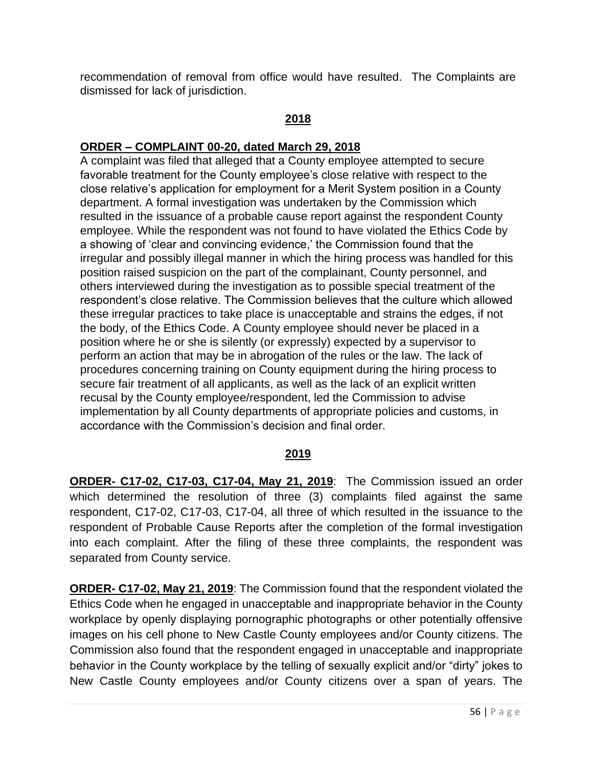recommendation of removal from office would have resulted. The Complaints are dismissed for lack of jurisdiction.

## 2018

**ORDER – COMPLAINT 00-20, dated March 29, 2018**

A complaint was filed that alleged that a County employee attempted to secure favorable treatment for the County employee's close relative with respect to the close relative's application for employment for a Merit System position in a County department. A formal investigation was undertaken by the Commission which resulted in the issuance of a probable cause report against the respondent County employee. While the respondent was not found to have violated the Ethics Code by a showing of 'clear and convincing evidence,' the Commission found that the irregular and possibly illegal manner in which the hiring process was handled for this position raised suspicion on the part of the complainant, County personnel, and others interviewed during the investigation as to possible special treatment of the respondent's close relative. The Commission believes that the culture which allowed these irregular practices to take place is unacceptable and strains the edges, if not the body, of the Ethics Code. A County employee should never be placed in a position where he or she is silently (or expressly) expected by a supervisor to perform an action that may be in abrogation of the rules or the law. The lack of procedures concerning training on County equipment during the hiring process to secure fair treatment of all applicants, as well as the lack of an explicit written recusal by the County employee/respondent, led the Commission to advise implementation by all County departments of appropriate policies and customs, in accordance with the Commission's decision and final order.

## 2019

**ORDER- C17-02, C17-03, C17-04, May 21, 2019**: The Commission issued an order which determined the resolution of three (3) complaints filed against the same respondent, C17-02, C17-03, C17-04, all three of which resulted in the issuance to the respondent of Probable Cause Reports after the completion of the formal investigation into each complaint. After the filing of these three complaints, the respondent was separated from County service.

**ORDER- C17-02, May 21, 2019**: The Commission found that the respondent violated the Ethics Code when he engaged in unacceptable and inappropriate behavior in the County workplace by openly displaying pornographic photographs or other potentially offensive images on his cell phone to New Castle County employees and/or County citizens. The Commission also found that the respondent engaged in unacceptable and inappropriate behavior in the County workplace by the telling of sexually explicit and/or "dirty" jokes to New Castle County employees and/or County citizens over a span of years. The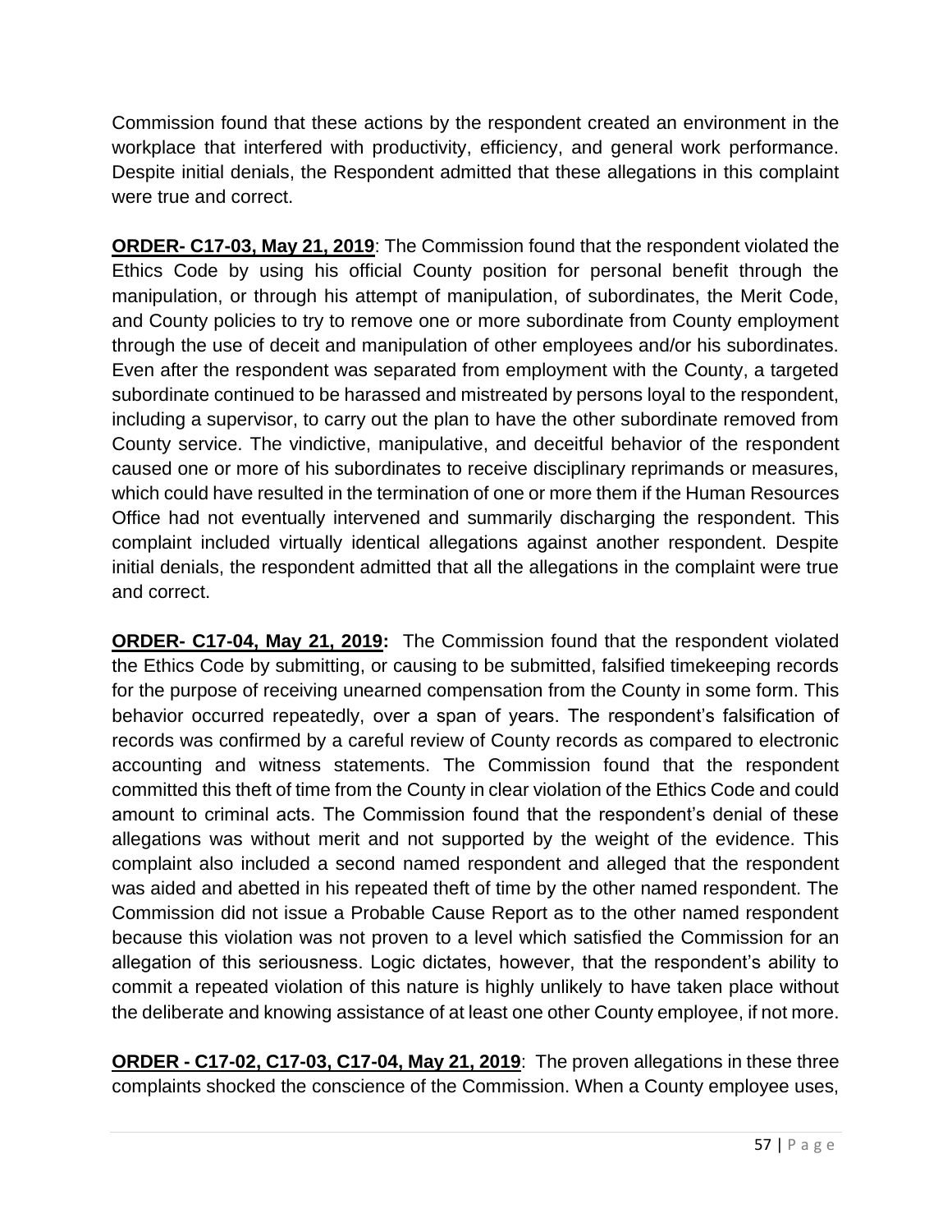Commission found that these actions by the respondent created an environment in the workplace that interfered with productivity, efficiency, and general work performance. Despite initial denials, the Respondent admitted that these allegations in this complaint were true and correct.

**ORDER- C17-03, May 21, 2019**: The Commission found that the respondent violated the Ethics Code by using his official County position for personal benefit through the manipulation, or through his attempt of manipulation, of subordinates, the Merit Code, and County policies to try to remove one or more subordinate from County employment through the use of deceit and manipulation of other employees and/or his subordinates. Even after the respondent was separated from employment with the County, a targeted subordinate continued to be harassed and mistreated by persons loyal to the respondent, including a supervisor, to carry out the plan to have the other subordinate removed from County service. The vindictive, manipulative, and deceitful behavior of the respondent caused one or more of his subordinates to receive disciplinary reprimands or measures, which could have resulted in the termination of one or more them if the Human Resources Office had not eventually intervened and summarily discharging the respondent. This complaint included virtually identical allegations against another respondent. Despite initial denials, the respondent admitted that all the allegations in the complaint were true and correct.

**ORDER- C17-04, May 21, 2019:** The Commission found that the respondent violated the Ethics Code by submitting, or causing to be submitted, falsified timekeeping records for the purpose of receiving unearned compensation from the County in some form. This behavior occurred repeatedly, over a span of years. The respondent's falsification of records was confirmed by a careful review of County records as compared to electronic accounting and witness statements. The Commission found that the respondent committed this theft of time from the County in clear violation of the Ethics Code and could amount to criminal acts. The Commission found that the respondent's denial of these allegations was without merit and not supported by the weight of the evidence. This complaint also included a second named respondent and alleged that the respondent was aided and abetted in his repeated theft of time by the other named respondent. The Commission did not issue a Probable Cause Report as to the other named respondent because this violation was not proven to a level which satisfied the Commission for an allegation of this seriousness. Logic dictates, however, that the respondent's ability to commit a repeated violation of this nature is highly unlikely to have taken place without the deliberate and knowing assistance of at least one other County employee, if not more.

**ORDER - C17-02, C17-03, C17-04, May 21, 2019**: The proven allegations in these three complaints shocked the conscience of the Commission. When a County employee uses,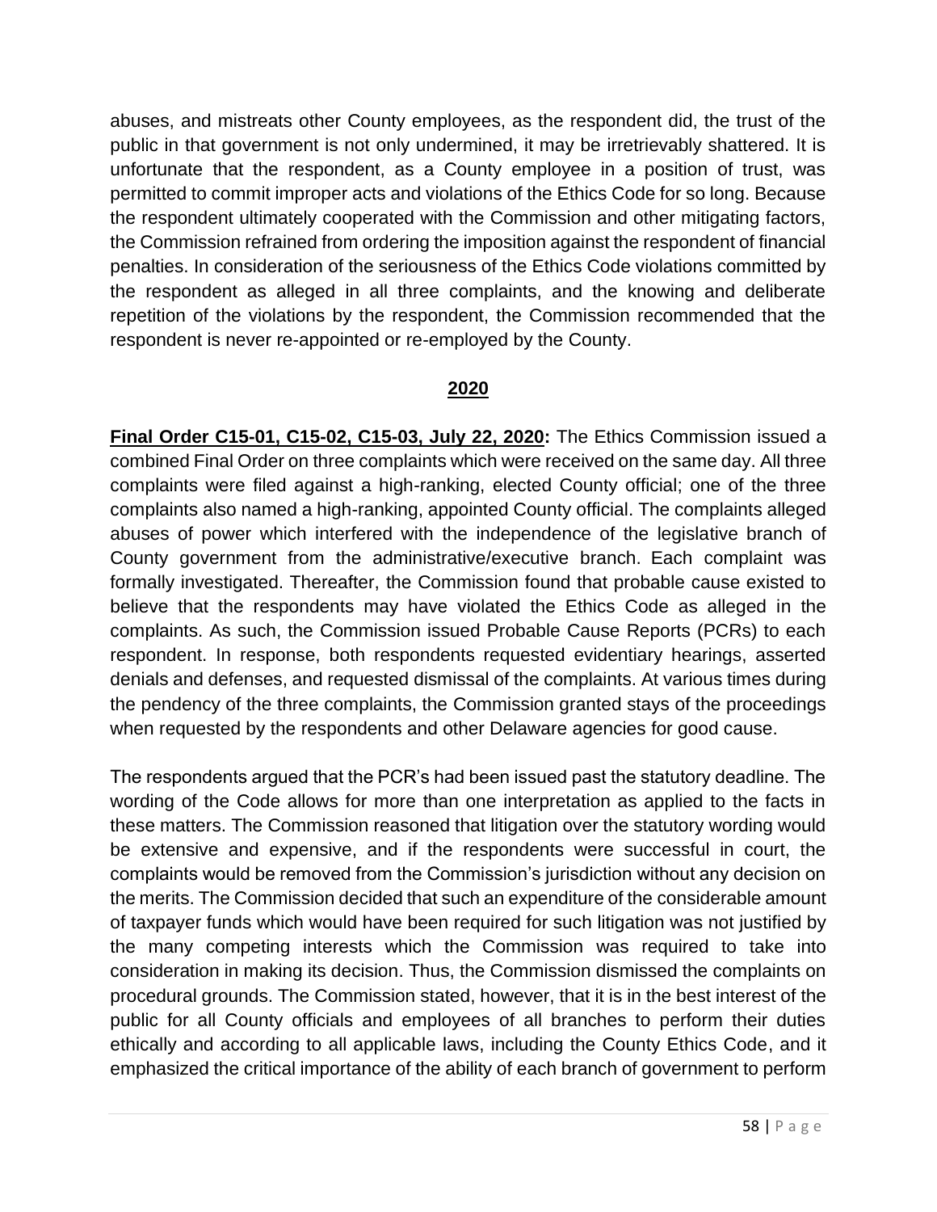abuses, and mistreats other County employees, as the respondent did, the trust of the public in that government is not only undermined, it may be irretrievably shattered. It is unfortunate that the respondent, as a County employee in a position of trust, was permitted to commit improper acts and violations of the Ethics Code for so long. Because the respondent ultimately cooperated with the Commission and other mitigating factors, the Commission refrained from ordering the imposition against the respondent of financial penalties. In consideration of the seriousness of the Ethics Code violations committed by the respondent as alleged in all three complaints, and the knowing and deliberate repetition of the violations by the respondent, the Commission recommended that the respondent is never re-appointed or re-employed by the County.

## 2020

**Final Order C15-01, C15-02, C15-03, July 22, 2020:** The Ethics Commission issued a combined Final Order on three complaints which were received on the same day. All three complaints were filed against a high-ranking, elected County official; one of the three complaints also named a high-ranking, appointed County official. The complaints alleged abuses of power which interfered with the independence of the legislative branch of County government from the administrative/executive branch. Each complaint was formally investigated. Thereafter, the Commission found that probable cause existed to believe that the respondents may have violated the Ethics Code as alleged in the complaints. As such, the Commission issued Probable Cause Reports (PCRs) to each respondent. In response, both respondents requested evidentiary hearings, asserted denials and defenses, and requested dismissal of the complaints. At various times during the pendency of the three complaints, the Commission granted stays of the proceedings when requested by the respondents and other Delaware agencies for good cause.

The respondents argued that the PCR's had been issued past the statutory deadline. The wording of the Code allows for more than one interpretation as applied to the facts in these matters. The Commission reasoned that litigation over the statutory wording would be extensive and expensive, and if the respondents were successful in court, the complaints would be removed from the Commission's jurisdiction without any decision on the merits. The Commission decided that such an expenditure of the considerable amount of taxpayer funds which would have been required for such litigation was not justified by the many competing interests which the Commission was required to take into consideration in making its decision. Thus, the Commission dismissed the complaints on procedural grounds. The Commission stated, however, that it is in the best interest of the public for all County officials and employees of all branches to perform their duties ethically and according to all applicable laws, including the County Ethics Code, and it emphasized the critical importance of the ability of each branch of government to perform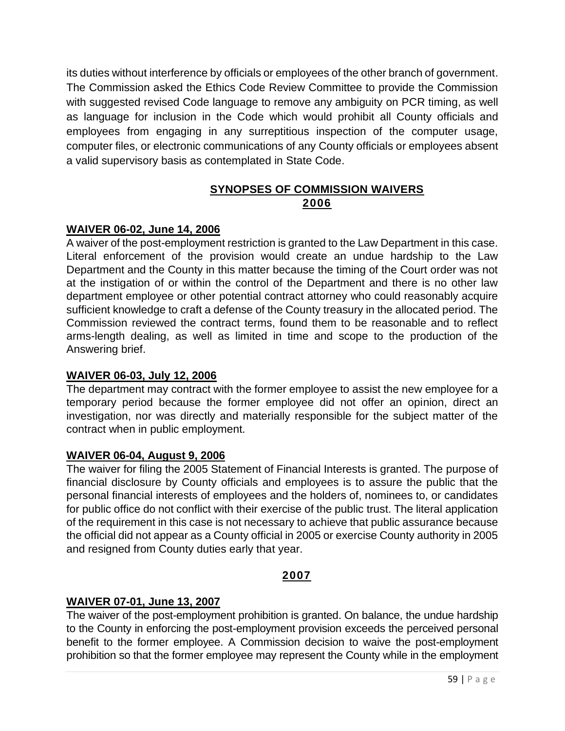its duties without interference by officials or employees of the other branch of government. The Commission asked the Ethics Code Review Committee to provide the Commission with suggested revised Code language to remove any ambiguity on PCR timing, as well as language for inclusion in the Code which would prohibit all County officials and employees from engaging in any surreptitious inspection of the computer usage, computer files, or electronic communications of any County officials or employees absent a valid supervisory basis as contemplated in State Code.

## SYNOPSES OF COMMISSION WAIVERS

## 2006

**WAIVER 06-02, June 14, 2006**

A waiver of the post-employment restriction is granted to the Law Department in this case. Literal enforcement of the provision would create an undue hardship to the Law Department and the County in this matter because the timing of the Court order was not at the instigation of or within the control of the Department and there is no other law department employee or other potential contract attorney who could reasonably acquire sufficient knowledge to craft a defense of the County treasury in the allocated period. The Commission reviewed the contract terms, found them to be reasonable and to reflect arms-length dealing, as well as limited in time and scope to the production of the Answering brief.

**WAIVER 06-03, July 12, 2006**

The department may contract with the former employee to assist the new employee for a temporary period because the former employee did not offer an opinion, direct an investigation, nor was directly and materially responsible for the subject matter of the contract when in public employment.

**WAIVER 06-04, August 9, 2006**

The waiver for filing the 2005 Statement of Financial Interests is granted. The purpose of financial disclosure by County officials and employees is to assure the public that the personal financial interests of employees and the holders of, nominees to, or candidates for public office do not conflict with their exercise of the public trust. The literal application of the requirement in this case is not necessary to achieve that public assurance because the official did not appear as a County official in 2005 or exercise County authority in 2005 and resigned from County duties early that year.

## 2007

**WAIVER 07-01, June 13, 2007**

The waiver of the post-employment prohibition is granted. On balance, the undue hardship to the County in enforcing the post-employment provision exceeds the perceived personal benefit to the former employee. A Commission decision to waive the post-employment prohibition so that the former employee may represent the County while in the employment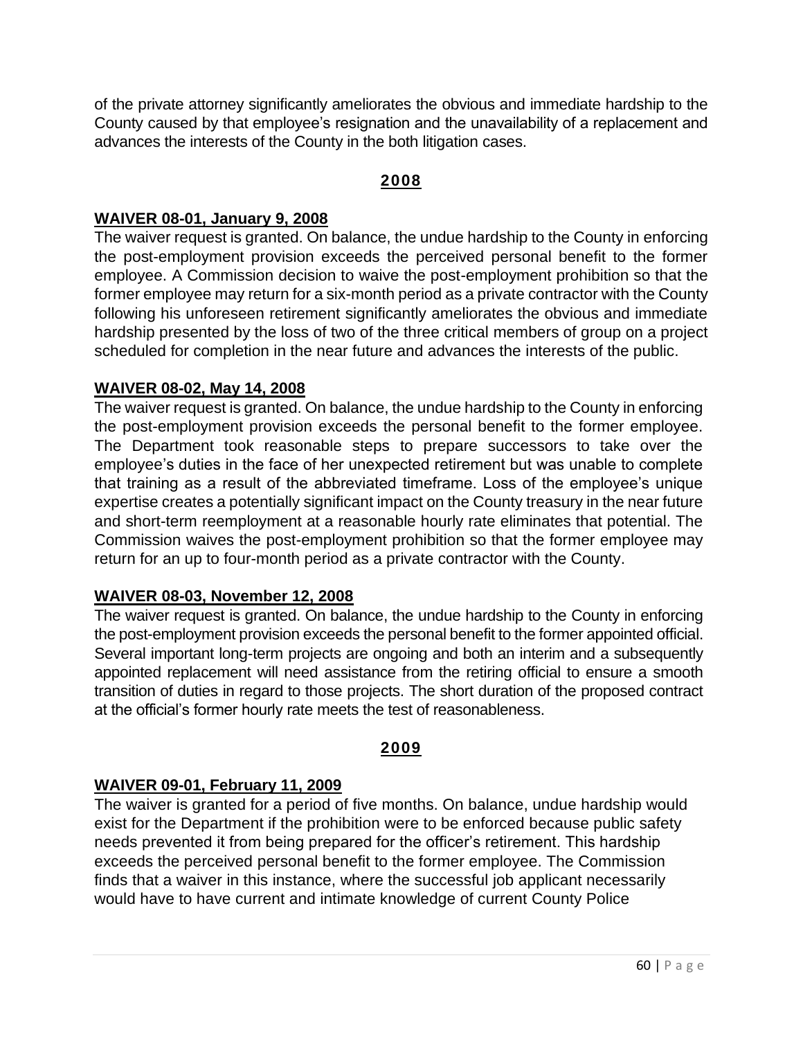of the private attorney significantly ameliorates the obvious and immediate hardship to the County caused by that employee's resignation and the unavailability of a replacement and advances the interests of the County in the both litigation cases.

## 2008

### WAIVER 08-01, January 9, 2008

The waiver request is granted. On balance, the undue hardship to the County in enforcing the post-employment provision exceeds the perceived personal benefit to the former employee. A Commission decision to waive the post-employment prohibition so that the former employee may return for a six-month period as a private contractor with the County following his unforeseen retirement significantly ameliorates the obvious and immediate hardship presented by the loss of two of the three critical members of group on a project scheduled for completion in the near future and advances the interests of the public.

### WAIVER 08-02, May 14, 2008

The waiver request is granted. On balance, the undue hardship to the County in enforcing the post-employment provision exceeds the personal benefit to the former employee. The Department took reasonable steps to prepare successors to take over the employee's duties in the face of her unexpected retirement but was unable to complete that training as a result of the abbreviated timeframe. Loss of the employee's unique expertise creates a potentially significant impact on the County treasury in the near future and short-term reemployment at a reasonable hourly rate eliminates that potential. The Commission waives the post-employment prohibition so that the former employee may return for an up to four-month period as a private contractor with the County.

### WAIVER 08-03, November 12, 2008

The waiver request is granted. On balance, the undue hardship to the County in enforcing the post-employment provision exceeds the personal benefit to the former appointed official. Several important long-term projects are ongoing and both an interim and a subsequently appointed replacement will need assistance from the retiring official to ensure a smooth transition of duties in regard to those projects. The short duration of the proposed contract at the official's former hourly rate meets the test of reasonableness.

## 2009

### WAIVER 09-01, February 11, 2009

The waiver is granted for a period of five months. On balance, undue hardship would exist for the Department if the prohibition were to be enforced because public safety needs prevented it from being prepared for the officer's retirement. This hardship exceeds the perceived personal benefit to the former employee. The Commission finds that a waiver in this instance, where the successful job applicant necessarily would have to have current and intimate knowledge of current County Police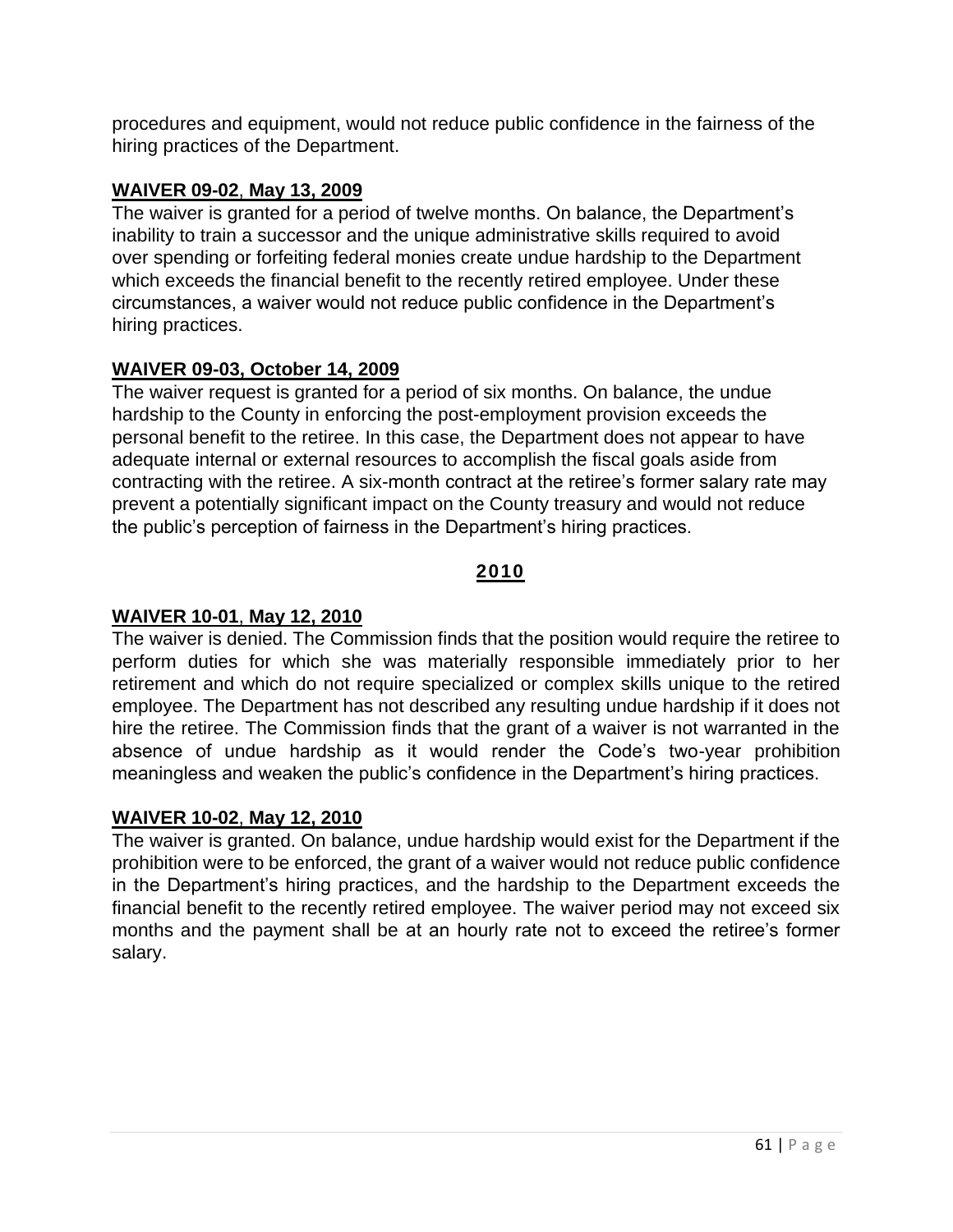procedures and equipment, would not reduce public confidence in the fairness of the hiring practices of the Department.

**WAIVER 09-02, May 13, 2009**

The waiver is granted for a period of twelve months. On balance, the Department's inability to train a successor and the unique administrative skills required to avoid over spending or forfeiting federal monies create undue hardship to the Department which exceeds the financial benefit to the recently retired employee. Under these circumstances, a waiver would not reduce public confidence in the Department's hiring practices.

**WAIVER 09-03, October 14, 2009**

The waiver request is granted for a period of six months. On balance, the undue hardship to the County in enforcing the post-employment provision exceeds the personal benefit to the retiree. In this case, the Department does not appear to have adequate internal or external resources to accomplish the fiscal goals aside from contracting with the retiree. A six-month contract at the retiree's former salary rate may prevent a potentially significant impact on the County treasury and would not reduce the public's perception of fairness in the Department's hiring practices.

## 2010

**WAIVER 10-01, May 12, 2010**

The waiver is denied. The Commission finds that the position would require the retiree to perform duties for which she was materially responsible immediately prior to her retirement and which do not require specialized or complex skills unique to the retired employee. The Department has not described any resulting undue hardship if it does not hire the retiree. The Commission finds that the grant of a waiver is not warranted in the absence of undue hardship as it would render the Code's two-year prohibition meaningless and weaken the public's confidence in the Department's hiring practices.

**WAIVER 10-02, May 12, 2010**

The waiver is granted. On balance, undue hardship would exist for the Department if the prohibition were to be enforced, the grant of a waiver would not reduce public confidence in the Department's hiring practices, and the hardship to the Department exceeds the financial benefit to the recently retired employee. The waiver period may not exceed six months and the payment shall be at an hourly rate not to exceed the retiree's former salary.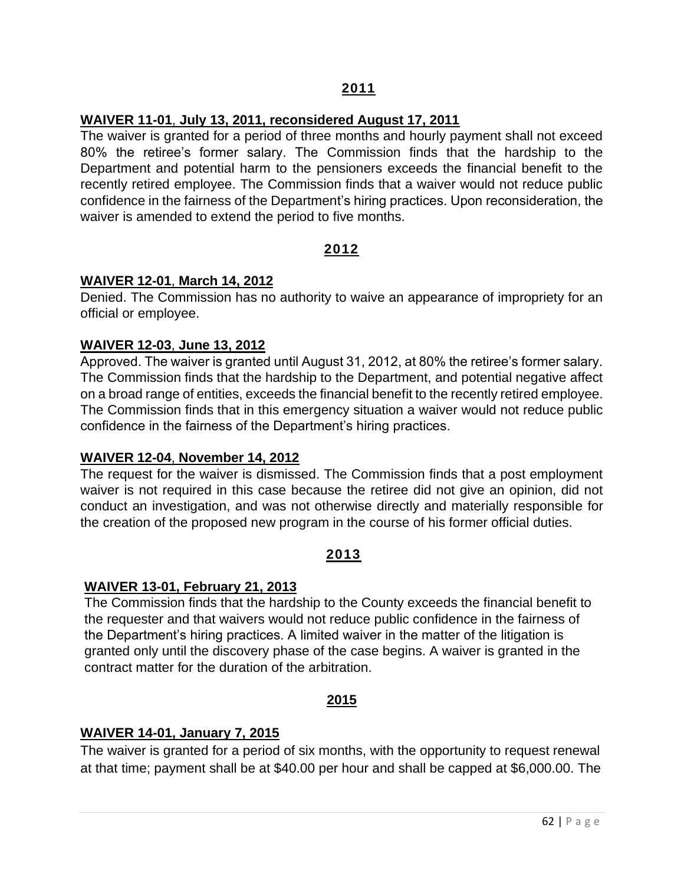## 2011

**WAIVER 11-01, July 13, 2011, reconsidered August 17, 2011**

The waiver is granted for a period of three months and hourly payment shall not exceed 80% the retiree's former salary. The Commission finds that the hardship to the Department and potential harm to the pensioners exceeds the financial benefit to the recently retired employee. The Commission finds that a waiver would not reduce public confidence in the fairness of the Department's hiring practices. Upon reconsideration, the waiver is amended to extend the period to five months.

## 2012

**WAIVER 12-01, March 14, 2012**

Denied. The Commission has no authority to waive an appearance of impropriety for an official or employee.

**WAIVER 12-03, June 13, 2012**

Approved. The waiver is granted until August 31, 2012, at 80% the retiree's former salary. The Commission finds that the hardship to the Department, and potential negative affect on a broad range of entities, exceeds the financial benefit to the recently retired employee. The Commission finds that in this emergency situation a waiver would not reduce public confidence in the fairness of the Department's hiring practices.

**WAIVER 12-04, November 14, 2012**

The request for the waiver is dismissed. The Commission finds that a post employment waiver is not required in this case because the retiree did not give an opinion, did not conduct an investigation, and was not otherwise directly and materially responsible for the creation of the proposed new program in the course of his former official duties.

## 2013

**WAIVER 13-01, February 21, 2013**

The Commission finds that the hardship to the County exceeds the financial benefit to the requester and that waivers would not reduce public confidence in the fairness of the Department's hiring practices. A limited waiver in the matter of the litigation is granted only until the discovery phase of the case begins. A waiver is granted in the contract matter for the duration of the arbitration.

## 2015

**WAIVER 14-01, January 7, 2015**

The waiver is granted for a period of six months, with the opportunity to request renewal at that time; payment shall be at $40.00 per hour and shall be capped at $6,000.00. The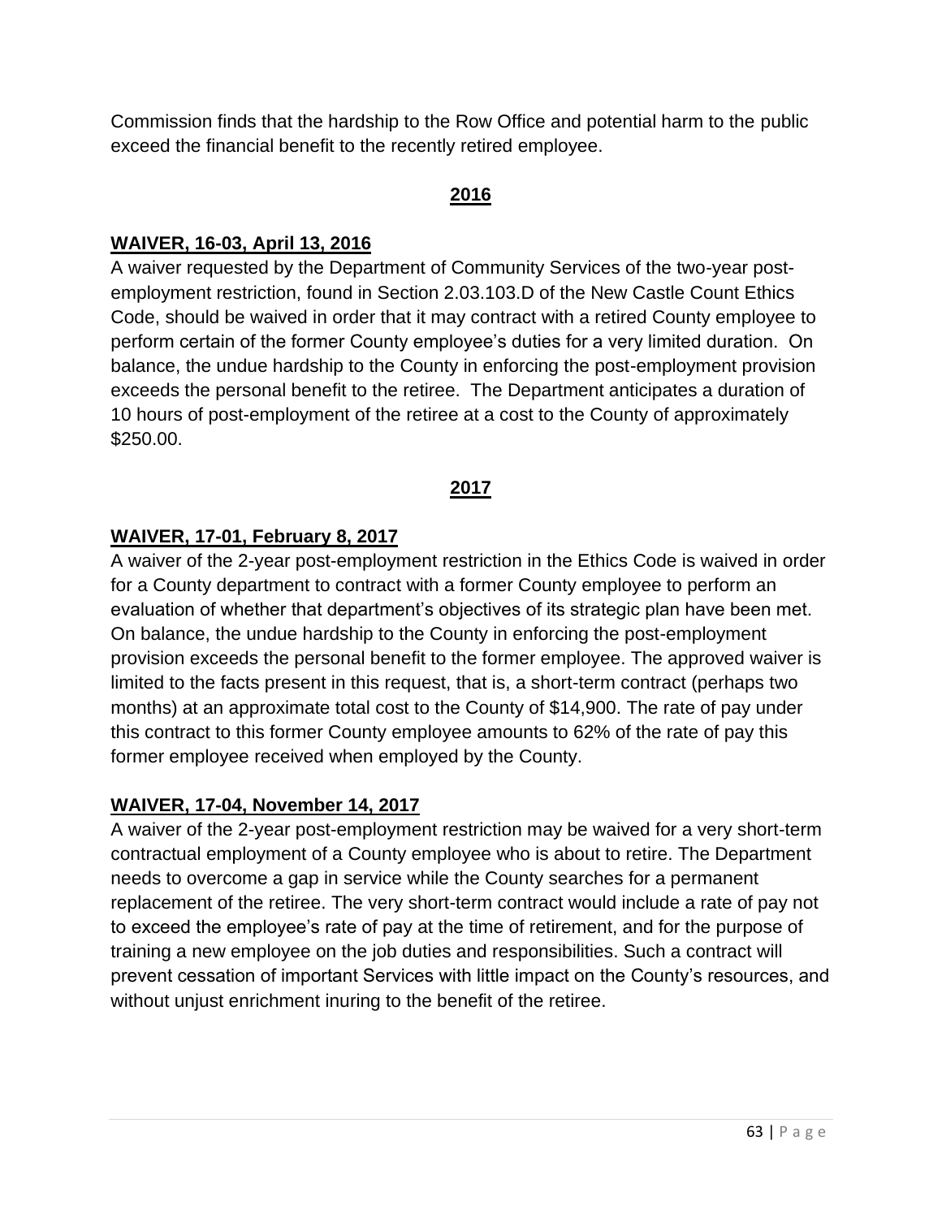Commission finds that the hardship to the Row Office and potential harm to the public exceed the financial benefit to the recently retired employee.

## **2016**

### **WAIVER, 16-03, April 13, 2016**

A waiver requested by the Department of Community Services of the two-year post-employment restriction, found in Section 2.03.103.D of the New Castle Count Ethics Code, should be waived in order that it may contract with a retired County employee to perform certain of the former County employee's duties for a very limited duration. On balance, the undue hardship to the County in enforcing the post-employment provision exceeds the personal benefit to the retiree. The Department anticipates a duration of 10 hours of post-employment of the retiree at a cost to the County of approximately $250.00.

## **2017**

### **WAIVER, 17-01, February 8, 2017**

A waiver of the 2-year post-employment restriction in the Ethics Code is waived in order for a County department to contract with a former County employee to perform an evaluation of whether that department's objectives of its strategic plan have been met. On balance, the undue hardship to the County in enforcing the post-employment provision exceeds the personal benefit to the former employee. The approved waiver is limited to the facts present in this request, that is, a short-term contract (perhaps two months) at an approximate total cost to the County of $14,900. The rate of pay under this contract to this former County employee amounts to 62% of the rate of pay this former employee received when employed by the County.

### **WAIVER, 17-04, November 14, 2017**

A waiver of the 2-year post-employment restriction may be waived for a very short-term contractual employment of a County employee who is about to retire. The Department needs to overcome a gap in service while the County searches for a permanent replacement of the retiree. The very short-term contract would include a rate of pay not to exceed the employee's rate of pay at the time of retirement, and for the purpose of training a new employee on the job duties and responsibilities. Such a contract will prevent cessation of important Services with little impact on the County's resources, and without unjust enrichment inuring to the benefit of the retiree.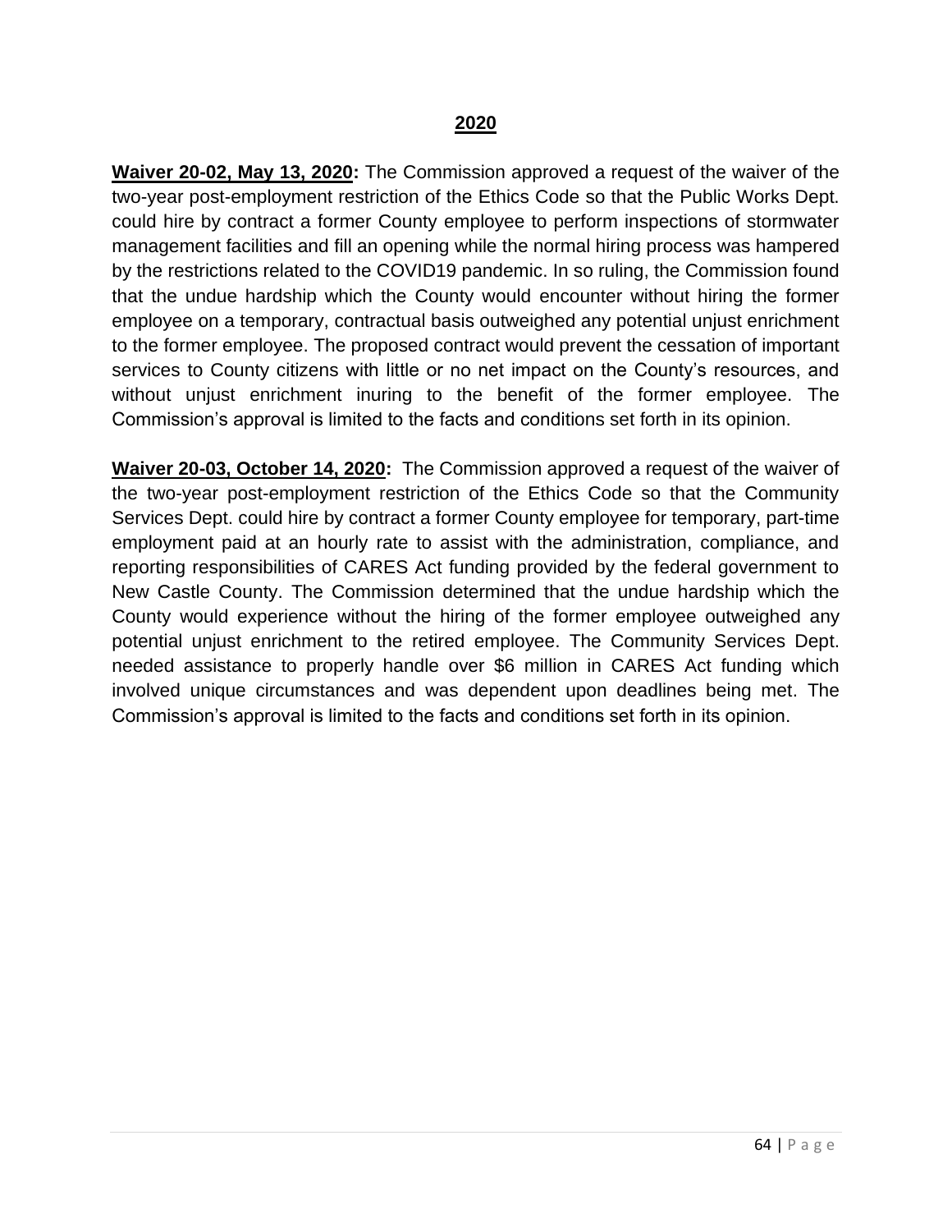## 2020

**Waiver 20-02, May 13, 2020:** The Commission approved a request of the waiver of the two-year post-employment restriction of the Ethics Code so that the Public Works Dept. could hire by contract a former County employee to perform inspections of stormwater management facilities and fill an opening while the normal hiring process was hampered by the restrictions related to the COVID19 pandemic. In so ruling, the Commission found that the undue hardship which the County would encounter without hiring the former employee on a temporary, contractual basis outweighed any potential unjust enrichment to the former employee. The proposed contract would prevent the cessation of important services to County citizens with little or no net impact on the County's resources, and without unjust enrichment inuring to the benefit of the former employee. The Commission's approval is limited to the facts and conditions set forth in its opinion.

**Waiver 20-03, October 14, 2020:** The Commission approved a request of the waiver of the two-year post-employment restriction of the Ethics Code so that the Community Services Dept. could hire by contract a former County employee for temporary, part-time employment paid at an hourly rate to assist with the administration, compliance, and reporting responsibilities of CARES Act funding provided by the federal government to New Castle County. The Commission determined that the undue hardship which the County would experience without the hiring of the former employee outweighed any potential unjust enrichment to the retired employee. The Community Services Dept. needed assistance to properly handle over $6 million in CARES Act funding which involved unique circumstances and was dependent upon deadlines being met. The Commission's approval is limited to the facts and conditions set forth in its opinion.